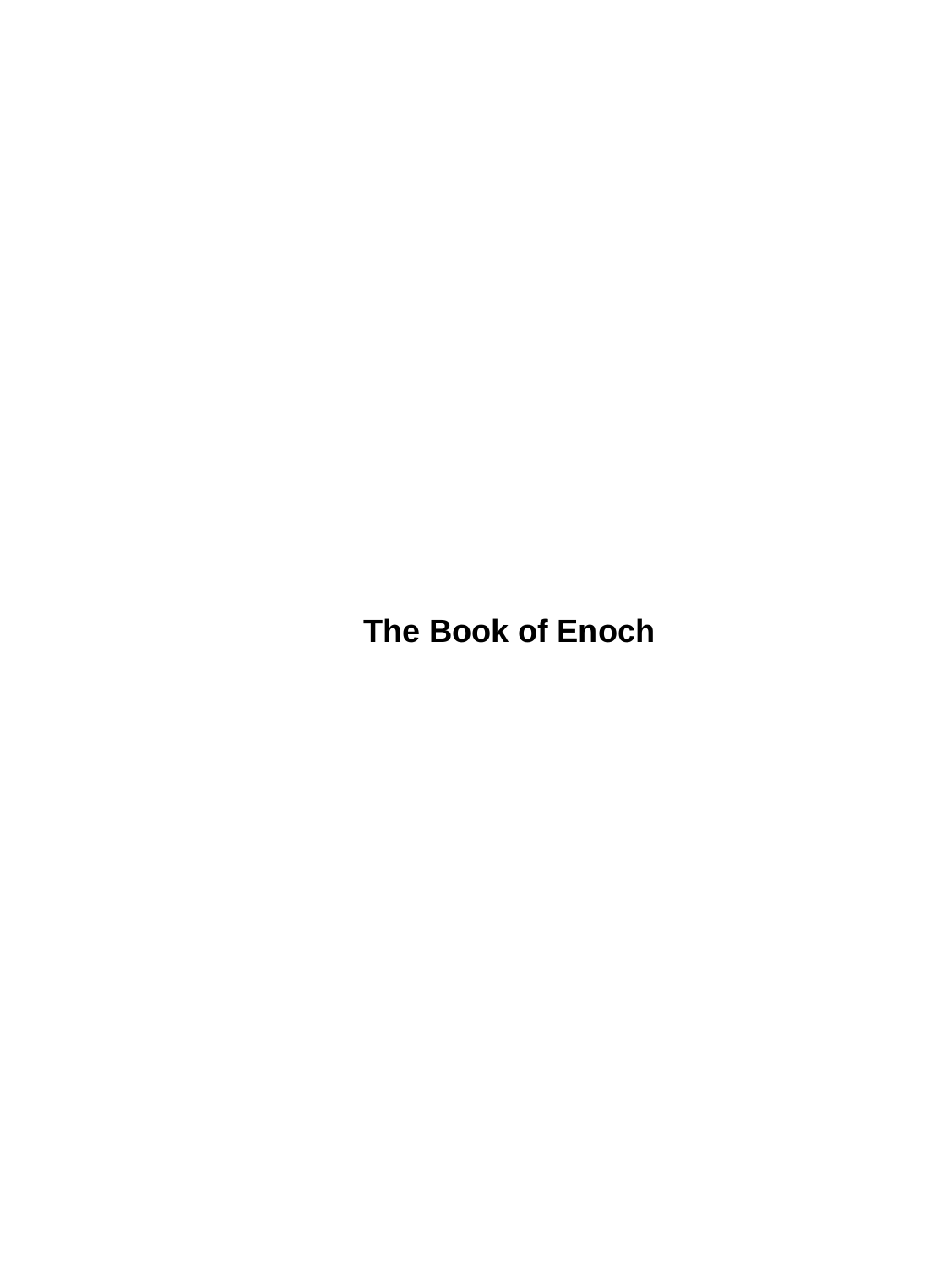# The Book of Enoch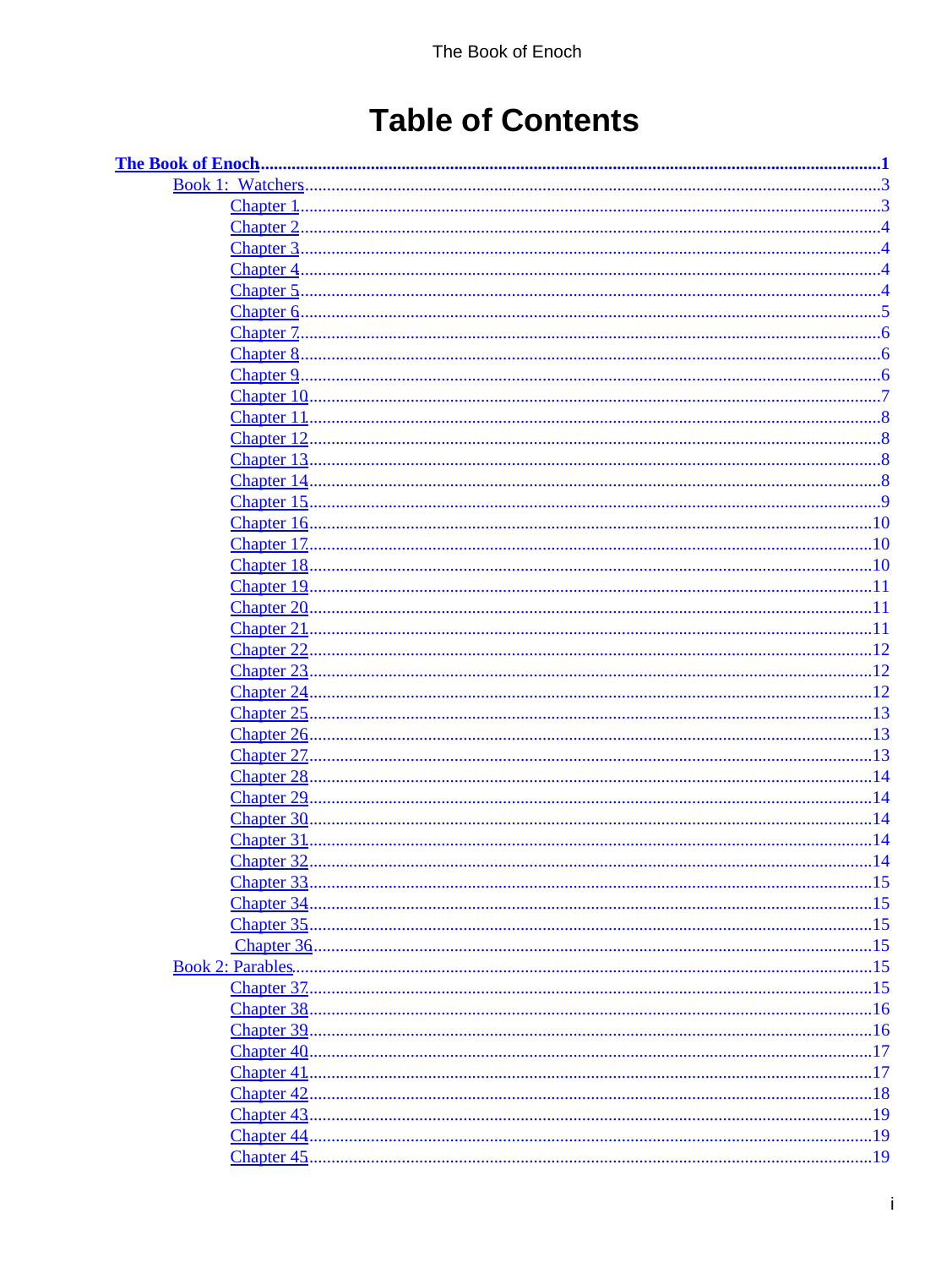# Table of Contents

**The Book of Enoch** .......... 1
- Book 1: Watchers .......... 3
  - Chapter 1 .......... 3
  - Chapter 2 .......... 4
  - Chapter 3 .......... 4
  - Chapter 4 .......... 4
  - Chapter 5 .......... 4
  - Chapter 6 .......... 5
  - Chapter 7 .......... 6
  - Chapter 8 .......... 6
  - Chapter 9 .......... 6
  - Chapter 10 .......... 7
  - Chapter 11 .......... 8
  - Chapter 12 .......... 8
  - Chapter 13 .......... 8
  - Chapter 14 .......... 8
  - Chapter 15 .......... 9
  - Chapter 16 .......... 10
  - Chapter 17 .......... 10
  - Chapter 18 .......... 10
  - Chapter 19 .......... 11
  - Chapter 20 .......... 11
  - Chapter 21 .......... 11
  - Chapter 22 .......... 12
  - Chapter 23 .......... 12
  - Chapter 24 .......... 12
  - Chapter 25 .......... 13
  - Chapter 26 .......... 13
  - Chapter 27 .......... 13
  - Chapter 28 .......... 14
  - Chapter 29 .......... 14
  - Chapter 30 .......... 14
  - Chapter 31 .......... 14
  - Chapter 32 .......... 14
  - Chapter 33 .......... 15
  - Chapter 34 .......... 15
  - Chapter 35 .......... 15
  - Chapter 36 .......... 15
- Book 2: Parables .......... 15
  - Chapter 37 .......... 15
  - Chapter 38 .......... 16
  - Chapter 39 .......... 16
  - Chapter 40 .......... 17
  - Chapter 41 .......... 17
  - Chapter 42 .......... 18
  - Chapter 43 .......... 19
  - Chapter 44 .......... 19
  - Chapter 45 .......... 19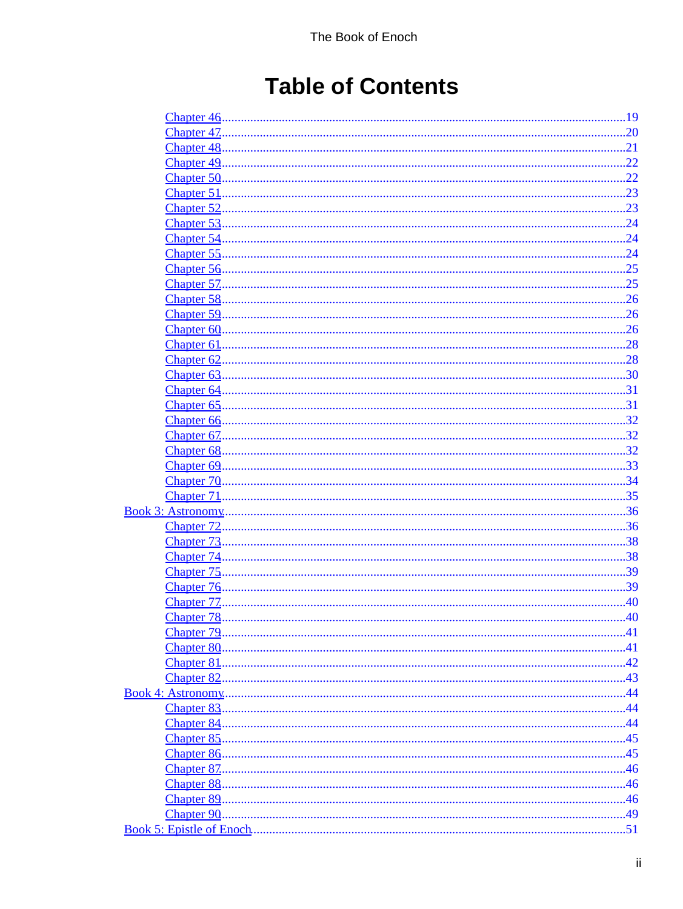# Table of Contents

- Chapter 46 ........ 19
- Chapter 47 ........ 20
- Chapter 48 ........ 21
- Chapter 49 ........ 22
- Chapter 50 ........ 22
- Chapter 51 ........ 23
- Chapter 52 ........ 23
- Chapter 53 ........ 24
- Chapter 54 ........ 24
- Chapter 55 ........ 24
- Chapter 56 ........ 25
- Chapter 57 ........ 25
- Chapter 58 ........ 26
- Chapter 59 ........ 26
- Chapter 60 ........ 26
- Chapter 61 ........ 28
- Chapter 62 ........ 28
- Chapter 63 ........ 30
- Chapter 64 ........ 31
- Chapter 65 ........ 31
- Chapter 66 ........ 32
- Chapter 67 ........ 32
- Chapter 68 ........ 32
- Chapter 69 ........ 33
- Chapter 70 ........ 34
- Chapter 71 ........ 35

Book 3: Astronomy ........ 36

- Chapter 72 ........ 36
- Chapter 73 ........ 38
- Chapter 74 ........ 38
- Chapter 75 ........ 39
- Chapter 76 ........ 39
- Chapter 77 ........ 40
- Chapter 78 ........ 40
- Chapter 79 ........ 41
- Chapter 80 ........ 41
- Chapter 81 ........ 42
- Chapter 82 ........ 43

Book 4: Astronomy ........ 44

- Chapter 83 ........ 44
- Chapter 84 ........ 44
- Chapter 85 ........ 45
- Chapter 86 ........ 45
- Chapter 87 ........ 46
- Chapter 88 ........ 46
- Chapter 89 ........ 46
- Chapter 90 ........ 49

Book 5: Epistle of Enoch ........ 51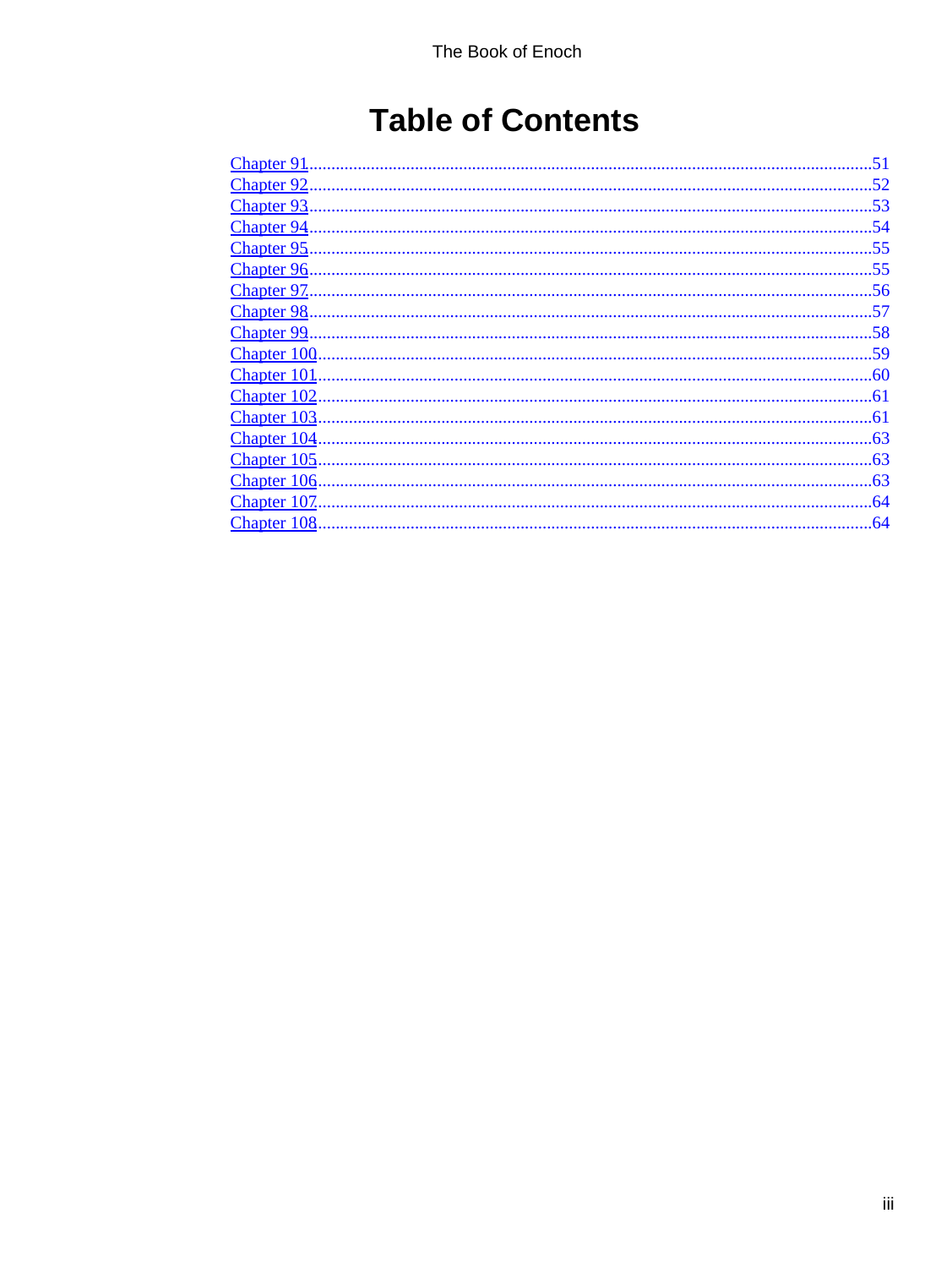# Table of Contents

- [Chapter 91](#) ....... 51
- [Chapter 92](#) ....... 52
- [Chapter 93](#) ....... 53
- [Chapter 94](#) ....... 54
- [Chapter 95](#) ....... 55
- [Chapter 96](#) ....... 55
- [Chapter 97](#) ....... 56
- [Chapter 98](#) ....... 57
- [Chapter 99](#) ....... 58
- [Chapter 100](#) ....... 59
- [Chapter 101](#) ....... 60
- [Chapter 102](#) ....... 61
- [Chapter 103](#) ....... 61
- [Chapter 104](#) ....... 63
- [Chapter 105](#) ....... 63
- [Chapter 106](#) ....... 63
- [Chapter 107](#) ....... 64
- [Chapter 108](#) ....... 64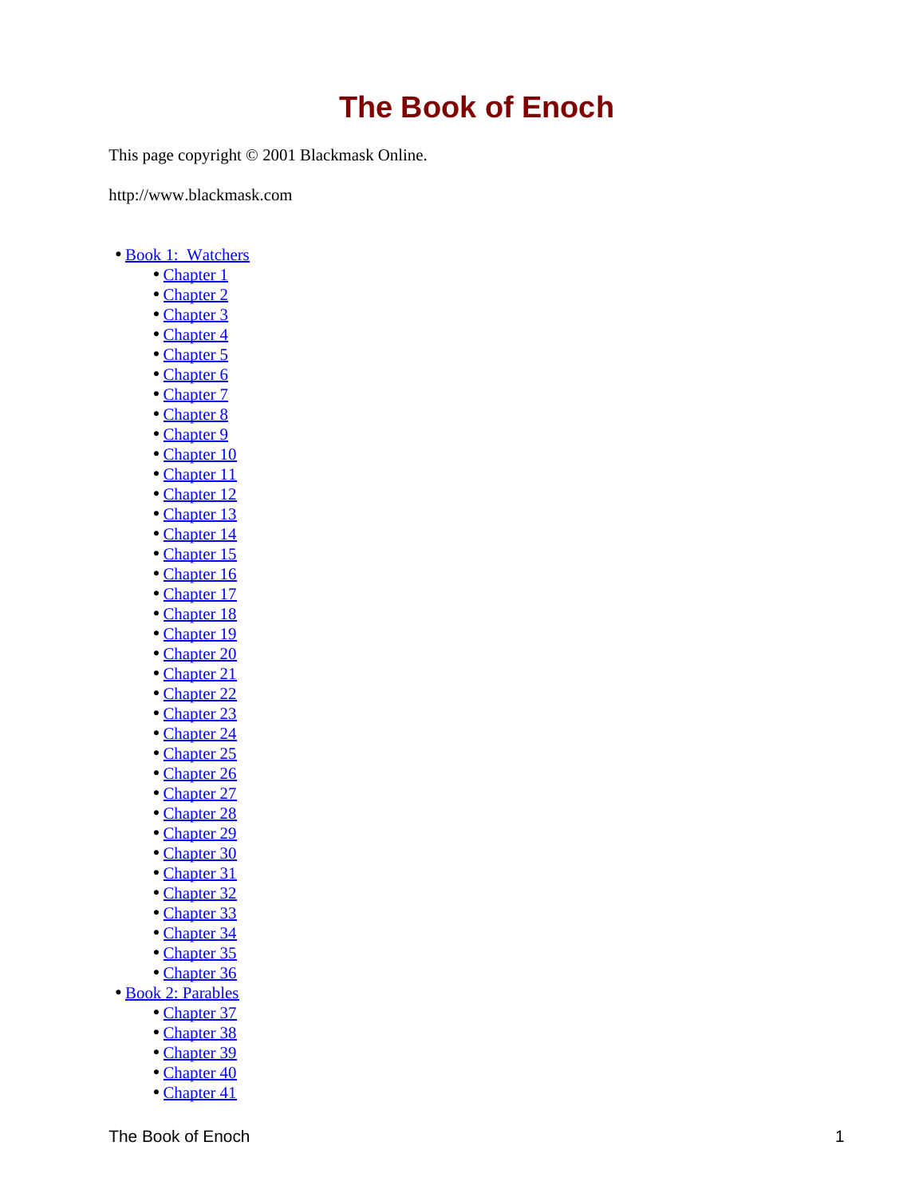# The Book of Enoch

This page copyright © 2001 Blackmask Online.

http://www.blackmask.com

- Book 1: Watchers
    - Chapter 1
    - Chapter 2
    - Chapter 3
    - Chapter 4
    - Chapter 5
    - Chapter 6
    - Chapter 7
    - Chapter 8
    - Chapter 9
    - Chapter 10
    - Chapter 11
    - Chapter 12
    - Chapter 13
    - Chapter 14
    - Chapter 15
    - Chapter 16
    - Chapter 17
    - Chapter 18
    - Chapter 19
    - Chapter 20
    - Chapter 21
    - Chapter 22
    - Chapter 23
    - Chapter 24
    - Chapter 25
    - Chapter 26
    - Chapter 27
    - Chapter 28
    - Chapter 29
    - Chapter 30
    - Chapter 31
    - Chapter 32
    - Chapter 33
    - Chapter 34
    - Chapter 35
    - Chapter 36
- Book 2: Parables
    - Chapter 37
    - Chapter 38
    - Chapter 39
    - Chapter 40
    - Chapter 41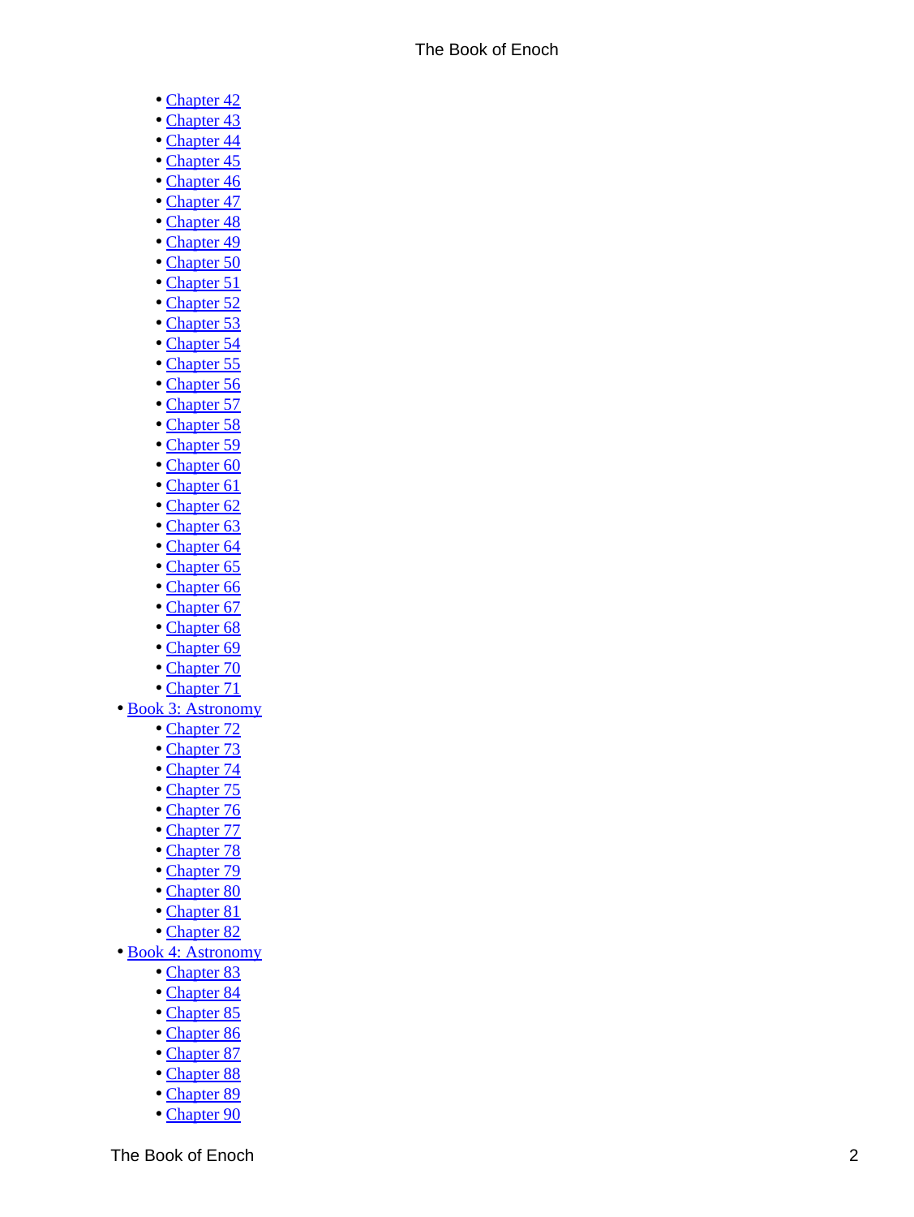- Chapter 42
- Chapter 43
- Chapter 44
- Chapter 45
- Chapter 46
- Chapter 47
- Chapter 48
- Chapter 49
- Chapter 50
- Chapter 51
- Chapter 52
- Chapter 53
- Chapter 54
- Chapter 55
- Chapter 56
- Chapter 57
- Chapter 58
- Chapter 59
- Chapter 60
- Chapter 61
- Chapter 62
- Chapter 63
- Chapter 64
- Chapter 65
- Chapter 66
- Chapter 67
- Chapter 68
- Chapter 69
- Chapter 70
- Chapter 71

- Book 3: Astronomy
  - Chapter 72
  - Chapter 73
  - Chapter 74
  - Chapter 75
  - Chapter 76
  - Chapter 77
  - Chapter 78
  - Chapter 79
  - Chapter 80
  - Chapter 81
  - Chapter 82
- Book 4: Astronomy
  - Chapter 83
  - Chapter 84
  - Chapter 85
  - Chapter 86
  - Chapter 87
  - Chapter 88
  - Chapter 89
  - Chapter 90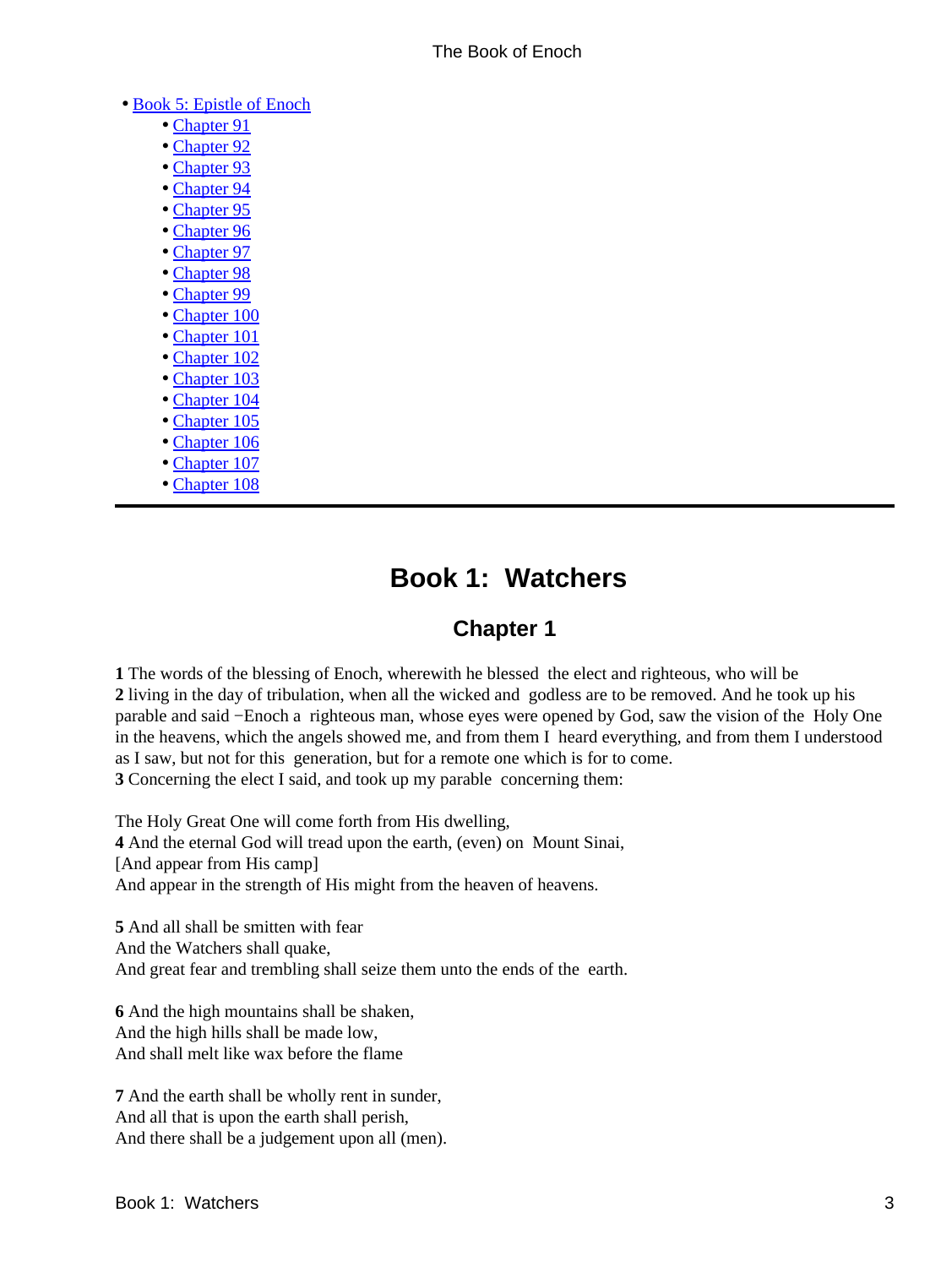- Book 5: Epistle of Enoch
    - Chapter 91
    - Chapter 92
    - Chapter 93
    - Chapter 94
    - Chapter 95
    - Chapter 96
    - Chapter 97
    - Chapter 98
    - Chapter 99
    - Chapter 100
    - Chapter 101
    - Chapter 102
    - Chapter 103
    - Chapter 104
    - Chapter 105
    - Chapter 106
    - Chapter 107
    - Chapter 108

---

# Book 1: Watchers

## Chapter 1

**1** The words of the blessing of Enoch, wherewith he blessed the elect and righteous, who will be
**2** living in the day of tribulation, when all the wicked and godless are to be removed. And he took up his parable and said −Enoch a righteous man, whose eyes were opened by God, saw the vision of the Holy One in the heavens, which the angels showed me, and from them I heard everything, and from them I understood as I saw, but not for this generation, but for a remote one which is for to come.
**3** Concerning the elect I said, and took up my parable concerning them:

The Holy Great One will come forth from His dwelling,
**4** And the eternal God will tread upon the earth, (even) on Mount Sinai,
[And appear from His camp]
And appear in the strength of His might from the heaven of heavens.

**5** And all shall be smitten with fear
And the Watchers shall quake,
And great fear and trembling shall seize them unto the ends of the earth.

**6** And the high mountains shall be shaken,
And the high hills shall be made low,
And shall melt like wax before the flame

**7** And the earth shall be wholly rent in sunder,
And all that is upon the earth shall perish,
And there shall be a judgement upon all (men).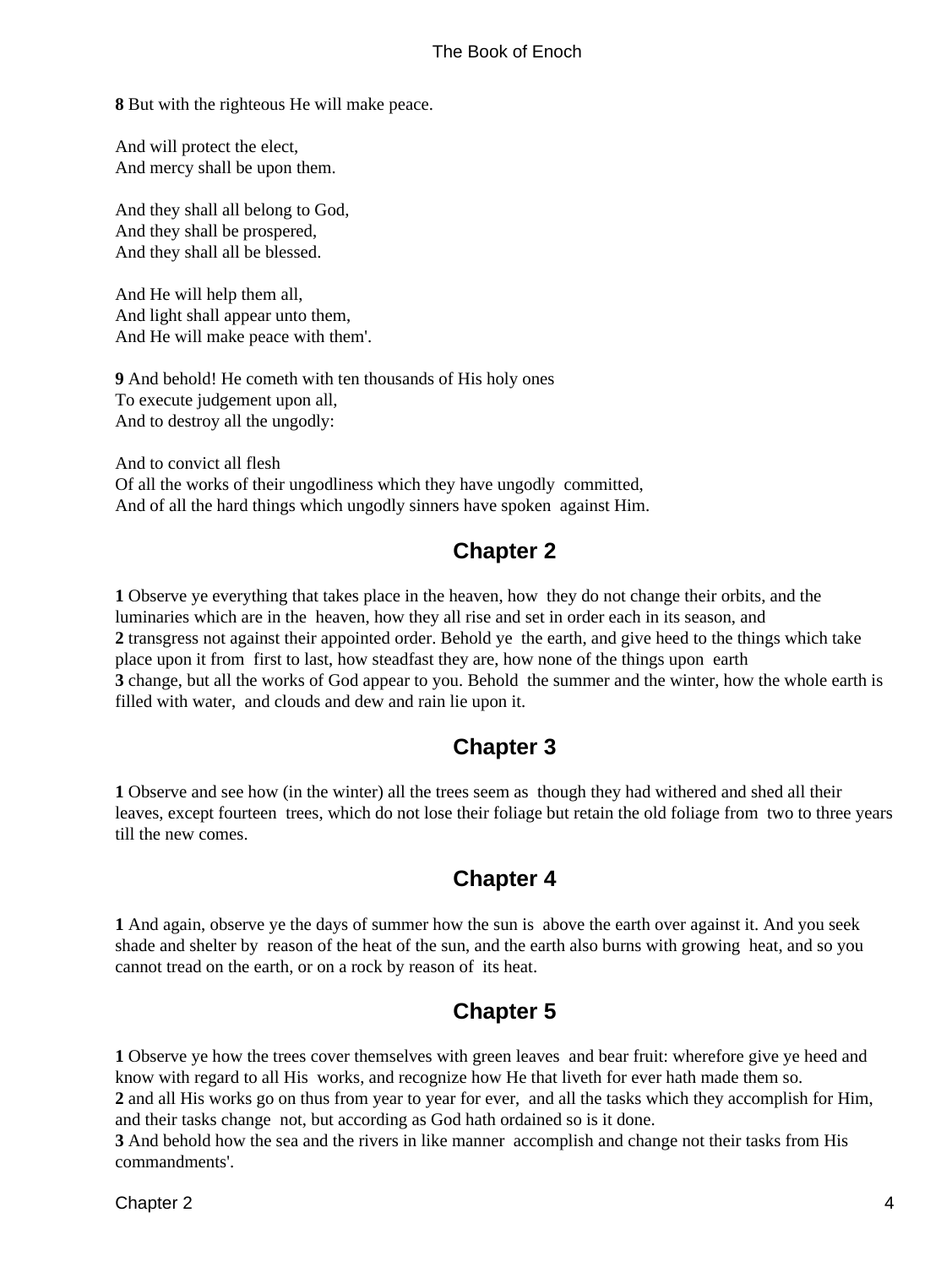**8** But with the righteous He will make peace.

And will protect the elect,
And mercy shall be upon them.

And they shall all belong to God,
And they shall be prospered,
And they shall all be blessed.

And He will help them all,
And light shall appear unto them,
And He will make peace with them'.

**9** And behold! He cometh with ten thousands of His holy ones
To execute judgement upon all,
And to destroy all the ungodly:

And to convict all flesh
Of all the works of their ungodliness which they have ungodly committed,
And of all the hard things which ungodly sinners have spoken against Him.

## Chapter 2

**1** Observe ye everything that takes place in the heaven, how they do not change their orbits, and the luminaries which are in the heaven, how they all rise and set in order each in its season, and
**2** transgress not against their appointed order. Behold ye the earth, and give heed to the things which take place upon it from first to last, how steadfast they are, how none of the things upon earth
**3** change, but all the works of God appear to you. Behold the summer and the winter, how the whole earth is filled with water, and clouds and dew and rain lie upon it.

## Chapter 3

**1** Observe and see how (in the winter) all the trees seem as though they had withered and shed all their leaves, except fourteen trees, which do not lose their foliage but retain the old foliage from two to three years till the new comes.

## Chapter 4

**1** And again, observe ye the days of summer how the sun is above the earth over against it. And you seek shade and shelter by reason of the heat of the sun, and the earth also burns with growing heat, and so you cannot tread on the earth, or on a rock by reason of its heat.

## Chapter 5

**1** Observe ye how the trees cover themselves with green leaves and bear fruit: wherefore give ye heed and know with regard to all His works, and recognize how He that liveth for ever hath made them so.
**2** and all His works go on thus from year to year for ever, and all the tasks which they accomplish for Him, and their tasks change not, but according as God hath ordained so is it done.
**3** And behold how the sea and the rivers in like manner accomplish and change not their tasks from His commandments'.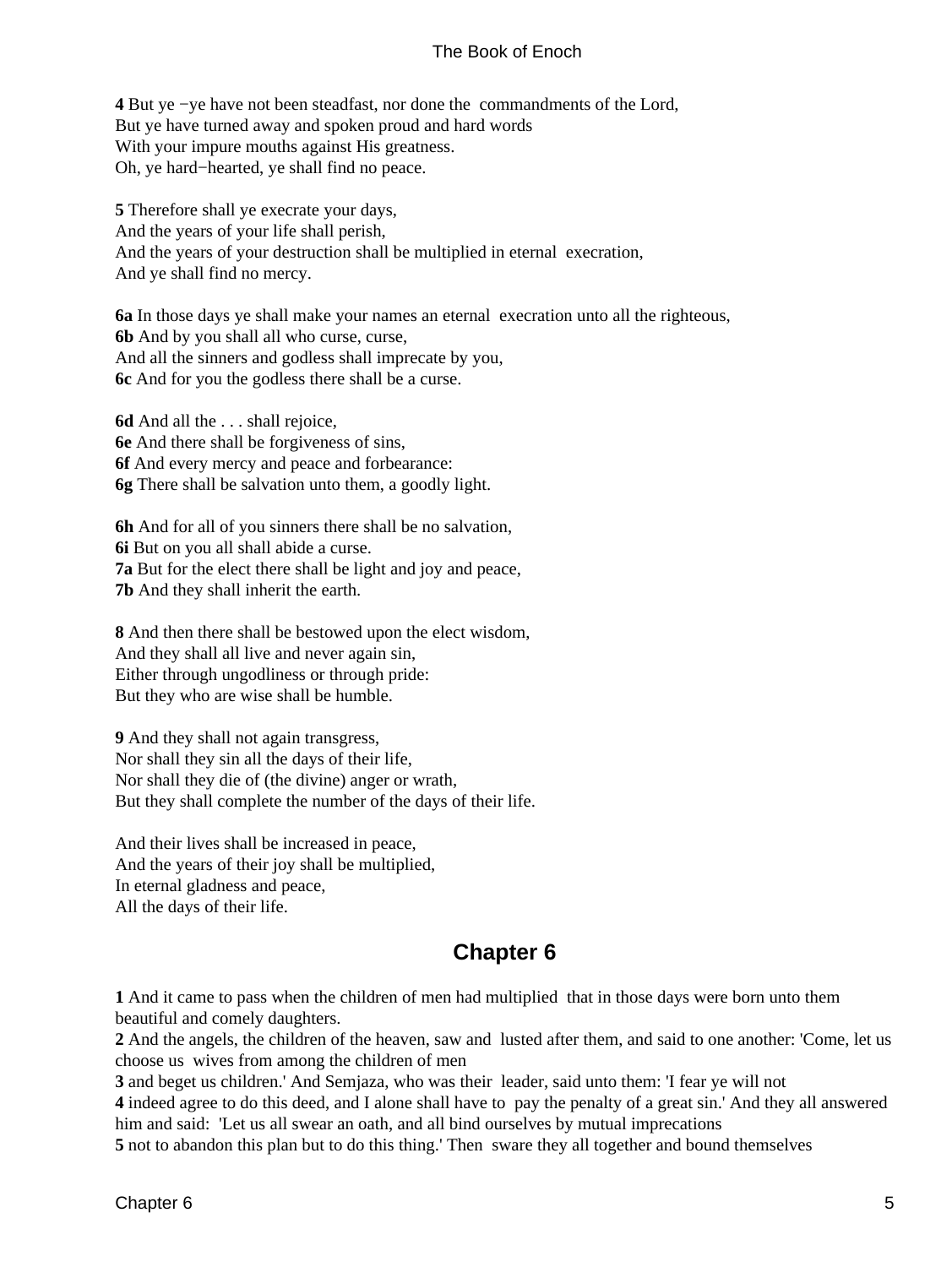**4** But ye −ye have not been steadfast, nor done the commandments of the Lord,
But ye have turned away and spoken proud and hard words
With your impure mouths against His greatness.
Oh, ye hard−hearted, ye shall find no peace.

**5** Therefore shall ye execrate your days,
And the years of your life shall perish,
And the years of your destruction shall be multiplied in eternal execration,
And ye shall find no mercy.

**6a** In those days ye shall make your names an eternal execration unto all the righteous,
**6b** And by you shall all who curse, curse,
And all the sinners and godless shall imprecate by you,
**6c** And for you the godless there shall be a curse.

**6d** And all the . . . shall rejoice,
**6e** And there shall be forgiveness of sins,
**6f** And every mercy and peace and forbearance:
**6g** There shall be salvation unto them, a goodly light.

**6h** And for all of you sinners there shall be no salvation,
**6i** But on you all shall abide a curse.
**7a** But for the elect there shall be light and joy and peace,
**7b** And they shall inherit the earth.

**8** And then there shall be bestowed upon the elect wisdom,
And they shall all live and never again sin,
Either through ungodliness or through pride:
But they who are wise shall be humble.

**9** And they shall not again transgress,
Nor shall they sin all the days of their life,
Nor shall they die of (the divine) anger or wrath,
But they shall complete the number of the days of their life.

And their lives shall be increased in peace,
And the years of their joy shall be multiplied,
In eternal gladness and peace,
All the days of their life.

## Chapter 6

**1** And it came to pass when the children of men had multiplied that in those days were born unto them beautiful and comely daughters.
**2** And the angels, the children of the heaven, saw and lusted after them, and said to one another: 'Come, let us choose us wives from among the children of men
**3** and beget us children.' And Semjaza, who was their leader, said unto them: 'I fear ye will not
**4** indeed agree to do this deed, and I alone shall have to pay the penalty of a great sin.' And they all answered him and said: 'Let us all swear an oath, and all bind ourselves by mutual imprecations
**5** not to abandon this plan but to do this thing.' Then sware they all together and bound themselves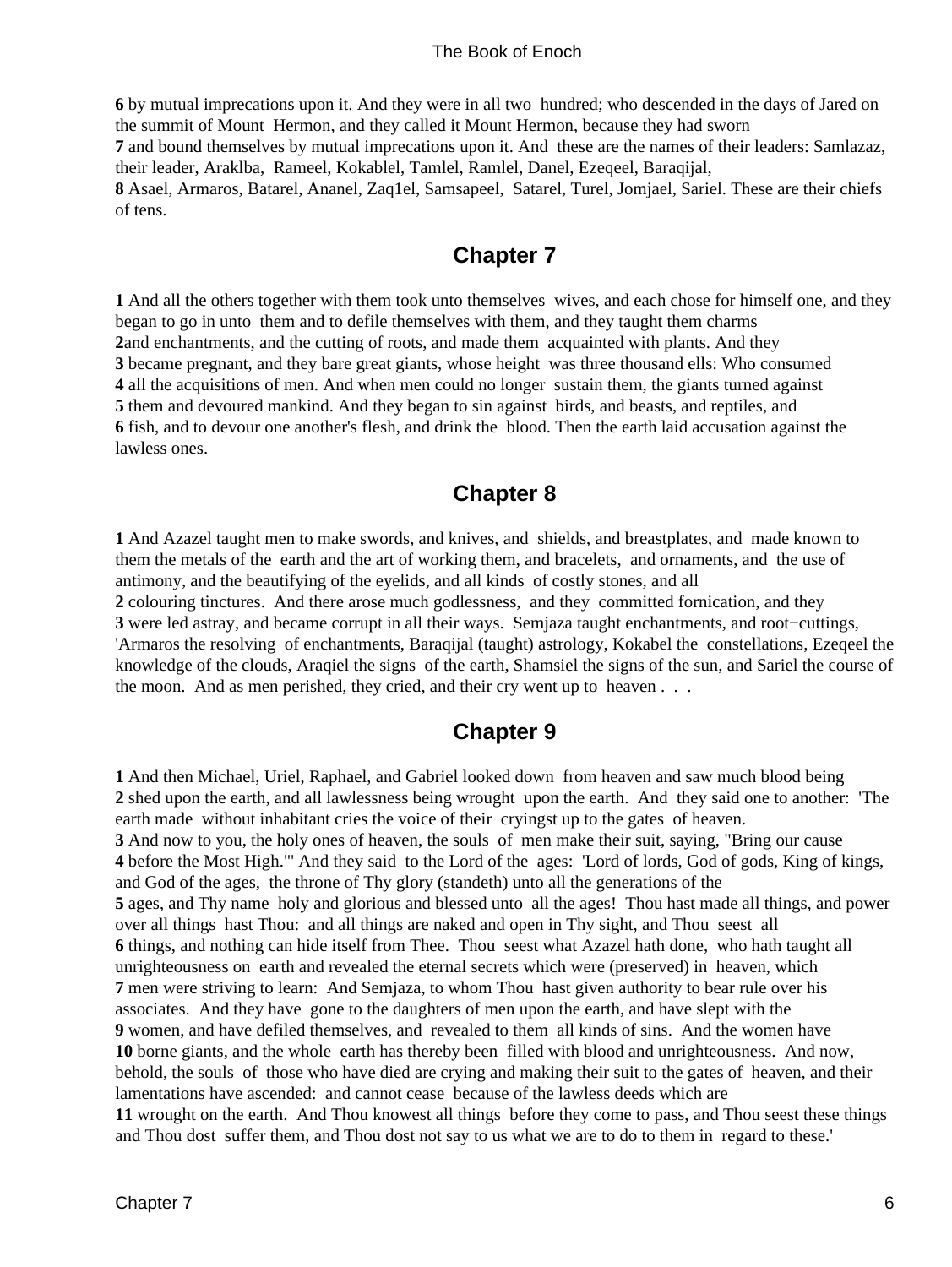**6** by mutual imprecations upon it. And they were in all two hundred; who descended in the days of Jared on the summit of Mount Hermon, and they called it Mount Hermon, because they had sworn
**7** and bound themselves by mutual imprecations upon it. And these are the names of their leaders: Samlazaz, their leader, Araklba, Rameel, Kokablel, Tamlel, Ramlel, Danel, Ezeqeel, Baraqijal,
**8** Asael, Armaros, Batarel, Ananel, Zaq1el, Samsapeel, Satarel, Turel, Jomjael, Sariel. These are their chiefs of tens.

## Chapter 7

**1** And all the others together with them took unto themselves wives, and each chose for himself one, and they began to go in unto them and to defile themselves with them, and they taught them charms
**2**and enchantments, and the cutting of roots, and made them acquainted with plants. And they
**3** became pregnant, and they bare great giants, whose height was three thousand ells: Who consumed
**4** all the acquisitions of men. And when men could no longer sustain them, the giants turned against
**5** them and devoured mankind. And they began to sin against birds, and beasts, and reptiles, and
**6** fish, and to devour one another's flesh, and drink the blood. Then the earth laid accusation against the lawless ones.

## Chapter 8

**1** And Azazel taught men to make swords, and knives, and shields, and breastplates, and made known to them the metals of the earth and the art of working them, and bracelets, and ornaments, and the use of antimony, and the beautifying of the eyelids, and all kinds of costly stones, and all
**2** colouring tinctures. And there arose much godlessness, and they committed fornication, and they
**3** were led astray, and became corrupt in all their ways. Semjaza taught enchantments, and root−cuttings, 'Armaros the resolving of enchantments, Baraqijal (taught) astrology, Kokabel the constellations, Ezeqeel the knowledge of the clouds, Araqiel the signs of the earth, Shamsiel the signs of the sun, and Sariel the course of the moon. And as men perished, they cried, and their cry went up to heaven . . .

## Chapter 9

**1** And then Michael, Uriel, Raphael, and Gabriel looked down from heaven and saw much blood being
**2** shed upon the earth, and all lawlessness being wrought upon the earth. And they said one to another: 'The earth made without inhabitant cries the voice of their cryingst up to the gates of heaven.
**3** And now to you, the holy ones of heaven, the souls of men make their suit, saying, "Bring our cause
**4** before the Most High."' And they said to the Lord of the ages: 'Lord of lords, God of gods, King of kings, and God of the ages, the throne of Thy glory (standeth) unto all the generations of the
**5** ages, and Thy name holy and glorious and blessed unto all the ages! Thou hast made all things, and power over all things hast Thou: and all things are naked and open in Thy sight, and Thou seest all
**6** things, and nothing can hide itself from Thee. Thou seest what Azazel hath done, who hath taught all unrighteousness on earth and revealed the eternal secrets which were (preserved) in heaven, which
**7** men were striving to learn: And Semjaza, to whom Thou hast given authority to bear rule over his associates. And they have gone to the daughters of men upon the earth, and have slept with the
**9** women, and have defiled themselves, and revealed to them all kinds of sins. And the women have
**10** borne giants, and the whole earth has thereby been filled with blood and unrighteousness. And now, behold, the souls of those who have died are crying and making their suit to the gates of heaven, and their lamentations have ascended: and cannot cease because of the lawless deeds which are
**11** wrought on the earth. And Thou knowest all things before they come to pass, and Thou seest these things and Thou dost suffer them, and Thou dost not say to us what we are to do to them in regard to these.'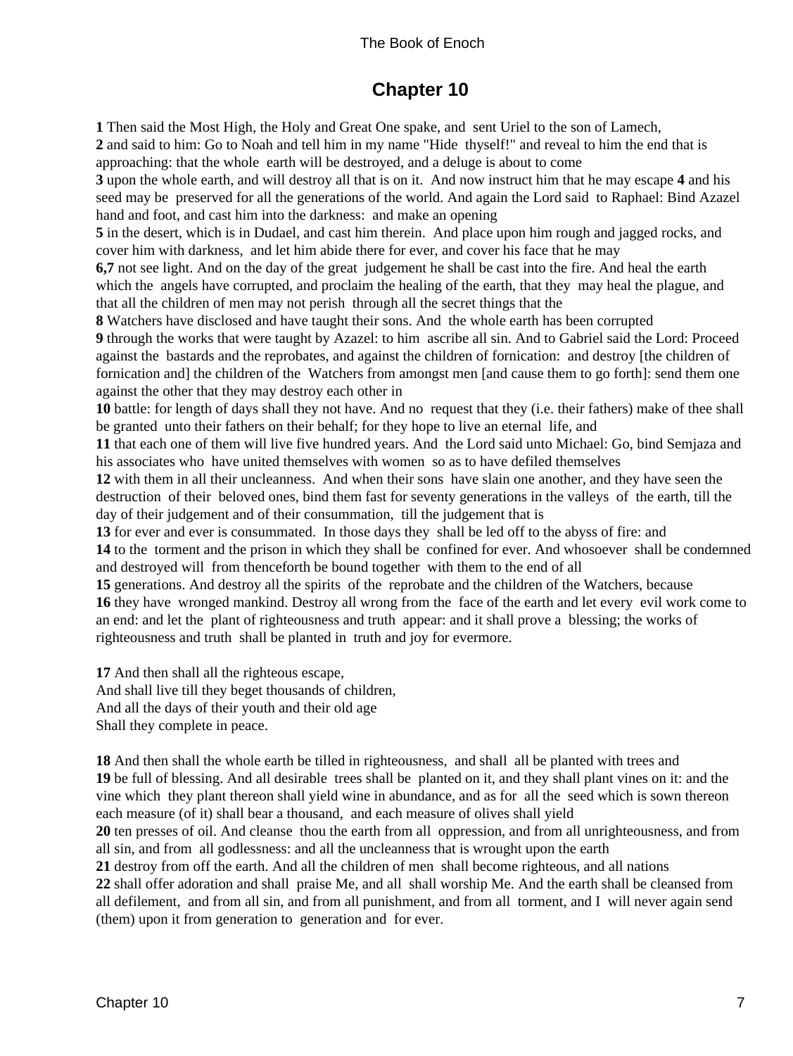## Chapter 10

**1** Then said the Most High, the Holy and Great One spake, and sent Uriel to the son of Lamech,
**2** and said to him: Go to Noah and tell him in my name "Hide thyself!" and reveal to him the end that is approaching: that the whole earth will be destroyed, and a deluge is about to come
**3** upon the whole earth, and will destroy all that is on it. And now instruct him that he may escape **4** and his seed may be preserved for all the generations of the world. And again the Lord said to Raphael: Bind Azazel hand and foot, and cast him into the darkness: and make an opening
**5** in the desert, which is in Dudael, and cast him therein. And place upon him rough and jagged rocks, and cover him with darkness, and let him abide there for ever, and cover his face that he may
**6,7** not see light. And on the day of the great judgement he shall be cast into the fire. And heal the earth which the angels have corrupted, and proclaim the healing of the earth, that they may heal the plague, and that all the children of men may not perish through all the secret things that the
**8** Watchers have disclosed and have taught their sons. And the whole earth has been corrupted
**9** through the works that were taught by Azazel: to him ascribe all sin. And to Gabriel said the Lord: Proceed against the bastards and the reprobates, and against the children of fornication: and destroy [the children of fornication and] the children of the Watchers from amongst men [and cause them to go forth]: send them one against the other that they may destroy each other in
**10** battle: for length of days shall they not have. And no request that they (i.e. their fathers) make of thee shall be granted unto their fathers on their behalf; for they hope to live an eternal life, and
**11** that each one of them will live five hundred years. And the Lord said unto Michael: Go, bind Semjaza and his associates who have united themselves with women so as to have defiled themselves
**12** with them in all their uncleanness. And when their sons have slain one another, and they have seen the destruction of their beloved ones, bind them fast for seventy generations in the valleys of the earth, till the day of their judgement and of their consummation, till the judgement that is
**13** for ever and ever is consummated. In those days they shall be led off to the abyss of fire: and
**14** to the torment and the prison in which they shall be confined for ever. And whosoever shall be condemned and destroyed will from thenceforth be bound together with them to the end of all
**15** generations. And destroy all the spirits of the reprobate and the children of the Watchers, because
**16** they have wronged mankind. Destroy all wrong from the face of the earth and let every evil work come to an end: and let the plant of righteousness and truth appear: and it shall prove a blessing; the works of righteousness and truth shall be planted in truth and joy for evermore.

**17** And then shall all the righteous escape,
And shall live till they beget thousands of children,
And all the days of their youth and their old age
Shall they complete in peace.

**18** And then shall the whole earth be tilled in righteousness, and shall all be planted with trees and
**19** be full of blessing. And all desirable trees shall be planted on it, and they shall plant vines on it: and the vine which they plant thereon shall yield wine in abundance, and as for all the seed which is sown thereon each measure (of it) shall bear a thousand, and each measure of olives shall yield
**20** ten presses of oil. And cleanse thou the earth from all oppression, and from all unrighteousness, and from all sin, and from all godlessness: and all the uncleanness that is wrought upon the earth
**21** destroy from off the earth. And all the children of men shall become righteous, and all nations
**22** shall offer adoration and shall praise Me, and all shall worship Me. And the earth shall be cleansed from all defilement, and from all sin, and from all punishment, and from all torment, and I will never again send (them) upon it from generation to generation and for ever.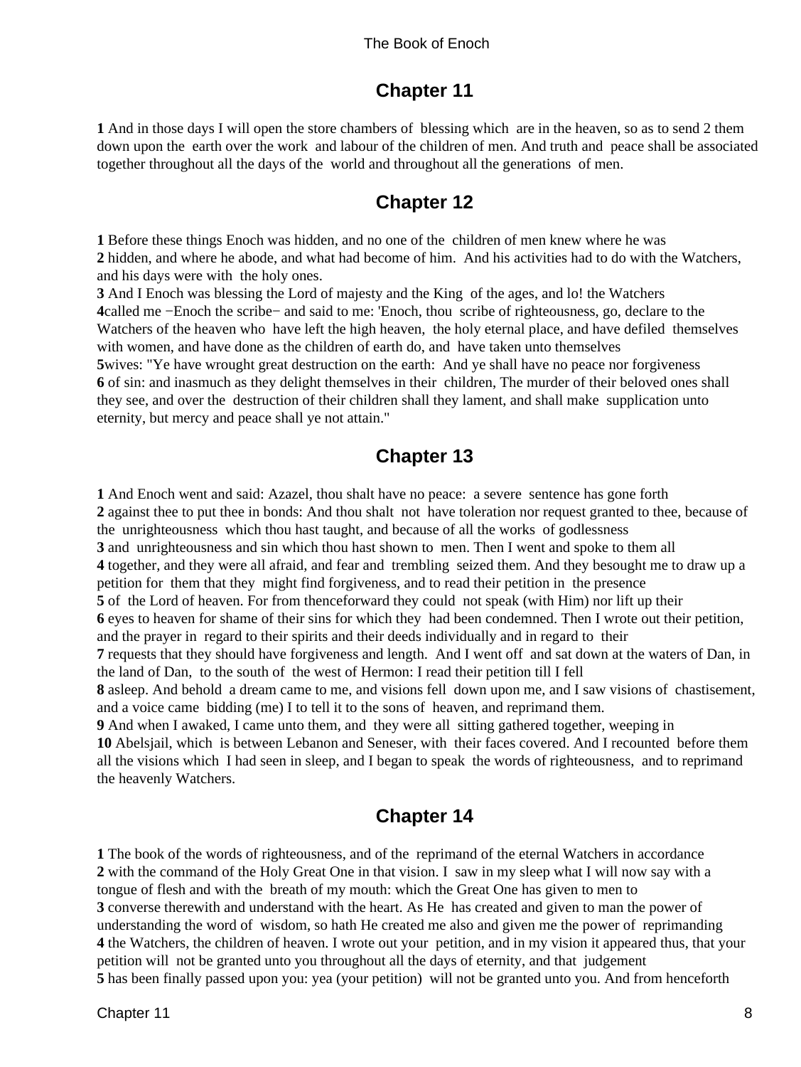## Chapter 11

**1** And in those days I will open the store chambers of blessing which are in the heaven, so as to send 2 them down upon the earth over the work and labour of the children of men. And truth and peace shall be associated together throughout all the days of the world and throughout all the generations of men.

## Chapter 12

**1** Before these things Enoch was hidden, and no one of the children of men knew where he was
**2** hidden, and where he abode, and what had become of him. And his activities had to do with the Watchers, and his days were with the holy ones.
**3** And I Enoch was blessing the Lord of majesty and the King of the ages, and lo! the Watchers
**4**called me −Enoch the scribe− and said to me: 'Enoch, thou scribe of righteousness, go, declare to the Watchers of the heaven who have left the high heaven, the holy eternal place, and have defiled themselves with women, and have done as the children of earth do, and have taken unto themselves
**5**wives: "Ye have wrought great destruction on the earth: And ye shall have no peace nor forgiveness
**6** of sin: and inasmuch as they delight themselves in their children, The murder of their beloved ones shall they see, and over the destruction of their children shall they lament, and shall make supplication unto eternity, but mercy and peace shall ye not attain."

## Chapter 13

**1** And Enoch went and said: Azazel, thou shalt have no peace: a severe sentence has gone forth
**2** against thee to put thee in bonds: And thou shalt not have toleration nor request granted to thee, because of the unrighteousness which thou hast taught, and because of all the works of godlessness
**3** and unrighteousness and sin which thou hast shown to men. Then I went and spoke to them all
**4** together, and they were all afraid, and fear and trembling seized them. And they besought me to draw up a petition for them that they might find forgiveness, and to read their petition in the presence
**5** of the Lord of heaven. For from thenceforward they could not speak (with Him) nor lift up their
**6** eyes to heaven for shame of their sins for which they had been condemned. Then I wrote out their petition, and the prayer in regard to their spirits and their deeds individually and in regard to their
**7** requests that they should have forgiveness and length. And I went off and sat down at the waters of Dan, in the land of Dan, to the south of the west of Hermon: I read their petition till I fell
**8** asleep. And behold a dream came to me, and visions fell down upon me, and I saw visions of chastisement, and a voice came bidding (me) I to tell it to the sons of heaven, and reprimand them.
**9** And when I awaked, I came unto them, and they were all sitting gathered together, weeping in
**10** Abelsjail, which is between Lebanon and Seneser, with their faces covered. And I recounted before them all the visions which I had seen in sleep, and I began to speak the words of righteousness, and to reprimand the heavenly Watchers.

## Chapter 14

**1** The book of the words of righteousness, and of the reprimand of the eternal Watchers in accordance
**2** with the command of the Holy Great One in that vision. I saw in my sleep what I will now say with a tongue of flesh and with the breath of my mouth: which the Great One has given to men to
**3** converse therewith and understand with the heart. As He has created and given to man the power of understanding the word of wisdom, so hath He created me also and given me the power of reprimanding
**4** the Watchers, the children of heaven. I wrote out your petition, and in my vision it appeared thus, that your petition will not be granted unto you throughout all the days of eternity, and that judgement
**5** has been finally passed upon you: yea (your petition) will not be granted unto you. And from henceforth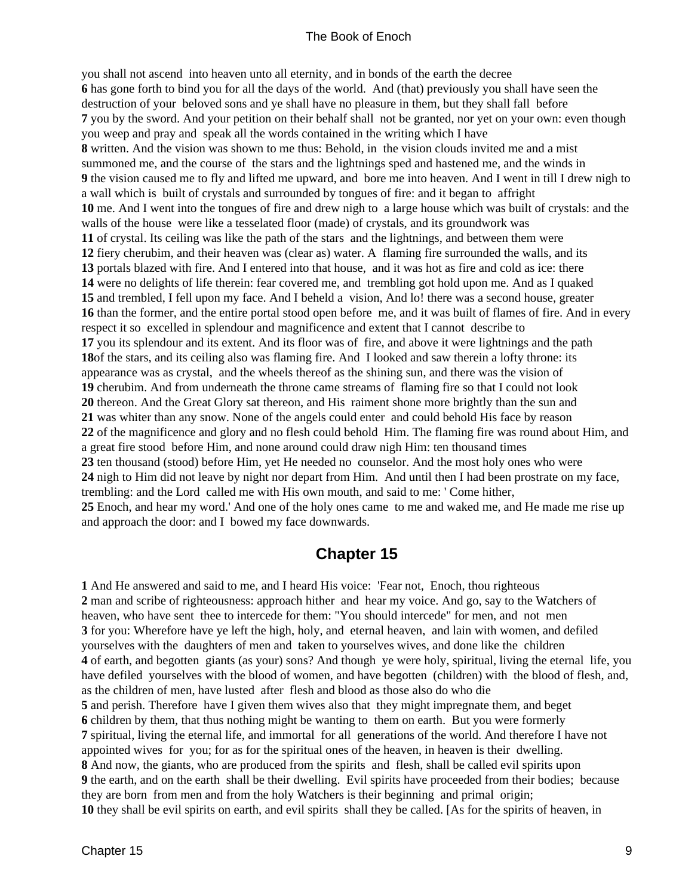you shall not ascend into heaven unto all eternity, and in bonds of the earth the decree
**6** has gone forth to bind you for all the days of the world. And (that) previously you shall have seen the destruction of your beloved sons and ye shall have no pleasure in them, but they shall fall before
**7** you by the sword. And your petition on their behalf shall not be granted, nor yet on your own: even though you weep and pray and speak all the words contained in the writing which I have
**8** written. And the vision was shown to me thus: Behold, in the vision clouds invited me and a mist summoned me, and the course of the stars and the lightnings sped and hastened me, and the winds in
**9** the vision caused me to fly and lifted me upward, and bore me into heaven. And I went in till I drew nigh to a wall which is built of crystals and surrounded by tongues of fire: and it began to affright
**10** me. And I went into the tongues of fire and drew nigh to a large house which was built of crystals: and the walls of the house were like a tesselated floor (made) of crystals, and its groundwork was
**11** of crystal. Its ceiling was like the path of the stars and the lightnings, and between them were
**12** fiery cherubim, and their heaven was (clear as) water. A flaming fire surrounded the walls, and its
**13** portals blazed with fire. And I entered into that house, and it was hot as fire and cold as ice: there
**14** were no delights of life therein: fear covered me, and trembling got hold upon me. And as I quaked
**15** and trembled, I fell upon my face. And I beheld a vision, And lo! there was a second house, greater
**16** than the former, and the entire portal stood open before me, and it was built of flames of fire. And in every respect it so excelled in splendour and magnificence and extent that I cannot describe to
**17** you its splendour and its extent. And its floor was of fire, and above it were lightnings and the path
**18** of the stars, and its ceiling also was flaming fire. And I looked and saw therein a lofty throne: its appearance was as crystal, and the wheels thereof as the shining sun, and there was the vision of
**19** cherubim. And from underneath the throne came streams of flaming fire so that I could not look
**20** thereon. And the Great Glory sat thereon, and His raiment shone more brightly than the sun and
**21** was whiter than any snow. None of the angels could enter and could behold His face by reason
**22** of the magnificence and glory and no flesh could behold Him. The flaming fire was round about Him, and a great fire stood before Him, and none around could draw nigh Him: ten thousand times
**23** ten thousand (stood) before Him, yet He needed no counselor. And the most holy ones who were
**24** nigh to Him did not leave by night nor depart from Him. And until then I had been prostrate on my face, trembling: and the Lord called me with His own mouth, and said to me: ' Come hither,
**25** Enoch, and hear my word.' And one of the holy ones came to me and waked me, and He made me rise up and approach the door: and I bowed my face downwards.

## Chapter 15

**1** And He answered and said to me, and I heard His voice: 'Fear not, Enoch, thou righteous
**2** man and scribe of righteousness: approach hither and hear my voice. And go, say to the Watchers of heaven, who have sent thee to intercede for them: "You should intercede" for men, and not men
**3** for you: Wherefore have ye left the high, holy, and eternal heaven, and lain with women, and defiled yourselves with the daughters of men and taken to yourselves wives, and done like the children
**4** of earth, and begotten giants (as your) sons? And though ye were holy, spiritual, living the eternal life, you have defiled yourselves with the blood of women, and have begotten (children) with the blood of flesh, and, as the children of men, have lusted after flesh and blood as those also do who die
**5** and perish. Therefore have I given them wives also that they might impregnate them, and beget
**6** children by them, that thus nothing might be wanting to them on earth. But you were formerly
**7** spiritual, living the eternal life, and immortal for all generations of the world. And therefore I have not appointed wives for you; for as for the spiritual ones of the heaven, in heaven is their dwelling.
**8** And now, the giants, who are produced from the spirits and flesh, shall be called evil spirits upon
**9** the earth, and on the earth shall be their dwelling. Evil spirits have proceeded from their bodies; because they are born from men and from the holy Watchers is their beginning and primal origin;
**10** they shall be evil spirits on earth, and evil spirits shall they be called. [As for the spirits of heaven, in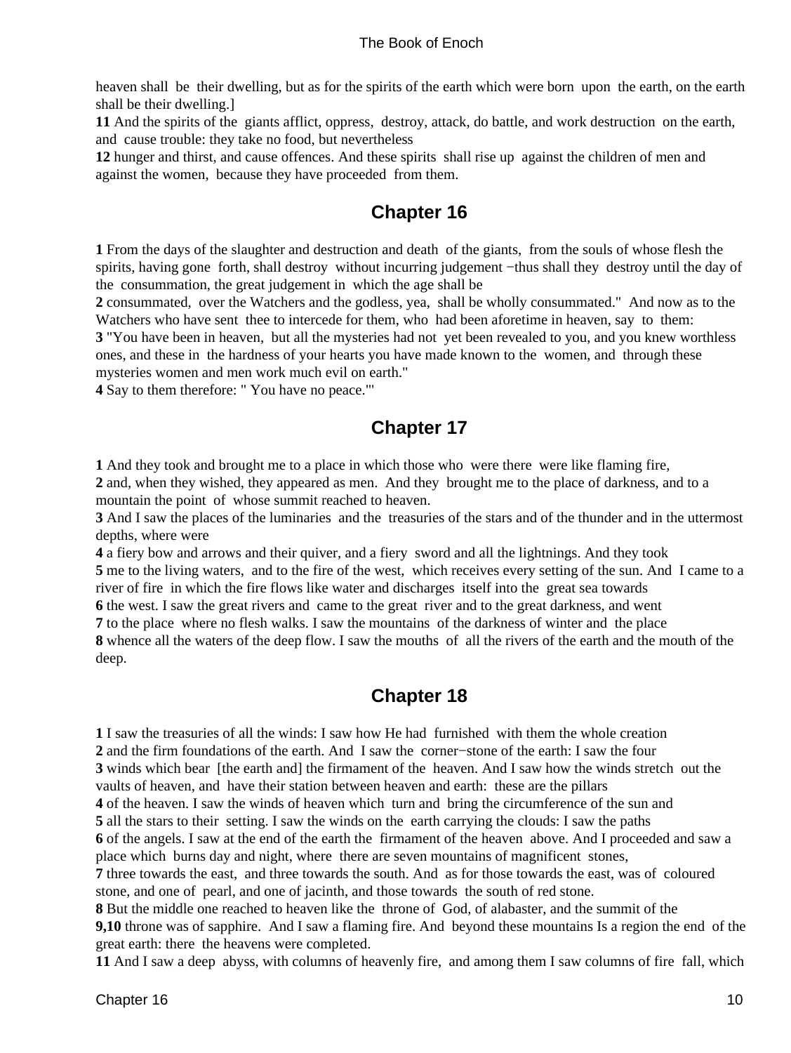heaven shall be their dwelling, but as for the spirits of the earth which were born upon the earth, on the earth shall be their dwelling.]
**11** And the spirits of the giants afflict, oppress, destroy, attack, do battle, and work destruction on the earth, and cause trouble: they take no food, but nevertheless
**12** hunger and thirst, and cause offences. And these spirits shall rise up against the children of men and against the women, because they have proceeded from them.

## Chapter 16

**1** From the days of the slaughter and destruction and death of the giants, from the souls of whose flesh the spirits, having gone forth, shall destroy without incurring judgement −thus shall they destroy until the day of the consummation, the great judgement in which the age shall be
**2** consummated, over the Watchers and the godless, yea, shall be wholly consummated." And now as to the Watchers who have sent thee to intercede for them, who had been aforetime in heaven, say to them:
**3** "You have been in heaven, but all the mysteries had not yet been revealed to you, and you knew worthless ones, and these in the hardness of your hearts you have made known to the women, and through these mysteries women and men work much evil on earth."
**4** Say to them therefore: " You have no peace."'

## Chapter 17

**1** And they took and brought me to a place in which those who were there were like flaming fire,
**2** and, when they wished, they appeared as men. And they brought me to the place of darkness, and to a mountain the point of whose summit reached to heaven.
**3** And I saw the places of the luminaries and the treasuries of the stars and of the thunder and in the uttermost depths, where were
**4** a fiery bow and arrows and their quiver, and a fiery sword and all the lightnings. And they took
**5** me to the living waters, and to the fire of the west, which receives every setting of the sun. And I came to a river of fire in which the fire flows like water and discharges itself into the great sea towards
**6** the west. I saw the great rivers and came to the great river and to the great darkness, and went
**7** to the place where no flesh walks. I saw the mountains of the darkness of winter and the place
**8** whence all the waters of the deep flow. I saw the mouths of all the rivers of the earth and the mouth of the deep.

## Chapter 18

**1** I saw the treasuries of all the winds: I saw how He had furnished with them the whole creation
**2** and the firm foundations of the earth. And I saw the corner−stone of the earth: I saw the four
**3** winds which bear [the earth and] the firmament of the heaven. And I saw how the winds stretch out the vaults of heaven, and have their station between heaven and earth: these are the pillars
**4** of the heaven. I saw the winds of heaven which turn and bring the circumference of the sun and
**5** all the stars to their setting. I saw the winds on the earth carrying the clouds: I saw the paths
**6** of the angels. I saw at the end of the earth the firmament of the heaven above. And I proceeded and saw a place which burns day and night, where there are seven mountains of magnificent stones,
**7** three towards the east, and three towards the south. And as for those towards the east, was of coloured stone, and one of pearl, and one of jacinth, and those towards the south of red stone.
**8** But the middle one reached to heaven like the throne of God, of alabaster, and the summit of the
**9,10** throne was of sapphire. And I saw a flaming fire. And beyond these mountains Is a region the end of the great earth: there the heavens were completed.
**11** And I saw a deep abyss, with columns of heavenly fire, and among them I saw columns of fire fall, which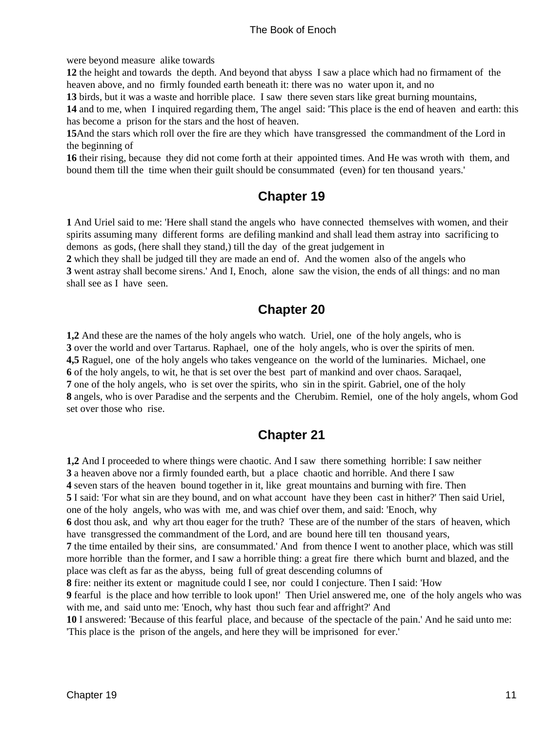were beyond measure alike towards
**12** the height and towards the depth. And beyond that abyss I saw a place which had no firmament of the heaven above, and no firmly founded earth beneath it: there was no water upon it, and no
**13** birds, but it was a waste and horrible place. I saw there seven stars like great burning mountains,
**14** and to me, when I inquired regarding them, The angel said: 'This place is the end of heaven and earth: this has become a prison for the stars and the host of heaven.
**15**And the stars which roll over the fire are they which have transgressed the commandment of the Lord in the beginning of
**16** their rising, because they did not come forth at their appointed times. And He was wroth with them, and bound them till the time when their guilt should be consummated (even) for ten thousand years.'

## Chapter 19

**1** And Uriel said to me: 'Here shall stand the angels who have connected themselves with women, and their spirits assuming many different forms are defiling mankind and shall lead them astray into sacrificing to demons as gods, (here shall they stand,) till the day of the great judgement in
**2** which they shall be judged till they are made an end of. And the women also of the angels who
**3** went astray shall become sirens.' And I, Enoch, alone saw the vision, the ends of all things: and no man shall see as I have seen.

## Chapter 20

**1,2** And these are the names of the holy angels who watch. Uriel, one of the holy angels, who is
**3** over the world and over Tartarus. Raphael, one of the holy angels, who is over the spirits of men.
**4,5** Raguel, one of the holy angels who takes vengeance on the world of the luminaries. Michael, one
**6** of the holy angels, to wit, he that is set over the best part of mankind and over chaos. Saraqael,
**7** one of the holy angels, who is set over the spirits, who sin in the spirit. Gabriel, one of the holy
**8** angels, who is over Paradise and the serpents and the Cherubim. Remiel, one of the holy angels, whom God set over those who rise.

## Chapter 21

**1,2** And I proceeded to where things were chaotic. And I saw there something horrible: I saw neither
**3** a heaven above nor a firmly founded earth, but a place chaotic and horrible. And there I saw
**4** seven stars of the heaven bound together in it, like great mountains and burning with fire. Then
**5** I said: 'For what sin are they bound, and on what account have they been cast in hither?' Then said Uriel, one of the holy angels, who was with me, and was chief over them, and said: 'Enoch, why
**6** dost thou ask, and why art thou eager for the truth? These are of the number of the stars of heaven, which have transgressed the commandment of the Lord, and are bound here till ten thousand years,
**7** the time entailed by their sins, are consummated.' And from thence I went to another place, which was still more horrible than the former, and I saw a horrible thing: a great fire there which burnt and blazed, and the place was cleft as far as the abyss, being full of great descending columns of
**8** fire: neither its extent or magnitude could I see, nor could I conjecture. Then I said: 'How
**9** fearful is the place and how terrible to look upon!' Then Uriel answered me, one of the holy angels who was with me, and said unto me: 'Enoch, why hast thou such fear and affright?' And
**10** I answered: 'Because of this fearful place, and because of the spectacle of the pain.' And he said unto me: 'This place is the prison of the angels, and here they will be imprisoned for ever.'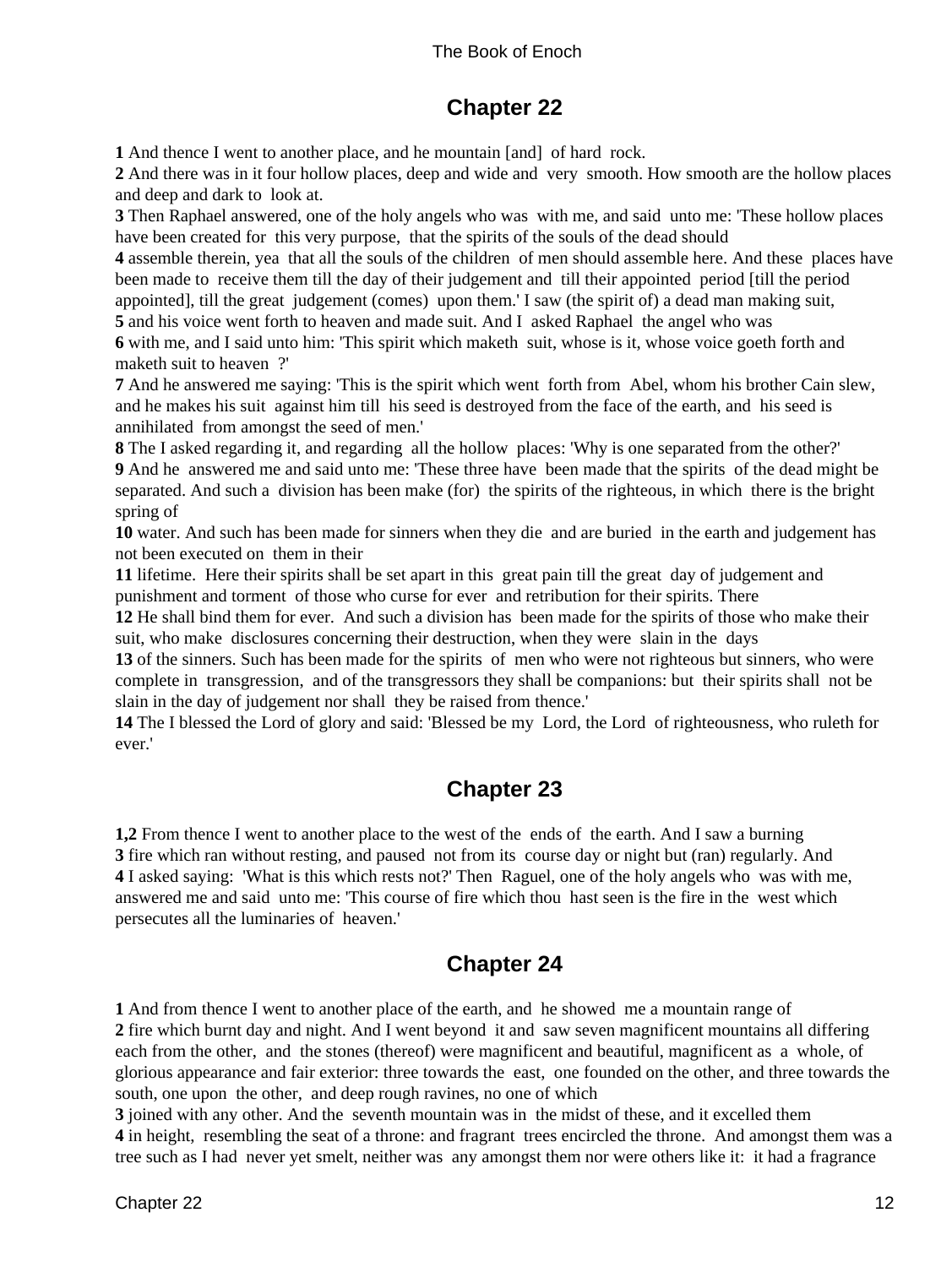## Chapter 22

**1** And thence I went to another place, and he mountain [and] of hard rock.
**2** And there was in it four hollow places, deep and wide and very smooth. How smooth are the hollow places and deep and dark to look at.
**3** Then Raphael answered, one of the holy angels who was with me, and said unto me: 'These hollow places have been created for this very purpose, that the spirits of the souls of the dead should
**4** assemble therein, yea that all the souls of the children of men should assemble here. And these places have been made to receive them till the day of their judgement and till their appointed period [till the period appointed], till the great judgement (comes) upon them.' I saw (the spirit of) a dead man making suit,
**5** and his voice went forth to heaven and made suit. And I asked Raphael the angel who was
**6** with me, and I said unto him: 'This spirit which maketh suit, whose is it, whose voice goeth forth and maketh suit to heaven ?'
**7** And he answered me saying: 'This is the spirit which went forth from Abel, whom his brother Cain slew, and he makes his suit against him till his seed is destroyed from the face of the earth, and his seed is annihilated from amongst the seed of men.'
**8** The I asked regarding it, and regarding all the hollow places: 'Why is one separated from the other?'
**9** And he answered me and said unto me: 'These three have been made that the spirits of the dead might be separated. And such a division has been make (for) the spirits of the righteous, in which there is the bright spring of
**10** water. And such has been made for sinners when they die and are buried in the earth and judgement has not been executed on them in their
**11** lifetime. Here their spirits shall be set apart in this great pain till the great day of judgement and punishment and torment of those who curse for ever and retribution for their spirits. There
**12** He shall bind them for ever. And such a division has been made for the spirits of those who make their suit, who make disclosures concerning their destruction, when they were slain in the days
**13** of the sinners. Such has been made for the spirits of men who were not righteous but sinners, who were complete in transgression, and of the transgressors they shall be companions: but their spirits shall not be slain in the day of judgement nor shall they be raised from thence.'
**14** The I blessed the Lord of glory and said: 'Blessed be my Lord, the Lord of righteousness, who ruleth for ever.'

## Chapter 23

**1,2** From thence I went to another place to the west of the ends of the earth. And I saw a burning
**3** fire which ran without resting, and paused not from its course day or night but (ran) regularly. And
**4** I asked saying: 'What is this which rests not?' Then Raguel, one of the holy angels who was with me, answered me and said unto me: 'This course of fire which thou hast seen is the fire in the west which persecutes all the luminaries of heaven.'

## Chapter 24

**1** And from thence I went to another place of the earth, and he showed me a mountain range of
**2** fire which burnt day and night. And I went beyond it and saw seven magnificent mountains all differing each from the other, and the stones (thereof) were magnificent and beautiful, magnificent as a whole, of glorious appearance and fair exterior: three towards the east, one founded on the other, and three towards the south, one upon the other, and deep rough ravines, no one of which
**3** joined with any other. And the seventh mountain was in the midst of these, and it excelled them
**4** in height, resembling the seat of a throne: and fragrant trees encircled the throne. And amongst them was a tree such as I had never yet smelt, neither was any amongst them nor were others like it: it had a fragrance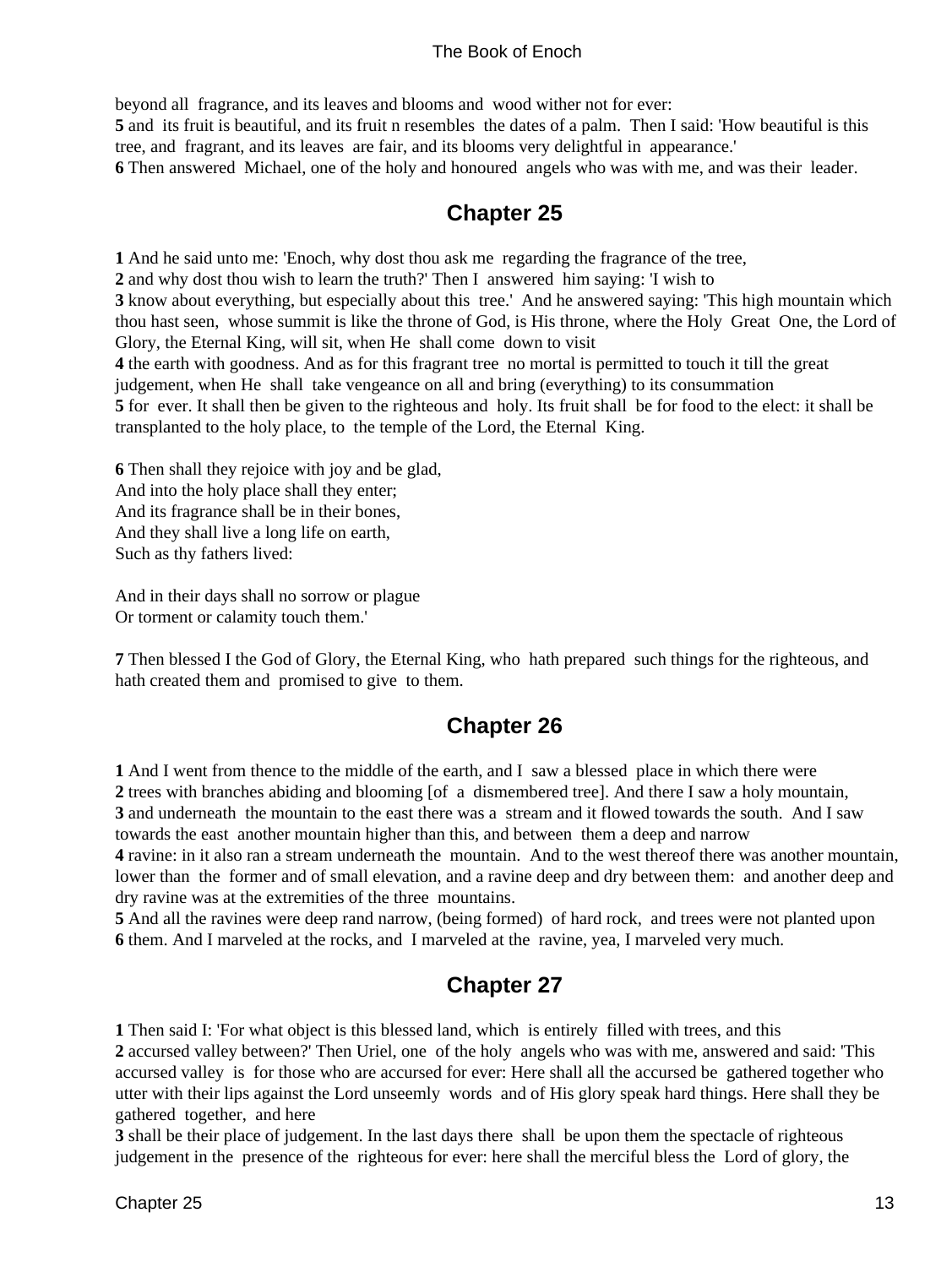beyond all fragrance, and its leaves and blooms and wood wither not for ever:
**5** and its fruit is beautiful, and its fruit n resembles the dates of a palm. Then I said: 'How beautiful is this tree, and fragrant, and its leaves are fair, and its blooms very delightful in appearance.'
**6** Then answered Michael, one of the holy and honoured angels who was with me, and was their leader.

## Chapter 25

**1** And he said unto me: 'Enoch, why dost thou ask me regarding the fragrance of the tree,
**2** and why dost thou wish to learn the truth?' Then I answered him saying: 'I wish to
**3** know about everything, but especially about this tree.' And he answered saying: 'This high mountain which thou hast seen, whose summit is like the throne of God, is His throne, where the Holy Great One, the Lord of Glory, the Eternal King, will sit, when He shall come down to visit
**4** the earth with goodness. And as for this fragrant tree no mortal is permitted to touch it till the great judgement, when He shall take vengeance on all and bring (everything) to its consummation
**5** for ever. It shall then be given to the righteous and holy. Its fruit shall be for food to the elect: it shall be transplanted to the holy place, to the temple of the Lord, the Eternal King.

**6** Then shall they rejoice with joy and be glad,
And into the holy place shall they enter;
And its fragrance shall be in their bones,
And they shall live a long life on earth,
Such as thy fathers lived:

And in their days shall no sorrow or plague
Or torment or calamity touch them.'

**7** Then blessed I the God of Glory, the Eternal King, who hath prepared such things for the righteous, and hath created them and promised to give to them.

## Chapter 26

**1** And I went from thence to the middle of the earth, and I saw a blessed place in which there were
**2** trees with branches abiding and blooming [of a dismembered tree]. And there I saw a holy mountain,
**3** and underneath the mountain to the east there was a stream and it flowed towards the south. And I saw towards the east another mountain higher than this, and between them a deep and narrow
**4** ravine: in it also ran a stream underneath the mountain. And to the west thereof there was another mountain, lower than the former and of small elevation, and a ravine deep and dry between them: and another deep and dry ravine was at the extremities of the three mountains.
**5** And all the ravines were deep rand narrow, (being formed) of hard rock, and trees were not planted upon
**6** them. And I marveled at the rocks, and I marveled at the ravine, yea, I marveled very much.

## Chapter 27

**1** Then said I: 'For what object is this blessed land, which is entirely filled with trees, and this
**2** accursed valley between?' Then Uriel, one of the holy angels who was with me, answered and said: 'This accursed valley is for those who are accursed for ever: Here shall all the accursed be gathered together who utter with their lips against the Lord unseemly words and of His glory speak hard things. Here shall they be gathered together, and here
**3** shall be their place of judgement. In the last days there shall be upon them the spectacle of righteous judgement in the presence of the righteous for ever: here shall the merciful bless the Lord of glory, the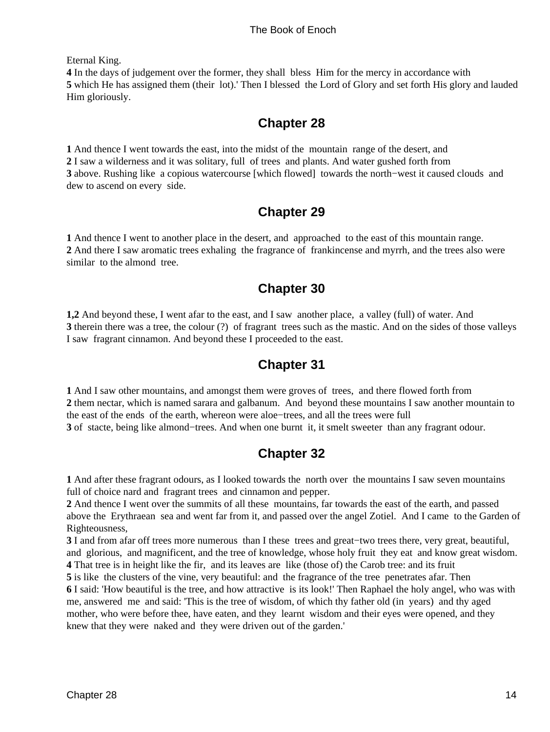Eternal King.
**4** In the days of judgement over the former, they shall bless Him for the mercy in accordance with
**5** which He has assigned them (their lot).' Then I blessed the Lord of Glory and set forth His glory and lauded Him gloriously.

## Chapter 28

**1** And thence I went towards the east, into the midst of the mountain range of the desert, and
**2** I saw a wilderness and it was solitary, full of trees and plants. And water gushed forth from
**3** above. Rushing like a copious watercourse [which flowed] towards the north−west it caused clouds and dew to ascend on every side.

## Chapter 29

**1** And thence I went to another place in the desert, and approached to the east of this mountain range.
**2** And there I saw aromatic trees exhaling the fragrance of frankincense and myrrh, and the trees also were similar to the almond tree.

## Chapter 30

**1,2** And beyond these, I went afar to the east, and I saw another place, a valley (full) of water. And
**3** therein there was a tree, the colour (?) of fragrant trees such as the mastic. And on the sides of those valleys I saw fragrant cinnamon. And beyond these I proceeded to the east.

## Chapter 31

**1** And I saw other mountains, and amongst them were groves of trees, and there flowed forth from
**2** them nectar, which is named sarara and galbanum. And beyond these mountains I saw another mountain to the east of the ends of the earth, whereon were aloe−trees, and all the trees were full
**3** of stacte, being like almond−trees. And when one burnt it, it smelt sweeter than any fragrant odour.

## Chapter 32

**1** And after these fragrant odours, as I looked towards the north over the mountains I saw seven mountains full of choice nard and fragrant trees and cinnamon and pepper.
**2** And thence I went over the summits of all these mountains, far towards the east of the earth, and passed above the Erythraean sea and went far from it, and passed over the angel Zotiel. And I came to the Garden of Righteousness,
**3** I and from afar off trees more numerous than I these trees and great−two trees there, very great, beautiful, and glorious, and magnificent, and the tree of knowledge, whose holy fruit they eat and know great wisdom.
**4** That tree is in height like the fir, and its leaves are like (those of) the Carob tree: and its fruit
**5** is like the clusters of the vine, very beautiful: and the fragrance of the tree penetrates afar. Then
**6** I said: 'How beautiful is the tree, and how attractive is its look!' Then Raphael the holy angel, who was with me, answered me and said: 'This is the tree of wisdom, of which thy father old (in years) and thy aged mother, who were before thee, have eaten, and they learnt wisdom and their eyes were opened, and they knew that they were naked and they were driven out of the garden.'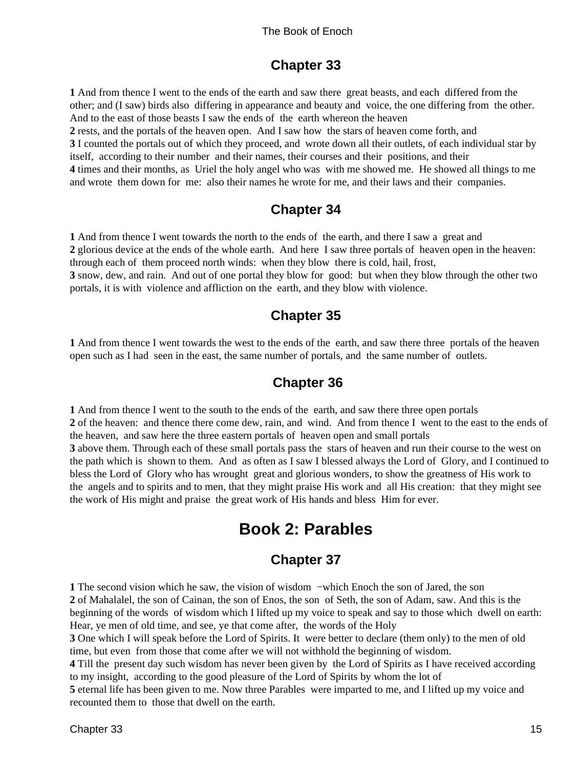## Chapter 33

**1** And from thence I went to the ends of the earth and saw there great beasts, and each differed from the other; and (I saw) birds also differing in appearance and beauty and voice, the one differing from the other. And to the east of those beasts I saw the ends of the earth whereon the heaven
**2** rests, and the portals of the heaven open. And I saw how the stars of heaven come forth, and
**3** I counted the portals out of which they proceed, and wrote down all their outlets, of each individual star by itself, according to their number and their names, their courses and their positions, and their
**4** times and their months, as Uriel the holy angel who was with me showed me. He showed all things to me and wrote them down for me: also their names he wrote for me, and their laws and their companies.

## Chapter 34

**1** And from thence I went towards the north to the ends of the earth, and there I saw a great and
**2** glorious device at the ends of the whole earth. And here I saw three portals of heaven open in the heaven: through each of them proceed north winds: when they blow there is cold, hail, frost,
**3** snow, dew, and rain. And out of one portal they blow for good: but when they blow through the other two portals, it is with violence and affliction on the earth, and they blow with violence.

## Chapter 35

**1** And from thence I went towards the west to the ends of the earth, and saw there three portals of the heaven open such as I had seen in the east, the same number of portals, and the same number of outlets.

## Chapter 36

**1** And from thence I went to the south to the ends of the earth, and saw there three open portals
**2** of the heaven: and thence there come dew, rain, and wind. And from thence I went to the east to the ends of the heaven, and saw here the three eastern portals of heaven open and small portals
**3** above them. Through each of these small portals pass the stars of heaven and run their course to the west on the path which is shown to them. And as often as I saw I blessed always the Lord of Glory, and I continued to bless the Lord of Glory who has wrought great and glorious wonders, to show the greatness of His work to the angels and to spirits and to men, that they might praise His work and all His creation: that they might see the work of His might and praise the great work of His hands and bless Him for ever.

# Book 2: Parables

## Chapter 37

**1** The second vision which he saw, the vision of wisdom −which Enoch the son of Jared, the son
**2** of Mahalalel, the son of Cainan, the son of Enos, the son of Seth, the son of Adam, saw. And this is the beginning of the words of wisdom which I lifted up my voice to speak and say to those which dwell on earth: Hear, ye men of old time, and see, ye that come after, the words of the Holy
**3** One which I will speak before the Lord of Spirits. It were better to declare (them only) to the men of old time, but even from those that come after we will not withhold the beginning of wisdom.
**4** Till the present day such wisdom has never been given by the Lord of Spirits as I have received according to my insight, according to the good pleasure of the Lord of Spirits by whom the lot of
**5** eternal life has been given to me. Now three Parables were imparted to me, and I lifted up my voice and recounted them to those that dwell on the earth.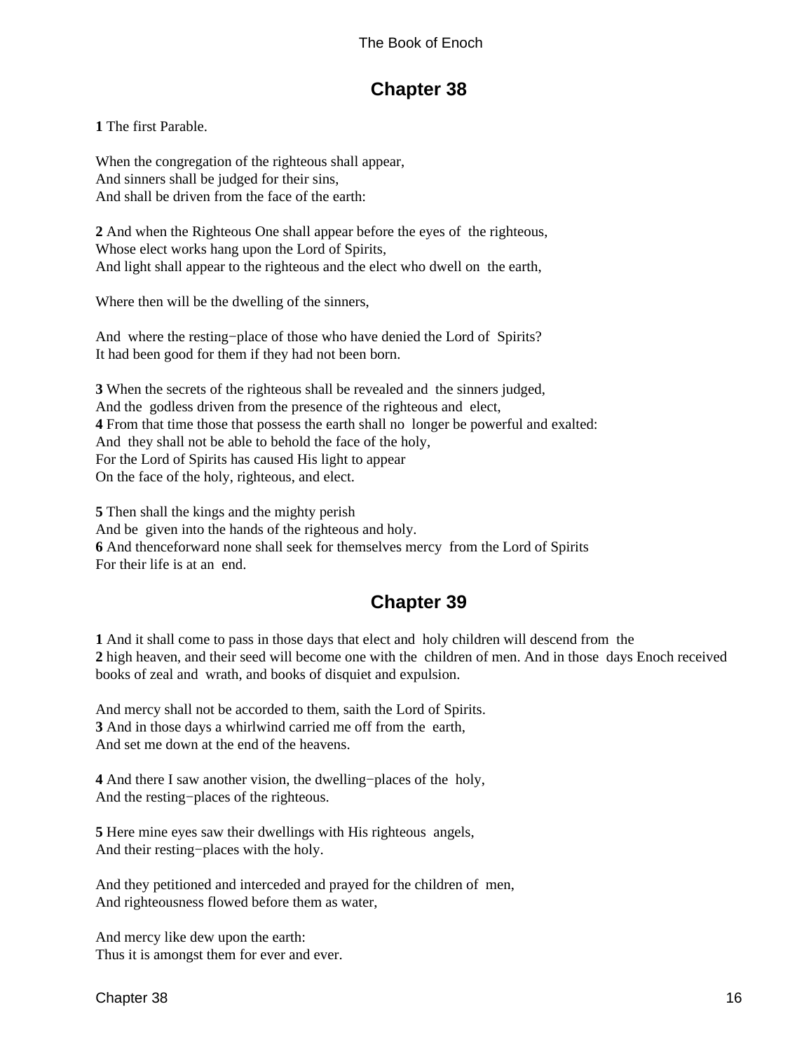## Chapter 38

**1** The first Parable.

When the congregation of the righteous shall appear,
And sinners shall be judged for their sins,
And shall be driven from the face of the earth:

**2** And when the Righteous One shall appear before the eyes of the righteous,
Whose elect works hang upon the Lord of Spirits,
And light shall appear to the righteous and the elect who dwell on the earth,

Where then will be the dwelling of the sinners,

And where the resting−place of those who have denied the Lord of Spirits?
It had been good for them if they had not been born.

**3** When the secrets of the righteous shall be revealed and the sinners judged,
And the godless driven from the presence of the righteous and elect,
**4** From that time those that possess the earth shall no longer be powerful and exalted:
And they shall not be able to behold the face of the holy,
For the Lord of Spirits has caused His light to appear
On the face of the holy, righteous, and elect.

**5** Then shall the kings and the mighty perish
And be given into the hands of the righteous and holy.
**6** And thenceforward none shall seek for themselves mercy from the Lord of Spirits
For their life is at an end.

## Chapter 39

**1** And it shall come to pass in those days that elect and holy children will descend from the
**2** high heaven, and their seed will become one with the children of men. And in those days Enoch received books of zeal and wrath, and books of disquiet and expulsion.

And mercy shall not be accorded to them, saith the Lord of Spirits.
**3** And in those days a whirlwind carried me off from the earth,
And set me down at the end of the heavens.

**4** And there I saw another vision, the dwelling−places of the holy,
And the resting−places of the righteous.

**5** Here mine eyes saw their dwellings with His righteous angels,
And their resting−places with the holy.

And they petitioned and interceded and prayed for the children of men,
And righteousness flowed before them as water,

And mercy like dew upon the earth:
Thus it is amongst them for ever and ever.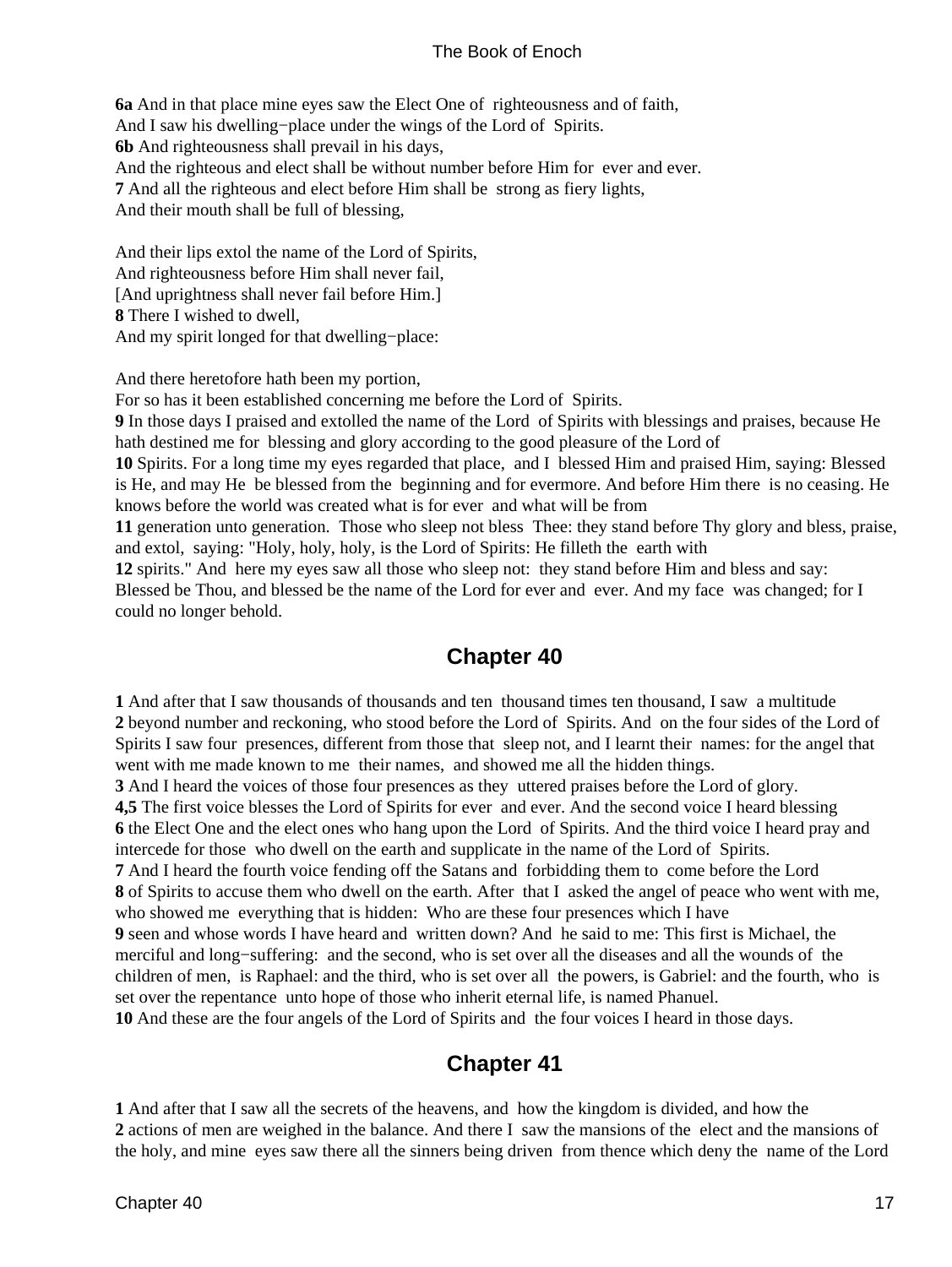**6a** And in that place mine eyes saw the Elect One of righteousness and of faith,
And I saw his dwelling−place under the wings of the Lord of Spirits.
**6b** And righteousness shall prevail in his days,
And the righteous and elect shall be without number before Him for ever and ever.
**7** And all the righteous and elect before Him shall be strong as fiery lights,
And their mouth shall be full of blessing,

And their lips extol the name of the Lord of Spirits,
And righteousness before Him shall never fail,
[And uprightness shall never fail before Him.]
**8** There I wished to dwell,
And my spirit longed for that dwelling−place:

And there heretofore hath been my portion,
For so has it been established concerning me before the Lord of Spirits.
**9** In those days I praised and extolled the name of the Lord of Spirits with blessings and praises, because He hath destined me for blessing and glory according to the good pleasure of the Lord of
**10** Spirits. For a long time my eyes regarded that place, and I blessed Him and praised Him, saying: Blessed is He, and may He be blessed from the beginning and for evermore. And before Him there is no ceasing. He knows before the world was created what is for ever and what will be from
**11** generation unto generation. Those who sleep not bless Thee: they stand before Thy glory and bless, praise, and extol, saying: "Holy, holy, holy, is the Lord of Spirits: He filleth the earth with
**12** spirits." And here my eyes saw all those who sleep not: they stand before Him and bless and say: Blessed be Thou, and blessed be the name of the Lord for ever and ever. And my face was changed; for I could no longer behold.

## Chapter 40

**1** And after that I saw thousands of thousands and ten thousand times ten thousand, I saw a multitude
**2** beyond number and reckoning, who stood before the Lord of Spirits. And on the four sides of the Lord of Spirits I saw four presences, different from those that sleep not, and I learnt their names: for the angel that went with me made known to me their names, and showed me all the hidden things.
**3** And I heard the voices of those four presences as they uttered praises before the Lord of glory.
**4,5** The first voice blesses the Lord of Spirits for ever and ever. And the second voice I heard blessing
**6** the Elect One and the elect ones who hang upon the Lord of Spirits. And the third voice I heard pray and intercede for those who dwell on the earth and supplicate in the name of the Lord of Spirits.
**7** And I heard the fourth voice fending off the Satans and forbidding them to come before the Lord
**8** of Spirits to accuse them who dwell on the earth. After that I asked the angel of peace who went with me, who showed me everything that is hidden: Who are these four presences which I have
**9** seen and whose words I have heard and written down? And he said to me: This first is Michael, the merciful and long−suffering: and the second, who is set over all the diseases and all the wounds of the children of men, is Raphael: and the third, who is set over all the powers, is Gabriel: and the fourth, who is set over the repentance unto hope of those who inherit eternal life, is named Phanuel.
**10** And these are the four angels of the Lord of Spirits and the four voices I heard in those days.

## Chapter 41

**1** And after that I saw all the secrets of the heavens, and how the kingdom is divided, and how the
**2** actions of men are weighed in the balance. And there I saw the mansions of the elect and the mansions of the holy, and mine eyes saw there all the sinners being driven from thence which deny the name of the Lord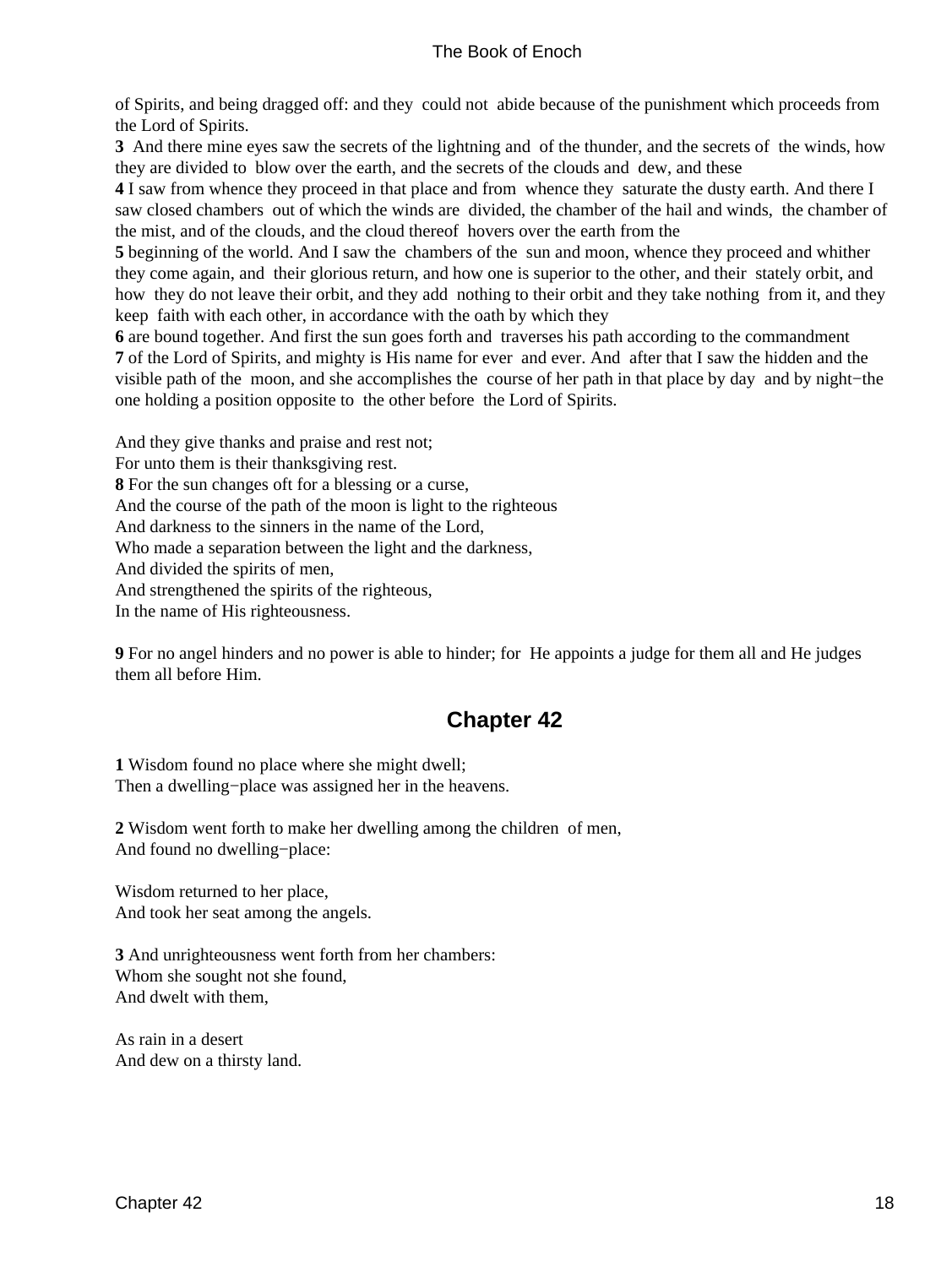of Spirits, and being dragged off: and they could not abide because of the punishment which proceeds from the Lord of Spirits.

**3** And there mine eyes saw the secrets of the lightning and of the thunder, and the secrets of the winds, how they are divided to blow over the earth, and the secrets of the clouds and dew, and these

**4** I saw from whence they proceed in that place and from whence they saturate the dusty earth. And there I saw closed chambers out of which the winds are divided, the chamber of the hail and winds, the chamber of the mist, and of the clouds, and the cloud thereof hovers over the earth from the

**5** beginning of the world. And I saw the chambers of the sun and moon, whence they proceed and whither they come again, and their glorious return, and how one is superior to the other, and their stately orbit, and how they do not leave their orbit, and they add nothing to their orbit and they take nothing from it, and they keep faith with each other, in accordance with the oath by which they

**6** are bound together. And first the sun goes forth and traverses his path according to the commandment

**7** of the Lord of Spirits, and mighty is His name for ever and ever. And after that I saw the hidden and the visible path of the moon, and she accomplishes the course of her path in that place by day and by night−the one holding a position opposite to the other before the Lord of Spirits.

And they give thanks and praise and rest not;
For unto them is their thanksgiving rest.
**8** For the sun changes oft for a blessing or a curse,
And the course of the path of the moon is light to the righteous
And darkness to the sinners in the name of the Lord,
Who made a separation between the light and the darkness,
And divided the spirits of men,
And strengthened the spirits of the righteous,
In the name of His righteousness.

**9** For no angel hinders and no power is able to hinder; for He appoints a judge for them all and He judges them all before Him.

## Chapter 42

**1** Wisdom found no place where she might dwell;
Then a dwelling−place was assigned her in the heavens.

**2** Wisdom went forth to make her dwelling among the children of men,
And found no dwelling−place:

Wisdom returned to her place,
And took her seat among the angels.

**3** And unrighteousness went forth from her chambers:
Whom she sought not she found,
And dwelt with them,

As rain in a desert
And dew on a thirsty land.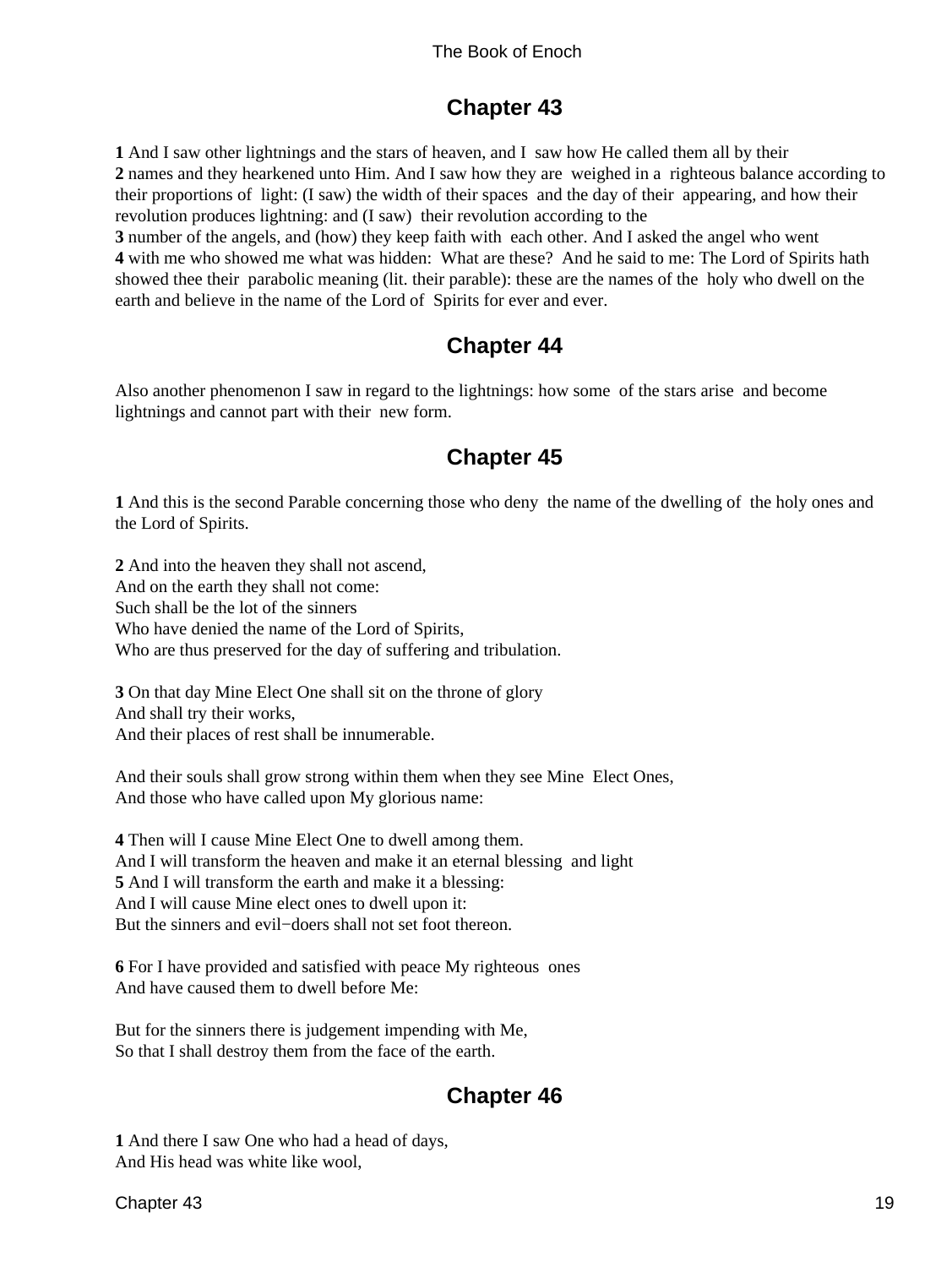## Chapter 43

**1** And I saw other lightnings and the stars of heaven, and I saw how He called them all by their **2** names and they hearkened unto Him. And I saw how they are weighed in a righteous balance according to their proportions of light: (I saw) the width of their spaces and the day of their appearing, and how their revolution produces lightning: and (I saw) their revolution according to the **3** number of the angels, and (how) they keep faith with each other. And I asked the angel who went **4** with me who showed me what was hidden: What are these? And he said to me: The Lord of Spirits hath showed thee their parabolic meaning (lit. their parable): these are the names of the holy who dwell on the earth and believe in the name of the Lord of Spirits for ever and ever.

## Chapter 44

Also another phenomenon I saw in regard to the lightnings: how some of the stars arise and become lightnings and cannot part with their new form.

## Chapter 45

**1** And this is the second Parable concerning those who deny the name of the dwelling of the holy ones and the Lord of Spirits.

**2** And into the heaven they shall not ascend,
And on the earth they shall not come:
Such shall be the lot of the sinners
Who have denied the name of the Lord of Spirits,
Who are thus preserved for the day of suffering and tribulation.

**3** On that day Mine Elect One shall sit on the throne of glory
And shall try their works,
And their places of rest shall be innumerable.

And their souls shall grow strong within them when they see Mine Elect Ones,
And those who have called upon My glorious name:

**4** Then will I cause Mine Elect One to dwell among them.
And I will transform the heaven and make it an eternal blessing and light
**5** And I will transform the earth and make it a blessing:
And I will cause Mine elect ones to dwell upon it:
But the sinners and evil−doers shall not set foot thereon.

**6** For I have provided and satisfied with peace My righteous ones
And have caused them to dwell before Me:

But for the sinners there is judgement impending with Me,
So that I shall destroy them from the face of the earth.

## Chapter 46

**1** And there I saw One who had a head of days,
And His head was white like wool,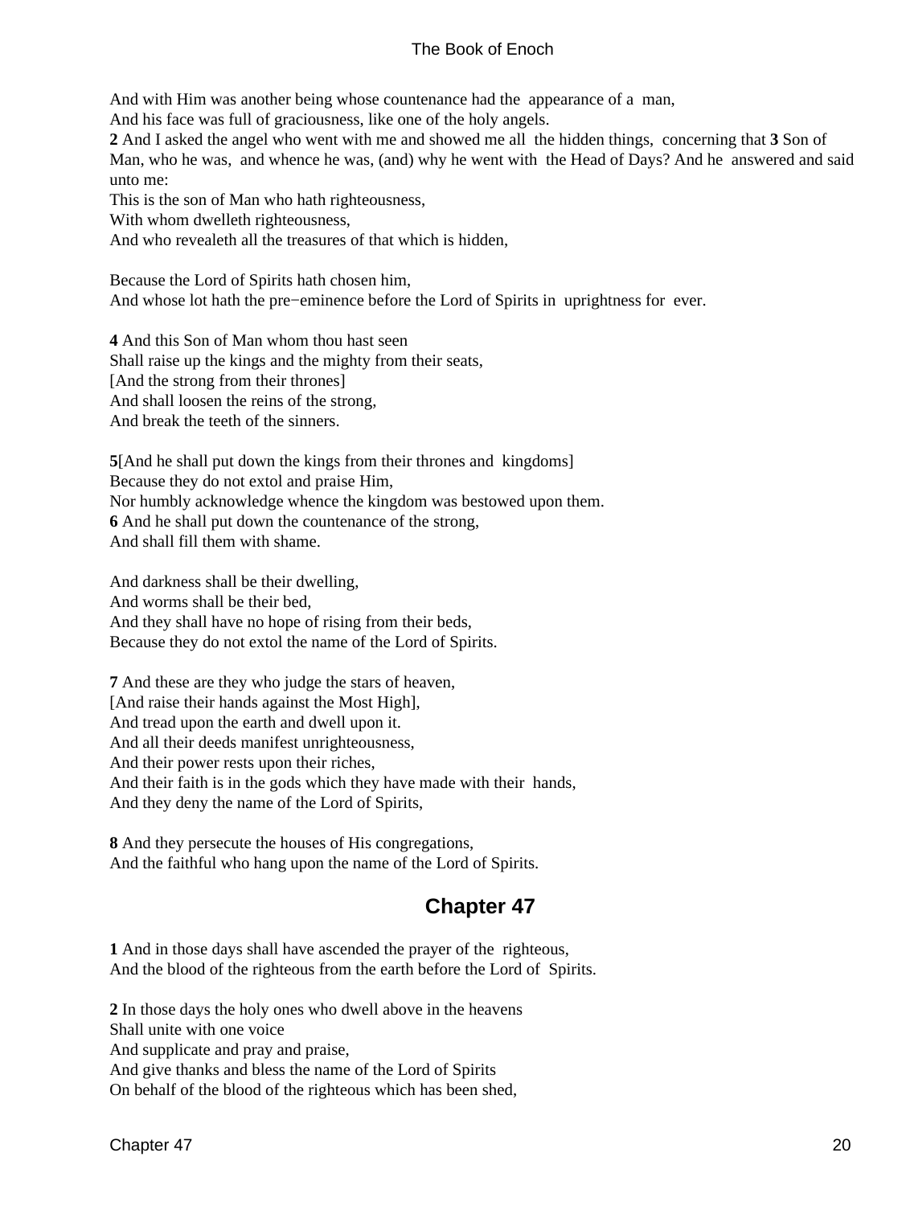And with Him was another being whose countenance had the appearance of a man,
And his face was full of graciousness, like one of the holy angels.
**2** And I asked the angel who went with me and showed me all the hidden things, concerning that **3** Son of Man, who he was, and whence he was, (and) why he went with the Head of Days? And he answered and said unto me:
This is the son of Man who hath righteousness,
With whom dwelleth righteousness,
And who revealeth all the treasures of that which is hidden,

Because the Lord of Spirits hath chosen him,
And whose lot hath the pre−eminence before the Lord of Spirits in uprightness for ever.

**4** And this Son of Man whom thou hast seen
Shall raise up the kings and the mighty from their seats,
[And the strong from their thrones]
And shall loosen the reins of the strong,
And break the teeth of the sinners.

**5**[And he shall put down the kings from their thrones and kingdoms]
Because they do not extol and praise Him,
Nor humbly acknowledge whence the kingdom was bestowed upon them.
**6** And he shall put down the countenance of the strong,
And shall fill them with shame.

And darkness shall be their dwelling,
And worms shall be their bed,
And they shall have no hope of rising from their beds,
Because they do not extol the name of the Lord of Spirits.

**7** And these are they who judge the stars of heaven,
[And raise their hands against the Most High],
And tread upon the earth and dwell upon it.
And all their deeds manifest unrighteousness,
And their power rests upon their riches,
And their faith is in the gods which they have made with their hands,
And they deny the name of the Lord of Spirits,

**8** And they persecute the houses of His congregations,
And the faithful who hang upon the name of the Lord of Spirits.

## Chapter 47

**1** And in those days shall have ascended the prayer of the righteous,
And the blood of the righteous from the earth before the Lord of Spirits.

**2** In those days the holy ones who dwell above in the heavens
Shall unite with one voice
And supplicate and pray and praise,
And give thanks and bless the name of the Lord of Spirits
On behalf of the blood of the righteous which has been shed,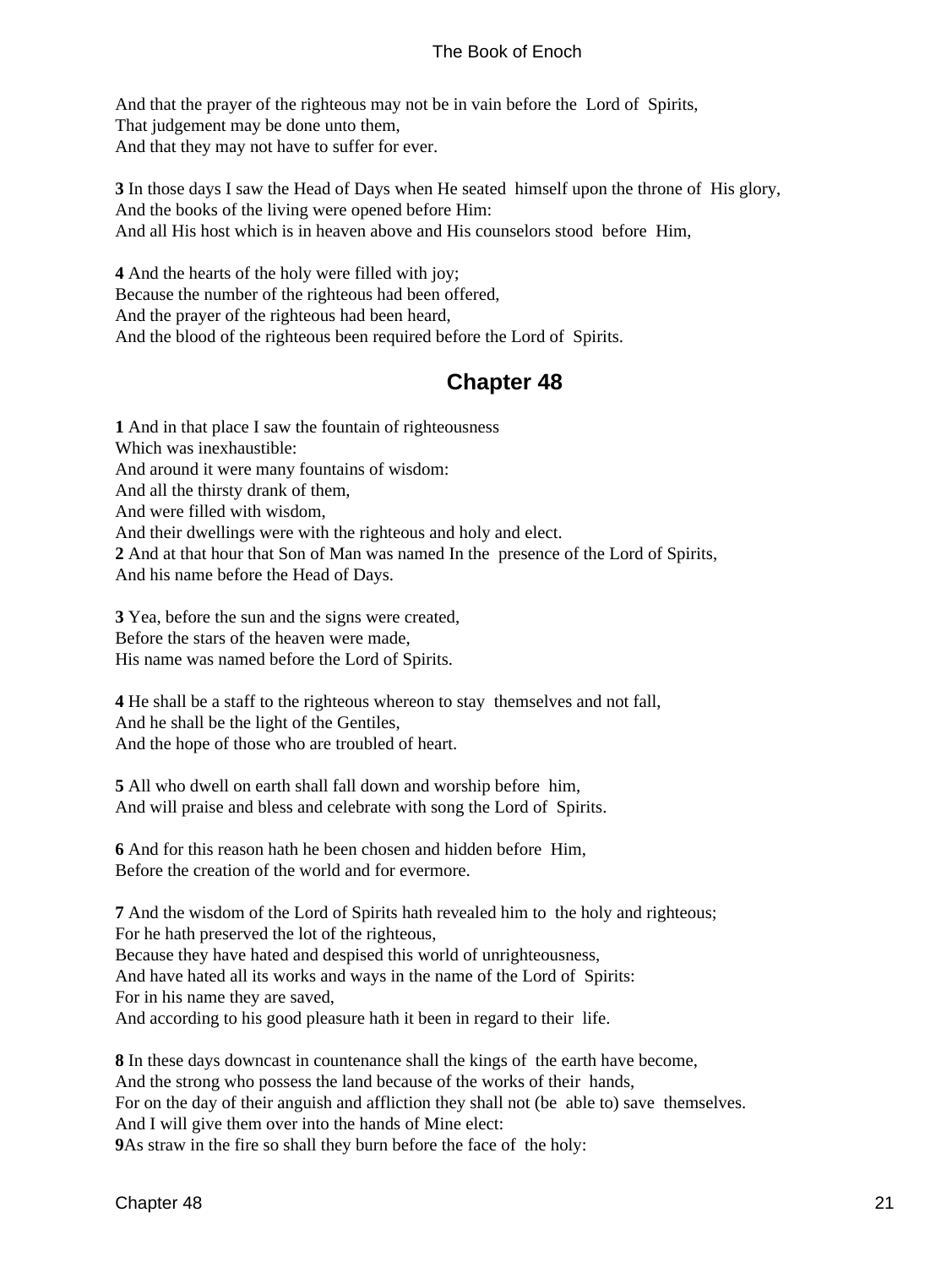And that the prayer of the righteous may not be in vain before the Lord of Spirits,
That judgement may be done unto them,
And that they may not have to suffer for ever.

**3** In those days I saw the Head of Days when He seated himself upon the throne of His glory,
And the books of the living were opened before Him:
And all His host which is in heaven above and His counselors stood before Him,

**4** And the hearts of the holy were filled with joy;
Because the number of the righteous had been offered,
And the prayer of the righteous had been heard,
And the blood of the righteous been required before the Lord of Spirits.

## Chapter 48

**1** And in that place I saw the fountain of righteousness
Which was inexhaustible:
And around it were many fountains of wisdom:
And all the thirsty drank of them,
And were filled with wisdom,
And their dwellings were with the righteous and holy and elect.
**2** And at that hour that Son of Man was named In the presence of the Lord of Spirits,
And his name before the Head of Days.

**3** Yea, before the sun and the signs were created,
Before the stars of the heaven were made,
His name was named before the Lord of Spirits.

**4** He shall be a staff to the righteous whereon to stay themselves and not fall,
And he shall be the light of the Gentiles,
And the hope of those who are troubled of heart.

**5** All who dwell on earth shall fall down and worship before him,
And will praise and bless and celebrate with song the Lord of Spirits.

**6** And for this reason hath he been chosen and hidden before Him,
Before the creation of the world and for evermore.

**7** And the wisdom of the Lord of Spirits hath revealed him to the holy and righteous;
For he hath preserved the lot of the righteous,
Because they have hated and despised this world of unrighteousness,
And have hated all its works and ways in the name of the Lord of Spirits:
For in his name they are saved,
And according to his good pleasure hath it been in regard to their life.

**8** In these days downcast in countenance shall the kings of the earth have become,
And the strong who possess the land because of the works of their hands,
For on the day of their anguish and affliction they shall not (be able to) save themselves.
And I will give them over into the hands of Mine elect:
**9**As straw in the fire so shall they burn before the face of the holy: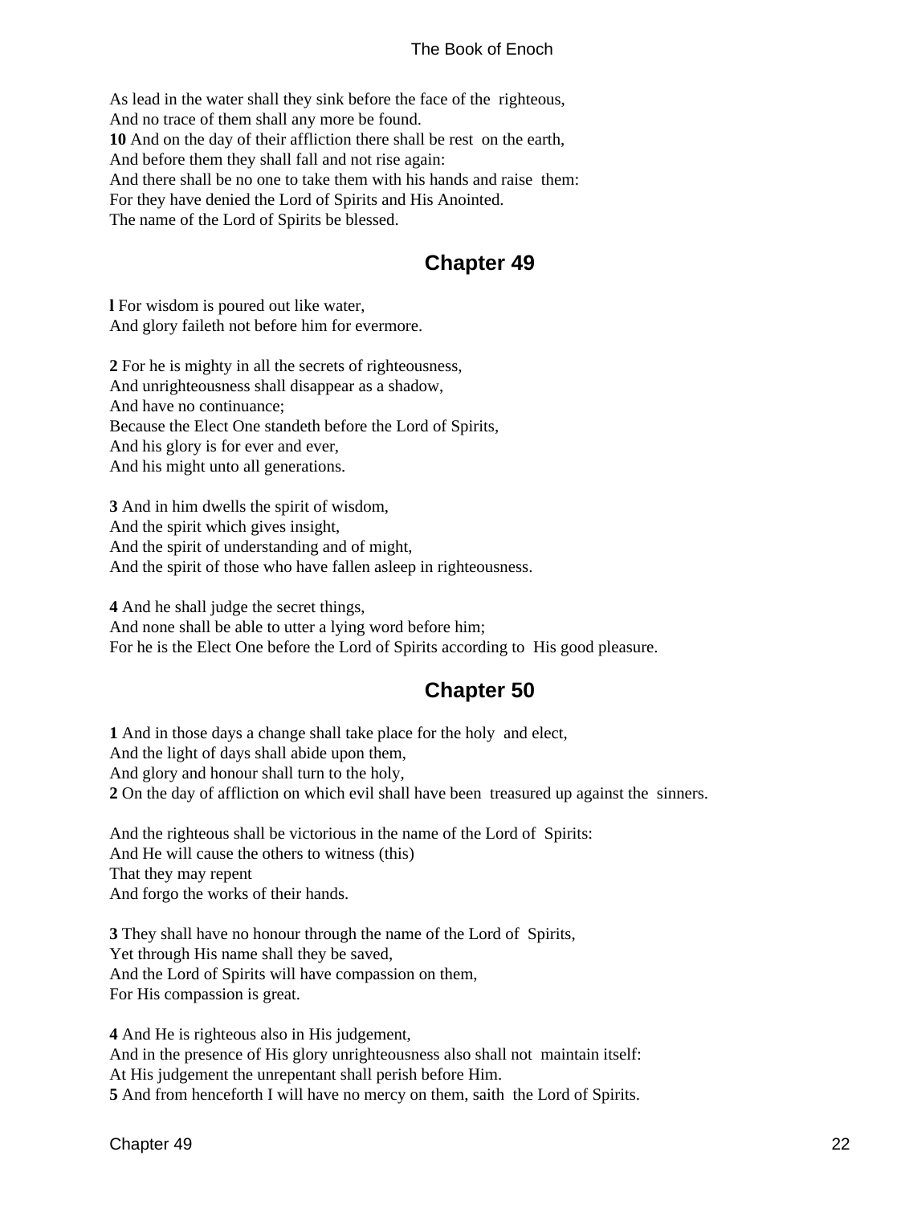As lead in the water shall they sink before the face of the righteous,
And no trace of them shall any more be found.
**10** And on the day of their affliction there shall be rest on the earth,
And before them they shall fall and not rise again:
And there shall be no one to take them with his hands and raise them:
For they have denied the Lord of Spirits and His Anointed.
The name of the Lord of Spirits be blessed.

## Chapter 49

**l** For wisdom is poured out like water,
And glory faileth not before him for evermore.

**2** For he is mighty in all the secrets of righteousness,
And unrighteousness shall disappear as a shadow,
And have no continuance;
Because the Elect One standeth before the Lord of Spirits,
And his glory is for ever and ever,
And his might unto all generations.

**3** And in him dwells the spirit of wisdom,
And the spirit which gives insight,
And the spirit of understanding and of might,
And the spirit of those who have fallen asleep in righteousness.

**4** And he shall judge the secret things,
And none shall be able to utter a lying word before him;
For he is the Elect One before the Lord of Spirits according to His good pleasure.

## Chapter 50

**1** And in those days a change shall take place for the holy and elect,
And the light of days shall abide upon them,
And glory and honour shall turn to the holy,
**2** On the day of affliction on which evil shall have been treasured up against the sinners.

And the righteous shall be victorious in the name of the Lord of Spirits:
And He will cause the others to witness (this)
That they may repent
And forgo the works of their hands.

**3** They shall have no honour through the name of the Lord of Spirits,
Yet through His name shall they be saved,
And the Lord of Spirits will have compassion on them,
For His compassion is great.

**4** And He is righteous also in His judgement,
And in the presence of His glory unrighteousness also shall not maintain itself:
At His judgement the unrepentant shall perish before Him.
**5** And from henceforth I will have no mercy on them, saith the Lord of Spirits.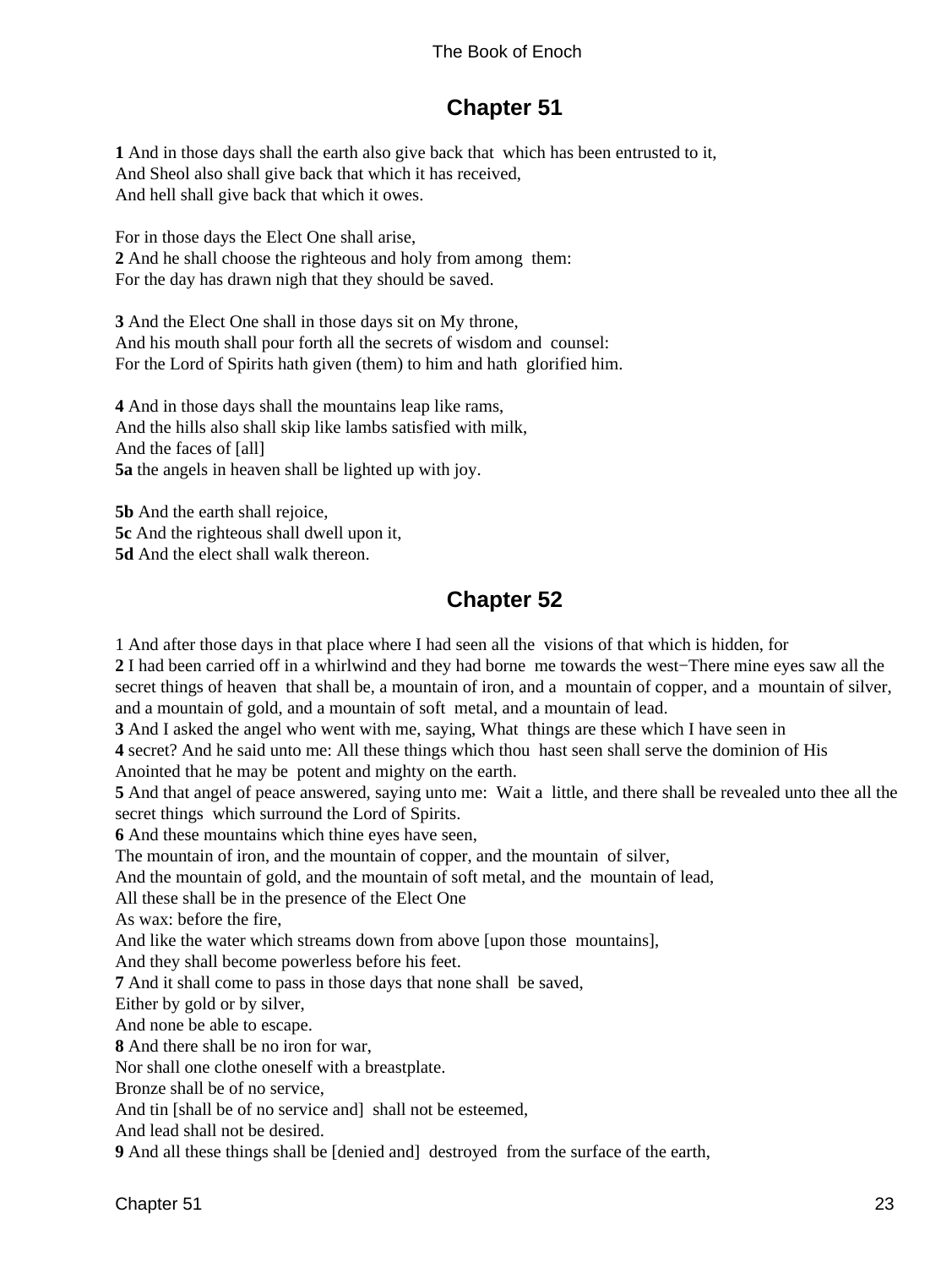## Chapter 51

**1** And in those days shall the earth also give back that which has been entrusted to it,
And Sheol also shall give back that which it has received,
And hell shall give back that which it owes.

For in those days the Elect One shall arise,
**2** And he shall choose the righteous and holy from among them:
For the day has drawn nigh that they should be saved.

**3** And the Elect One shall in those days sit on My throne,
And his mouth shall pour forth all the secrets of wisdom and counsel:
For the Lord of Spirits hath given (them) to him and hath glorified him.

**4** And in those days shall the mountains leap like rams,
And the hills also shall skip like lambs satisfied with milk,
And the faces of [all]
**5a** the angels in heaven shall be lighted up with joy.

**5b** And the earth shall rejoice,
**5c** And the righteous shall dwell upon it,
**5d** And the elect shall walk thereon.

## Chapter 52

1 And after those days in that place where I had seen all the visions of that which is hidden, for
**2** I had been carried off in a whirlwind and they had borne me towards the west−There mine eyes saw all the secret things of heaven that shall be, a mountain of iron, and a mountain of copper, and a mountain of silver, and a mountain of gold, and a mountain of soft metal, and a mountain of lead.
**3** And I asked the angel who went with me, saying, What things are these which I have seen in
**4** secret? And he said unto me: All these things which thou hast seen shall serve the dominion of His Anointed that he may be potent and mighty on the earth.
**5** And that angel of peace answered, saying unto me: Wait a little, and there shall be revealed unto thee all the secret things which surround the Lord of Spirits.
**6** And these mountains which thine eyes have seen,
The mountain of iron, and the mountain of copper, and the mountain of silver,
And the mountain of gold, and the mountain of soft metal, and the mountain of lead,
All these shall be in the presence of the Elect One
As wax: before the fire,
And like the water which streams down from above [upon those mountains],
And they shall become powerless before his feet.
**7** And it shall come to pass in those days that none shall be saved,
Either by gold or by silver,
And none be able to escape.
**8** And there shall be no iron for war,
Nor shall one clothe oneself with a breastplate.
Bronze shall be of no service,
And tin [shall be of no service and] shall not be esteemed,
And lead shall not be desired.
**9** And all these things shall be [denied and] destroyed from the surface of the earth,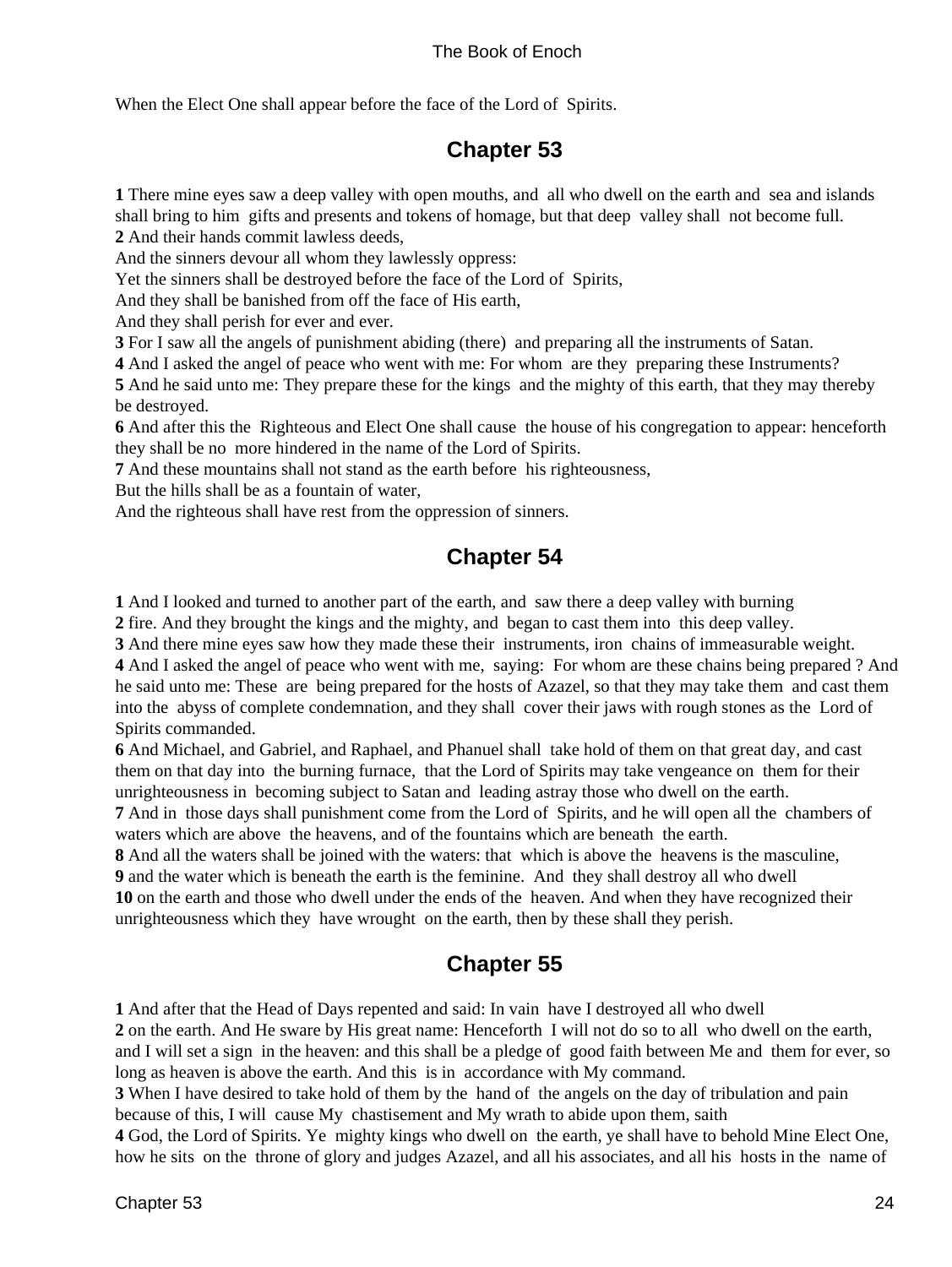When the Elect One shall appear before the face of the Lord of Spirits.

## Chapter 53

**1** There mine eyes saw a deep valley with open mouths, and all who dwell on the earth and sea and islands shall bring to him gifts and presents and tokens of homage, but that deep valley shall not become full.
**2** And their hands commit lawless deeds,
And the sinners devour all whom they lawlessly oppress:
Yet the sinners shall be destroyed before the face of the Lord of Spirits,
And they shall be banished from off the face of His earth,
And they shall perish for ever and ever.
**3** For I saw all the angels of punishment abiding (there) and preparing all the instruments of Satan.
**4** And I asked the angel of peace who went with me: For whom are they preparing these Instruments?
**5** And he said unto me: They prepare these for the kings and the mighty of this earth, that they may thereby be destroyed.
**6** And after this the Righteous and Elect One shall cause the house of his congregation to appear: henceforth they shall be no more hindered in the name of the Lord of Spirits.
**7** And these mountains shall not stand as the earth before his righteousness,
But the hills shall be as a fountain of water,
And the righteous shall have rest from the oppression of sinners.

## Chapter 54

**1** And I looked and turned to another part of the earth, and saw there a deep valley with burning
**2** fire. And they brought the kings and the mighty, and began to cast them into this deep valley.
**3** And there mine eyes saw how they made these their instruments, iron chains of immeasurable weight.
**4** And I asked the angel of peace who went with me, saying: For whom are these chains being prepared ? And he said unto me: These are being prepared for the hosts of Azazel, so that they may take them and cast them into the abyss of complete condemnation, and they shall cover their jaws with rough stones as the Lord of Spirits commanded.
**6** And Michael, and Gabriel, and Raphael, and Phanuel shall take hold of them on that great day, and cast them on that day into the burning furnace, that the Lord of Spirits may take vengeance on them for their unrighteousness in becoming subject to Satan and leading astray those who dwell on the earth.
**7** And in those days shall punishment come from the Lord of Spirits, and he will open all the chambers of waters which are above the heavens, and of the fountains which are beneath the earth.
**8** And all the waters shall be joined with the waters: that which is above the heavens is the masculine,
**9** and the water which is beneath the earth is the feminine. And they shall destroy all who dwell
**10** on the earth and those who dwell under the ends of the heaven. And when they have recognized their unrighteousness which they have wrought on the earth, then by these shall they perish.

## Chapter 55

**1** And after that the Head of Days repented and said: In vain have I destroyed all who dwell
**2** on the earth. And He sware by His great name: Henceforth I will not do so to all who dwell on the earth, and I will set a sign in the heaven: and this shall be a pledge of good faith between Me and them for ever, so long as heaven is above the earth. And this is in accordance with My command.
**3** When I have desired to take hold of them by the hand of the angels on the day of tribulation and pain because of this, I will cause My chastisement and My wrath to abide upon them, saith
**4** God, the Lord of Spirits. Ye mighty kings who dwell on the earth, ye shall have to behold Mine Elect One, how he sits on the throne of glory and judges Azazel, and all his associates, and all his hosts in the name of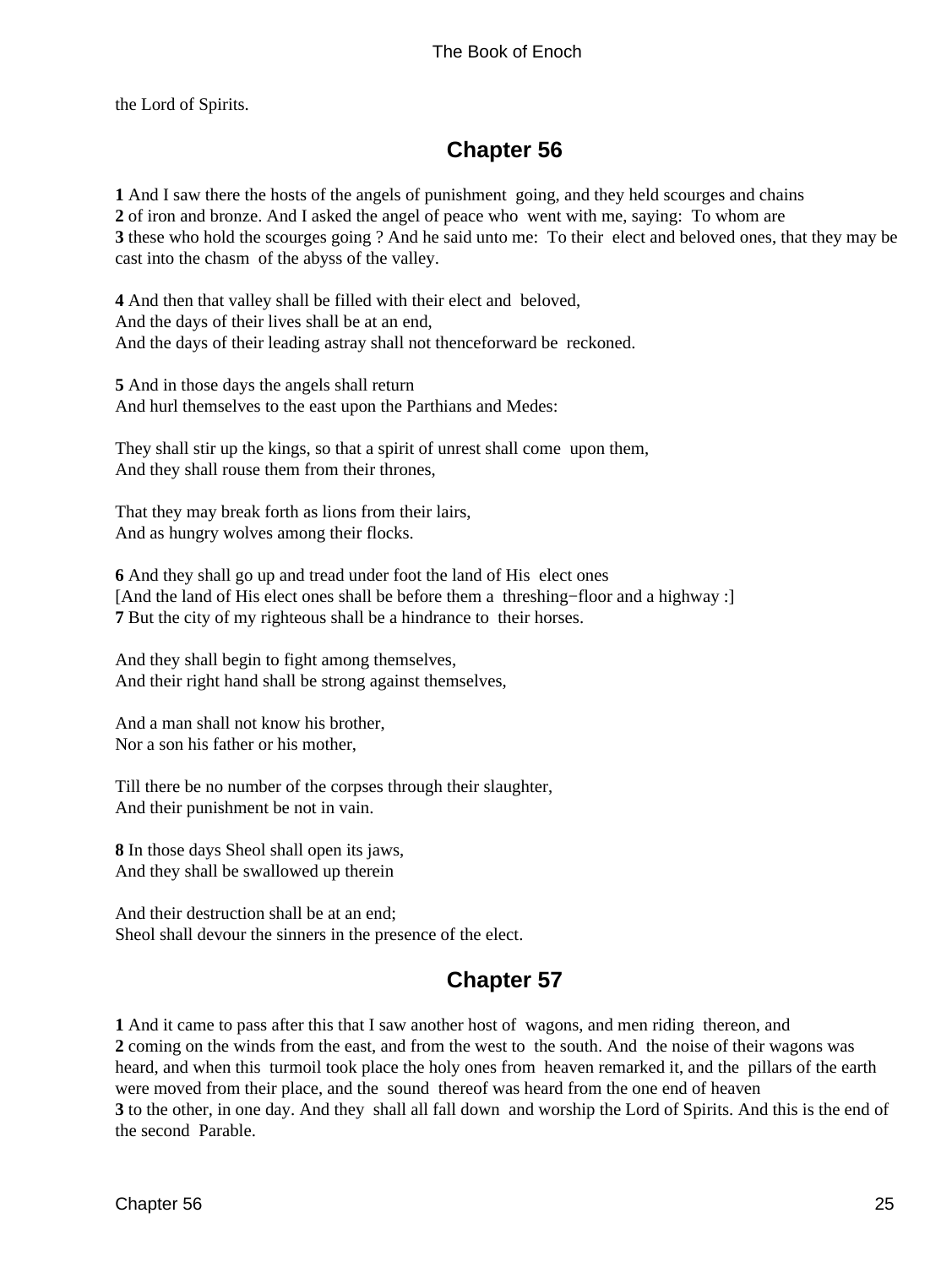the Lord of Spirits.

## Chapter 56

**1** And I saw there the hosts of the angels of punishment going, and they held scourges and chains
**2** of iron and bronze. And I asked the angel of peace who went with me, saying: To whom are
**3** these who hold the scourges going ? And he said unto me: To their elect and beloved ones, that they may be cast into the chasm of the abyss of the valley.

**4** And then that valley shall be filled with their elect and beloved,
And the days of their lives shall be at an end,
And the days of their leading astray shall not thenceforward be reckoned.

**5** And in those days the angels shall return
And hurl themselves to the east upon the Parthians and Medes:

They shall stir up the kings, so that a spirit of unrest shall come upon them,
And they shall rouse them from their thrones,

That they may break forth as lions from their lairs,
And as hungry wolves among their flocks.

**6** And they shall go up and tread under foot the land of His elect ones
[And the land of His elect ones shall be before them a threshing−floor and a highway :]
**7** But the city of my righteous shall be a hindrance to their horses.

And they shall begin to fight among themselves,
And their right hand shall be strong against themselves,

And a man shall not know his brother,
Nor a son his father or his mother,

Till there be no number of the corpses through their slaughter,
And their punishment be not in vain.

**8** In those days Sheol shall open its jaws,
And they shall be swallowed up therein

And their destruction shall be at an end;
Sheol shall devour the sinners in the presence of the elect.

## Chapter 57

**1** And it came to pass after this that I saw another host of wagons, and men riding thereon, and
**2** coming on the winds from the east, and from the west to the south. And the noise of their wagons was heard, and when this turmoil took place the holy ones from heaven remarked it, and the pillars of the earth were moved from their place, and the sound thereof was heard from the one end of heaven
**3** to the other, in one day. And they shall all fall down and worship the Lord of Spirits. And this is the end of the second Parable.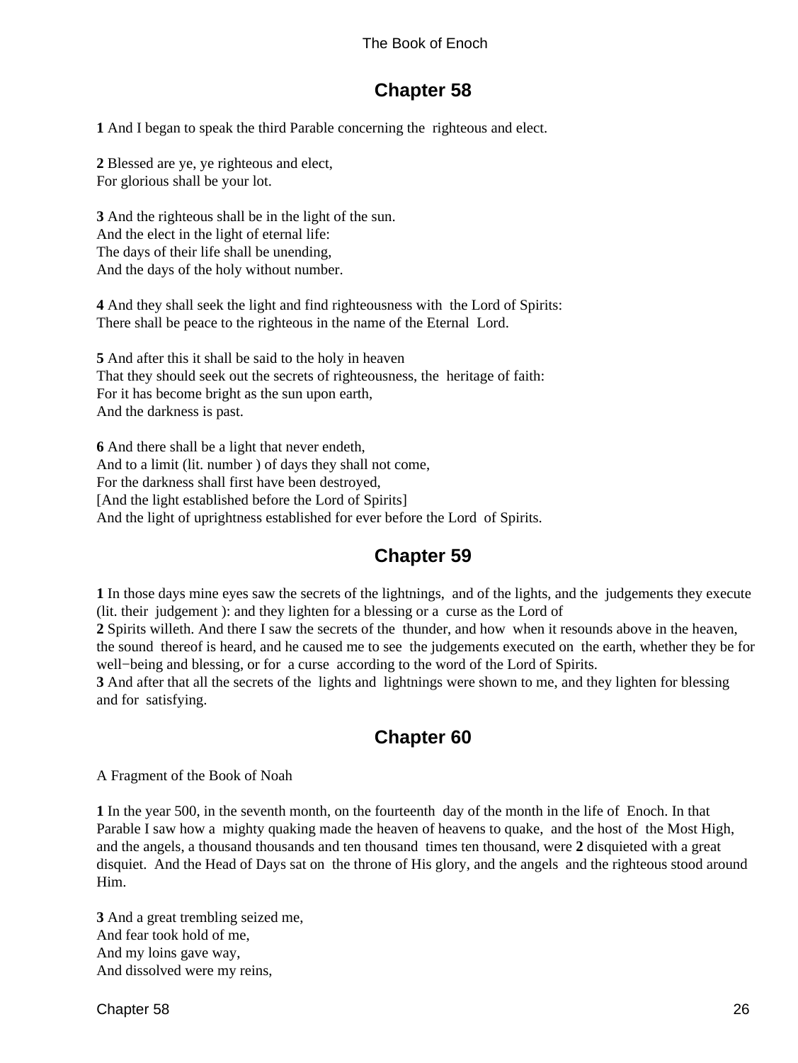## Chapter 58

**1** And I began to speak the third Parable concerning the righteous and elect.

**2** Blessed are ye, ye righteous and elect,
For glorious shall be your lot.

**3** And the righteous shall be in the light of the sun.
And the elect in the light of eternal life:
The days of their life shall be unending,
And the days of the holy without number.

**4** And they shall seek the light and find righteousness with the Lord of Spirits:
There shall be peace to the righteous in the name of the Eternal Lord.

**5** And after this it shall be said to the holy in heaven
That they should seek out the secrets of righteousness, the heritage of faith:
For it has become bright as the sun upon earth,
And the darkness is past.

**6** And there shall be a light that never endeth,
And to a limit (lit. number ) of days they shall not come,
For the darkness shall first have been destroyed,
[And the light established before the Lord of Spirits]
And the light of uprightness established for ever before the Lord of Spirits.

## Chapter 59

**1** In those days mine eyes saw the secrets of the lightnings, and of the lights, and the judgements they execute (lit. their judgement ): and they lighten for a blessing or a curse as the Lord of
**2** Spirits willeth. And there I saw the secrets of the thunder, and how when it resounds above in the heaven, the sound thereof is heard, and he caused me to see the judgements executed on the earth, whether they be for well−being and blessing, or for a curse according to the word of the Lord of Spirits.
**3** And after that all the secrets of the lights and lightnings were shown to me, and they lighten for blessing and for satisfying.

## Chapter 60

A Fragment of the Book of Noah

**1** In the year 500, in the seventh month, on the fourteenth day of the month in the life of Enoch. In that Parable I saw how a mighty quaking made the heaven of heavens to quake, and the host of the Most High, and the angels, a thousand thousands and ten thousand times ten thousand, were **2** disquieted with a great disquiet. And the Head of Days sat on the throne of His glory, and the angels and the righteous stood around Him.

**3** And a great trembling seized me,
And fear took hold of me,
And my loins gave way,
And dissolved were my reins,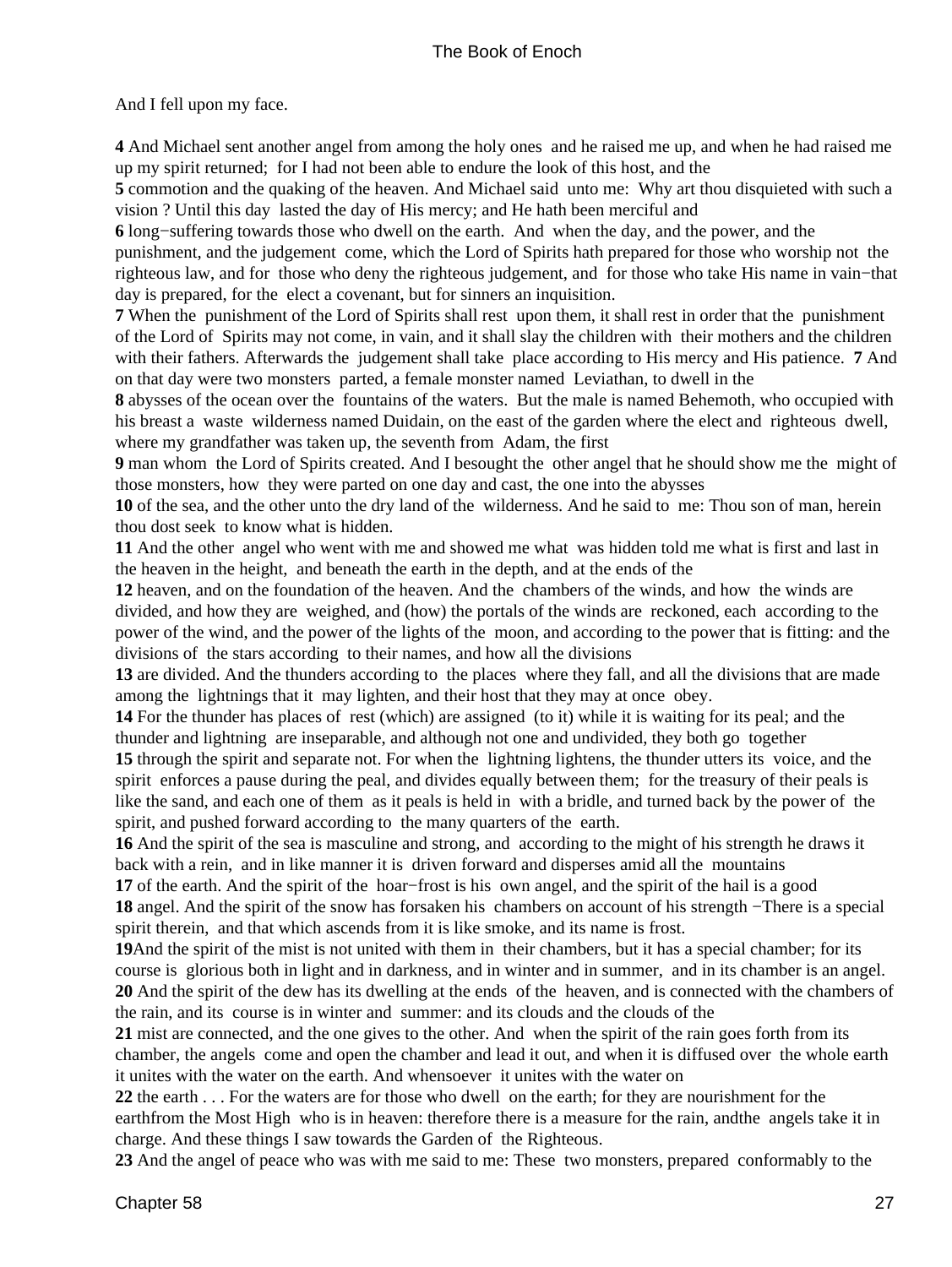And I fell upon my face.

**4** And Michael sent another angel from among the holy ones and he raised me up, and when he had raised me up my spirit returned; for I had not been able to endure the look of this host, and the
**5** commotion and the quaking of the heaven. And Michael said unto me: Why art thou disquieted with such a vision ? Until this day lasted the day of His mercy; and He hath been merciful and
**6** long−suffering towards those who dwell on the earth. And when the day, and the power, and the punishment, and the judgement come, which the Lord of Spirits hath prepared for those who worship not the righteous law, and for those who deny the righteous judgement, and for those who take His name in vain−that day is prepared, for the elect a covenant, but for sinners an inquisition.
**7** When the punishment of the Lord of Spirits shall rest upon them, it shall rest in order that the punishment of the Lord of Spirits may not come, in vain, and it shall slay the children with their mothers and the children with their fathers. Afterwards the judgement shall take place according to His mercy and His patience. **7** And on that day were two monsters parted, a female monster named Leviathan, to dwell in the
**8** abysses of the ocean over the fountains of the waters. But the male is named Behemoth, who occupied with his breast a waste wilderness named Duidain, on the east of the garden where the elect and righteous dwell, where my grandfather was taken up, the seventh from Adam, the first
**9** man whom the Lord of Spirits created. And I besought the other angel that he should show me the might of those monsters, how they were parted on one day and cast, the one into the abysses
**10** of the sea, and the other unto the dry land of the wilderness. And he said to me: Thou son of man, herein thou dost seek to know what is hidden.
**11** And the other angel who went with me and showed me what was hidden told me what is first and last in the heaven in the height, and beneath the earth in the depth, and at the ends of the
**12** heaven, and on the foundation of the heaven. And the chambers of the winds, and how the winds are divided, and how they are weighed, and (how) the portals of the winds are reckoned, each according to the power of the wind, and the power of the lights of the moon, and according to the power that is fitting: and the divisions of the stars according to their names, and how all the divisions
**13** are divided. And the thunders according to the places where they fall, and all the divisions that are made among the lightnings that it may lighten, and their host that they may at once obey.
**14** For the thunder has places of rest (which) are assigned (to it) while it is waiting for its peal; and the thunder and lightning are inseparable, and although not one and undivided, they both go together
**15** through the spirit and separate not. For when the lightning lightens, the thunder utters its voice, and the spirit enforces a pause during the peal, and divides equally between them; for the treasury of their peals is like the sand, and each one of them as it peals is held in with a bridle, and turned back by the power of the spirit, and pushed forward according to the many quarters of the earth.
**16** And the spirit of the sea is masculine and strong, and according to the might of his strength he draws it back with a rein, and in like manner it is driven forward and disperses amid all the mountains
**17** of the earth. And the spirit of the hoar−frost is his own angel, and the spirit of the hail is a good
**18** angel. And the spirit of the snow has forsaken his chambers on account of his strength −There is a special spirit therein, and that which ascends from it is like smoke, and its name is frost.
**19**And the spirit of the mist is not united with them in their chambers, but it has a special chamber; for its course is glorious both in light and in darkness, and in winter and in summer, and in its chamber is an angel.
**20** And the spirit of the dew has its dwelling at the ends of the heaven, and is connected with the chambers of the rain, and its course is in winter and summer: and its clouds and the clouds of the
**21** mist are connected, and the one gives to the other. And when the spirit of the rain goes forth from its chamber, the angels come and open the chamber and lead it out, and when it is diffused over the whole earth it unites with the water on the earth. And whensoever it unites with the water on
**22** the earth . . . For the waters are for those who dwell on the earth; for they are nourishment for the earthfrom the Most High who is in heaven: therefore there is a measure for the rain, andthe angels take it in charge. And these things I saw towards the Garden of the Righteous.
**23** And the angel of peace who was with me said to me: These two monsters, prepared conformably to the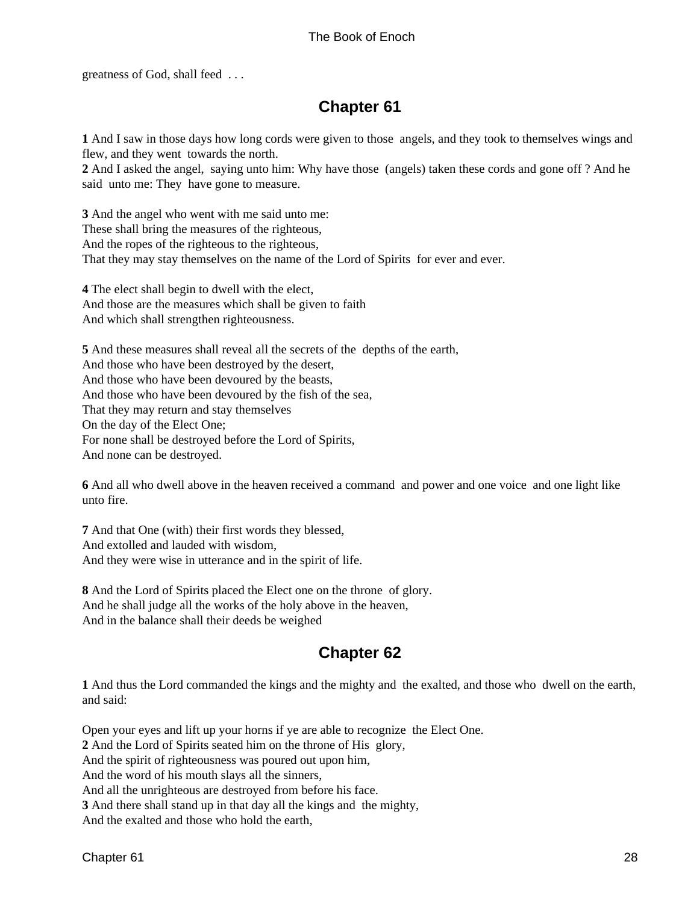greatness of God, shall feed . . .

## Chapter 61

**1** And I saw in those days how long cords were given to those angels, and they took to themselves wings and flew, and they went towards the north.
**2** And I asked the angel, saying unto him: Why have those (angels) taken these cords and gone off ? And he said unto me: They have gone to measure.

**3** And the angel who went with me said unto me:
These shall bring the measures of the righteous,
And the ropes of the righteous to the righteous,
That they may stay themselves on the name of the Lord of Spirits for ever and ever.

**4** The elect shall begin to dwell with the elect,
And those are the measures which shall be given to faith
And which shall strengthen righteousness.

**5** And these measures shall reveal all the secrets of the depths of the earth,
And those who have been destroyed by the desert,
And those who have been devoured by the beasts,
And those who have been devoured by the fish of the sea,
That they may return and stay themselves
On the day of the Elect One;
For none shall be destroyed before the Lord of Spirits,
And none can be destroyed.

**6** And all who dwell above in the heaven received a command and power and one voice and one light like unto fire.

**7** And that One (with) their first words they blessed,
And extolled and lauded with wisdom,
And they were wise in utterance and in the spirit of life.

**8** And the Lord of Spirits placed the Elect one on the throne of glory.
And he shall judge all the works of the holy above in the heaven,
And in the balance shall their deeds be weighed

## Chapter 62

**1** And thus the Lord commanded the kings and the mighty and the exalted, and those who dwell on the earth, and said:

Open your eyes and lift up your horns if ye are able to recognize the Elect One.
**2** And the Lord of Spirits seated him on the throne of His glory,
And the spirit of righteousness was poured out upon him,
And the word of his mouth slays all the sinners,
And all the unrighteous are destroyed from before his face.
**3** And there shall stand up in that day all the kings and the mighty,
And the exalted and those who hold the earth,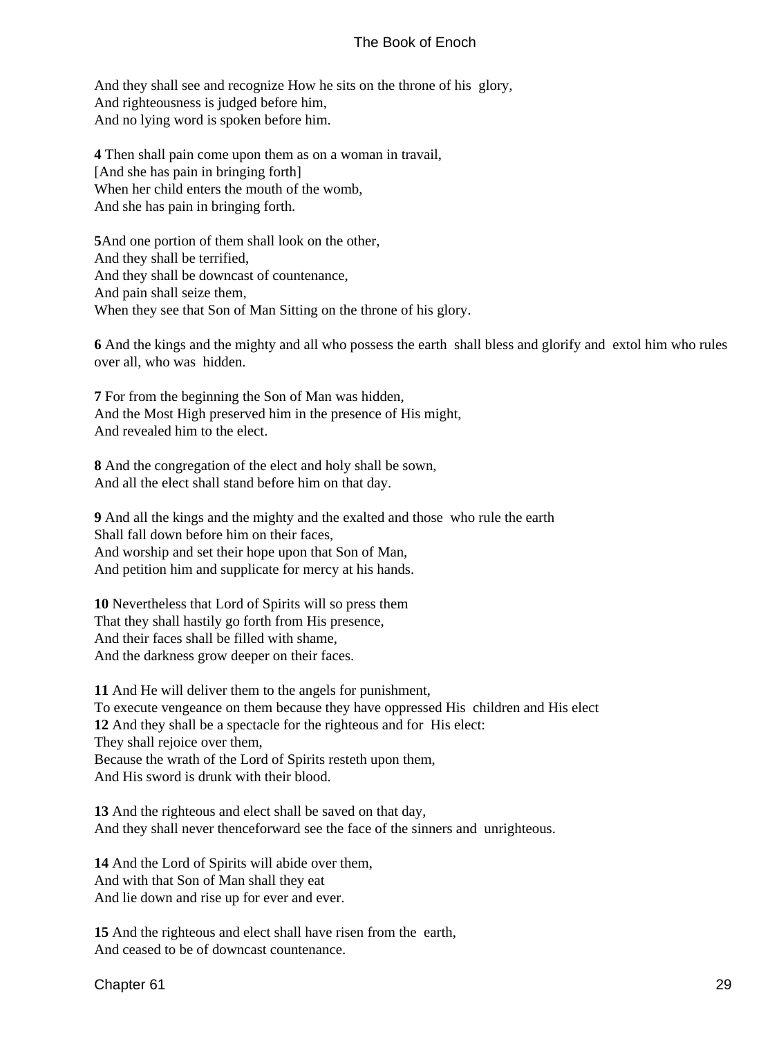And they shall see and recognize How he sits on the throne of his glory,
And righteousness is judged before him,
And no lying word is spoken before him.

**4** Then shall pain come upon them as on a woman in travail,
[And she has pain in bringing forth]
When her child enters the mouth of the womb,
And she has pain in bringing forth.

**5**And one portion of them shall look on the other,
And they shall be terrified,
And they shall be downcast of countenance,
And pain shall seize them,
When they see that Son of Man Sitting on the throne of his glory.

**6** And the kings and the mighty and all who possess the earth shall bless and glorify and extol him who rules over all, who was hidden.

**7** For from the beginning the Son of Man was hidden,
And the Most High preserved him in the presence of His might,
And revealed him to the elect.

**8** And the congregation of the elect and holy shall be sown,
And all the elect shall stand before him on that day.

**9** And all the kings and the mighty and the exalted and those who rule the earth
Shall fall down before him on their faces,
And worship and set their hope upon that Son of Man,
And petition him and supplicate for mercy at his hands.

**10** Nevertheless that Lord of Spirits will so press them
That they shall hastily go forth from His presence,
And their faces shall be filled with shame,
And the darkness grow deeper on their faces.

**11** And He will deliver them to the angels for punishment,
To execute vengeance on them because they have oppressed His children and His elect
**12** And they shall be a spectacle for the righteous and for His elect:
They shall rejoice over them,
Because the wrath of the Lord of Spirits resteth upon them,
And His sword is drunk with their blood.

**13** And the righteous and elect shall be saved on that day,
And they shall never thenceforward see the face of the sinners and unrighteous.

**14** And the Lord of Spirits will abide over them,
And with that Son of Man shall they eat
And lie down and rise up for ever and ever.

**15** And the righteous and elect shall have risen from the earth,
And ceased to be of downcast countenance.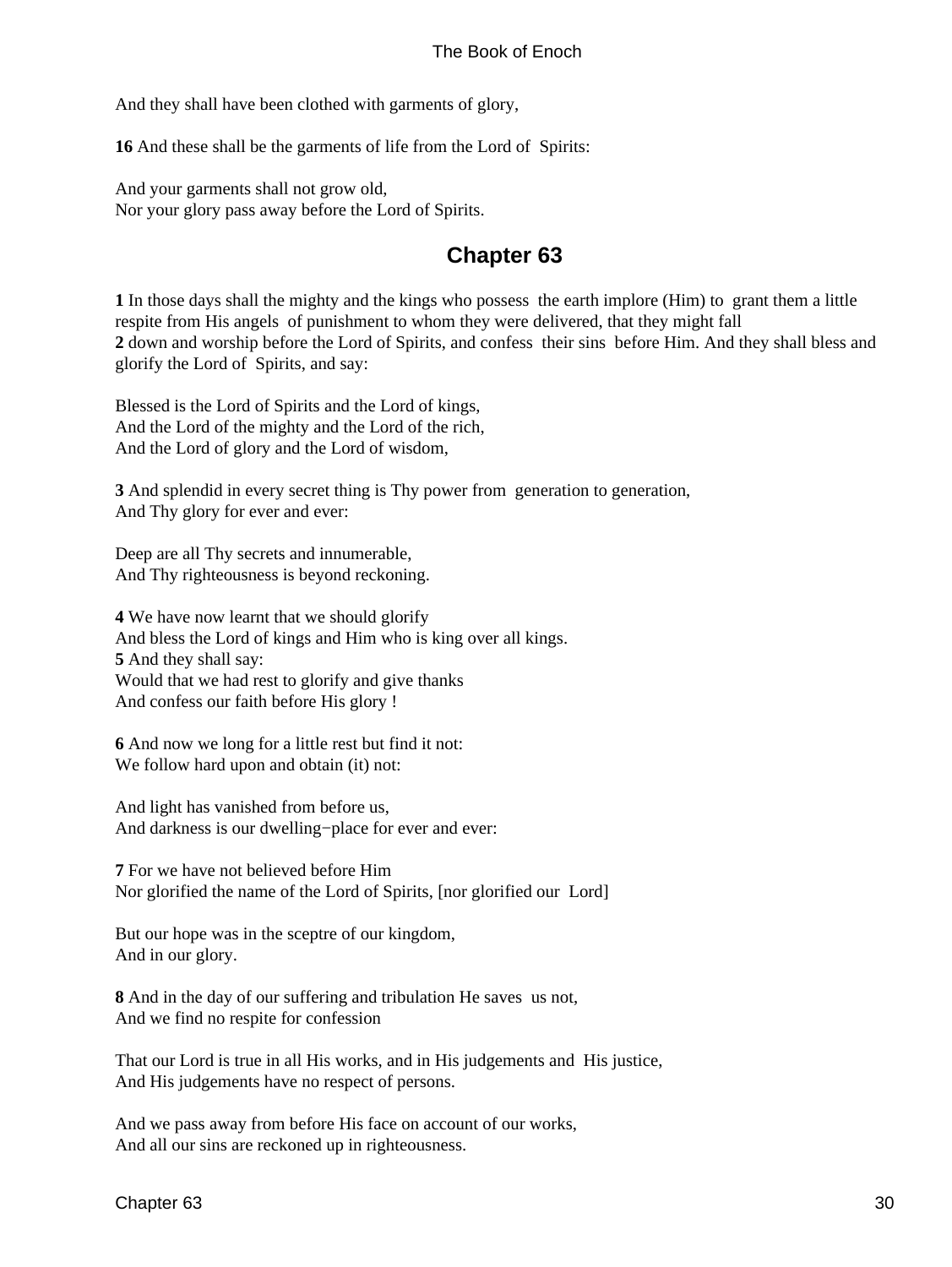And they shall have been clothed with garments of glory,

**16** And these shall be the garments of life from the Lord of Spirits:

And your garments shall not grow old,
Nor your glory pass away before the Lord of Spirits.

## Chapter 63

**1** In those days shall the mighty and the kings who possess the earth implore (Him) to grant them a little respite from His angels of punishment to whom they were delivered, that they might fall
**2** down and worship before the Lord of Spirits, and confess their sins before Him. And they shall bless and glorify the Lord of Spirits, and say:

Blessed is the Lord of Spirits and the Lord of kings,
And the Lord of the mighty and the Lord of the rich,
And the Lord of glory and the Lord of wisdom,

**3** And splendid in every secret thing is Thy power from generation to generation,
And Thy glory for ever and ever:

Deep are all Thy secrets and innumerable,
And Thy righteousness is beyond reckoning.

**4** We have now learnt that we should glorify
And bless the Lord of kings and Him who is king over all kings.
**5** And they shall say:
Would that we had rest to glorify and give thanks
And confess our faith before His glory !

**6** And now we long for a little rest but find it not:
We follow hard upon and obtain (it) not:

And light has vanished from before us,
And darkness is our dwelling−place for ever and ever:

**7** For we have not believed before Him
Nor glorified the name of the Lord of Spirits, [nor glorified our Lord]

But our hope was in the sceptre of our kingdom,
And in our glory.

**8** And in the day of our suffering and tribulation He saves us not,
And we find no respite for confession

That our Lord is true in all His works, and in His judgements and His justice,
And His judgements have no respect of persons.

And we pass away from before His face on account of our works,
And all our sins are reckoned up in righteousness.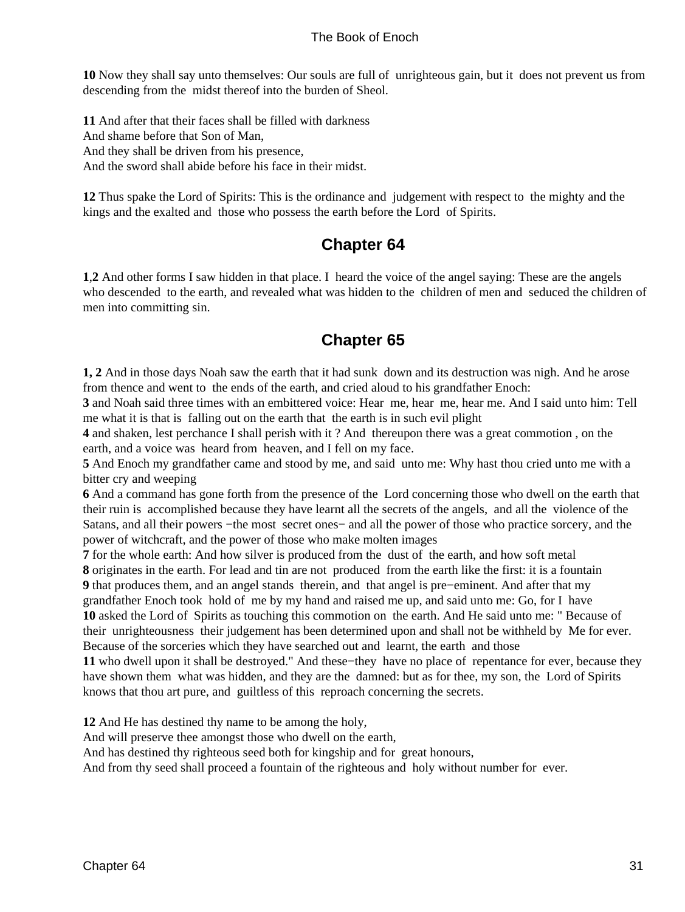**10** Now they shall say unto themselves: Our souls are full of unrighteous gain, but it does not prevent us from descending from the midst thereof into the burden of Sheol.

**11** And after that their faces shall be filled with darkness
And shame before that Son of Man,
And they shall be driven from his presence,
And the sword shall abide before his face in their midst.

**12** Thus spake the Lord of Spirits: This is the ordinance and judgement with respect to the mighty and the kings and the exalted and those who possess the earth before the Lord of Spirits.

## Chapter 64

**1**,**2** And other forms I saw hidden in that place. I heard the voice of the angel saying: These are the angels who descended to the earth, and revealed what was hidden to the children of men and seduced the children of men into committing sin.

## Chapter 65

**1, 2** And in those days Noah saw the earth that it had sunk down and its destruction was nigh. And he arose from thence and went to the ends of the earth, and cried aloud to his grandfather Enoch:
**3** and Noah said three times with an embittered voice: Hear me, hear me, hear me. And I said unto him: Tell me what it is that is falling out on the earth that the earth is in such evil plight
**4** and shaken, lest perchance I shall perish with it ? And thereupon there was a great commotion , on the earth, and a voice was heard from heaven, and I fell on my face.
**5** And Enoch my grandfather came and stood by me, and said unto me: Why hast thou cried unto me with a bitter cry and weeping
**6** And a command has gone forth from the presence of the Lord concerning those who dwell on the earth that their ruin is accomplished because they have learnt all the secrets of the angels, and all the violence of the Satans, and all their powers −the most secret ones− and all the power of those who practice sorcery, and the power of witchcraft, and the power of those who make molten images
**7** for the whole earth: And how silver is produced from the dust of the earth, and how soft metal
**8** originates in the earth. For lead and tin are not produced from the earth like the first: it is a fountain
**9** that produces them, and an angel stands therein, and that angel is pre−eminent. And after that my grandfather Enoch took hold of me by my hand and raised me up, and said unto me: Go, for I have
**10** asked the Lord of Spirits as touching this commotion on the earth. And He said unto me: " Because of their unrighteousness their judgement has been determined upon and shall not be withheld by Me for ever. Because of the sorceries which they have searched out and learnt, the earth and those
**11** who dwell upon it shall be destroyed." And these−they have no place of repentance for ever, because they have shown them what was hidden, and they are the damned: but as for thee, my son, the Lord of Spirits knows that thou art pure, and guiltless of this reproach concerning the secrets.

**12** And He has destined thy name to be among the holy,
And will preserve thee amongst those who dwell on the earth,
And has destined thy righteous seed both for kingship and for great honours,
And from thy seed shall proceed a fountain of the righteous and holy without number for ever.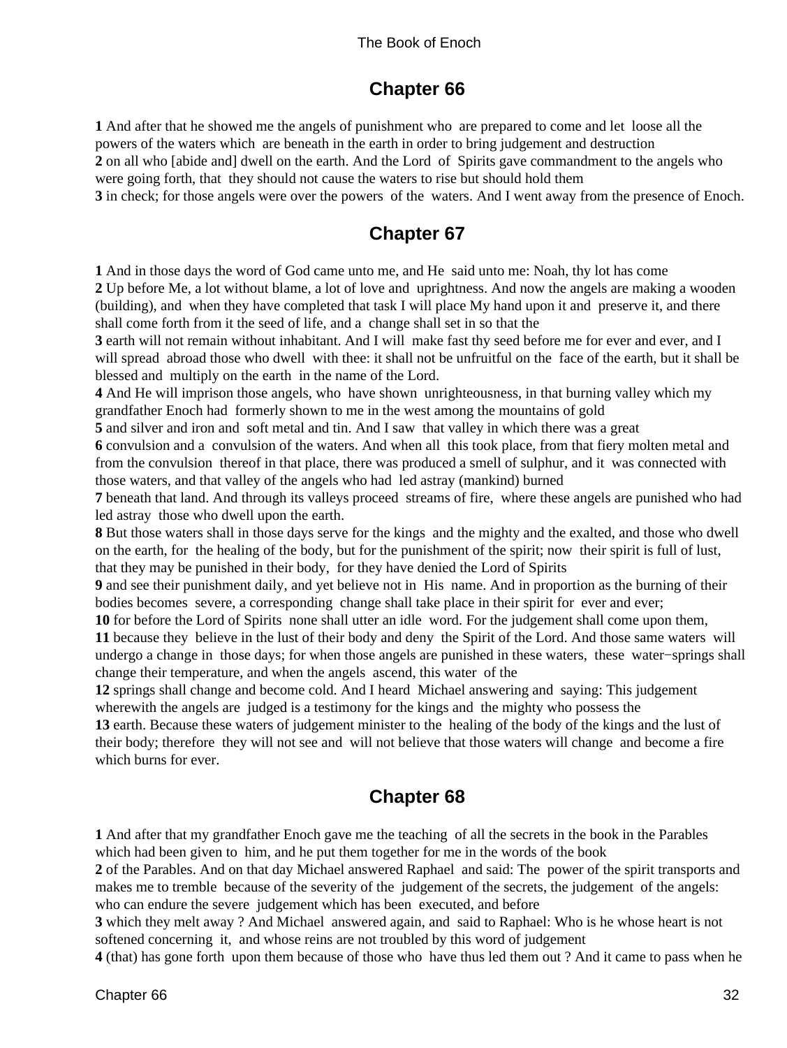## Chapter 66

**1** And after that he showed me the angels of punishment who are prepared to come and let loose all the powers of the waters which are beneath in the earth in order to bring judgement and destruction
**2** on all who [abide and] dwell on the earth. And the Lord of Spirits gave commandment to the angels who were going forth, that they should not cause the waters to rise but should hold them
**3** in check; for those angels were over the powers of the waters. And I went away from the presence of Enoch.

## Chapter 67

**1** And in those days the word of God came unto me, and He said unto me: Noah, thy lot has come
**2** Up before Me, a lot without blame, a lot of love and uprightness. And now the angels are making a wooden (building), and when they have completed that task I will place My hand upon it and preserve it, and there shall come forth from it the seed of life, and a change shall set in so that the
**3** earth will not remain without inhabitant. And I will make fast thy seed before me for ever and ever, and I will spread abroad those who dwell with thee: it shall not be unfruitful on the face of the earth, but it shall be blessed and multiply on the earth in the name of the Lord.
**4** And He will imprison those angels, who have shown unrighteousness, in that burning valley which my grandfather Enoch had formerly shown to me in the west among the mountains of gold
**5** and silver and iron and soft metal and tin. And I saw that valley in which there was a great
**6** convulsion and a convulsion of the waters. And when all this took place, from that fiery molten metal and from the convulsion thereof in that place, there was produced a smell of sulphur, and it was connected with those waters, and that valley of the angels who had led astray (mankind) burned
**7** beneath that land. And through its valleys proceed streams of fire, where these angels are punished who had led astray those who dwell upon the earth.
**8** But those waters shall in those days serve for the kings and the mighty and the exalted, and those who dwell on the earth, for the healing of the body, but for the punishment of the spirit; now their spirit is full of lust, that they may be punished in their body, for they have denied the Lord of Spirits
**9** and see their punishment daily, and yet believe not in His name. And in proportion as the burning of their bodies becomes severe, a corresponding change shall take place in their spirit for ever and ever;
**10** for before the Lord of Spirits none shall utter an idle word. For the judgement shall come upon them,
**11** because they believe in the lust of their body and deny the Spirit of the Lord. And those same waters will undergo a change in those days; for when those angels are punished in these waters, these water−springs shall change their temperature, and when the angels ascend, this water of the
**12** springs shall change and become cold. And I heard Michael answering and saying: This judgement wherewith the angels are judged is a testimony for the kings and the mighty who possess the
**13** earth. Because these waters of judgement minister to the healing of the body of the kings and the lust of their body; therefore they will not see and will not believe that those waters will change and become a fire which burns for ever.

## Chapter 68

**1** And after that my grandfather Enoch gave me the teaching of all the secrets in the book in the Parables which had been given to him, and he put them together for me in the words of the book
**2** of the Parables. And on that day Michael answered Raphael and said: The power of the spirit transports and makes me to tremble because of the severity of the judgement of the secrets, the judgement of the angels: who can endure the severe judgement which has been executed, and before
**3** which they melt away ? And Michael answered again, and said to Raphael: Who is he whose heart is not softened concerning it, and whose reins are not troubled by this word of judgement
**4** (that) has gone forth upon them because of those who have thus led them out ? And it came to pass when he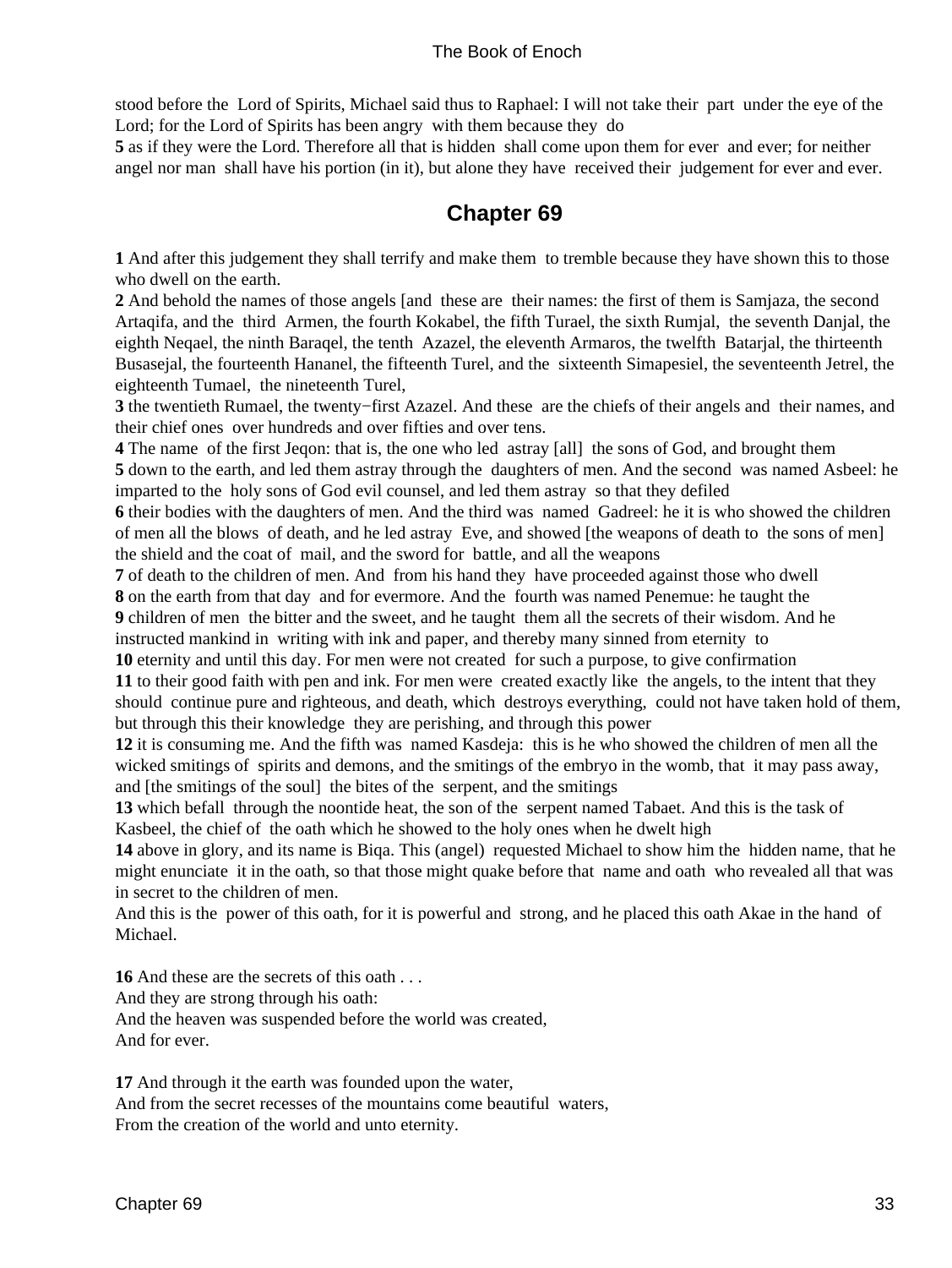stood before the Lord of Spirits, Michael said thus to Raphael: I will not take their part under the eye of the Lord; for the Lord of Spirits has been angry with them because they do
**5** as if they were the Lord. Therefore all that is hidden shall come upon them for ever and ever; for neither angel nor man shall have his portion (in it), but alone they have received their judgement for ever and ever.

## Chapter 69

**1** And after this judgement they shall terrify and make them to tremble because they have shown this to those who dwell on the earth.
**2** And behold the names of those angels [and these are their names: the first of them is Samjaza, the second Artaqifa, and the third Armen, the fourth Kokabel, the fifth Turael, the sixth Rumjal, the seventh Danjal, the eighth Neqael, the ninth Baraqel, the tenth Azazel, the eleventh Armaros, the twelfth Batarjal, the thirteenth Busasejal, the fourteenth Hananel, the fifteenth Turel, and the sixteenth Simapesiel, the seventeenth Jetrel, the eighteenth Tumael, the nineteenth Turel,
**3** the twentieth Rumael, the twenty−first Azazel. And these are the chiefs of their angels and their names, and their chief ones over hundreds and over fifties and over tens.
**4** The name of the first Jeqon: that is, the one who led astray [all] the sons of God, and brought them
**5** down to the earth, and led them astray through the daughters of men. And the second was named Asbeel: he imparted to the holy sons of God evil counsel, and led them astray so that they defiled
**6** their bodies with the daughters of men. And the third was named Gadreel: he it is who showed the children of men all the blows of death, and he led astray Eve, and showed [the weapons of death to the sons of men] the shield and the coat of mail, and the sword for battle, and all the weapons
**7** of death to the children of men. And from his hand they have proceeded against those who dwell
**8** on the earth from that day and for evermore. And the fourth was named Penemue: he taught the
**9** children of men the bitter and the sweet, and he taught them all the secrets of their wisdom. And he instructed mankind in writing with ink and paper, and thereby many sinned from eternity to
**10** eternity and until this day. For men were not created for such a purpose, to give confirmation
**11** to their good faith with pen and ink. For men were created exactly like the angels, to the intent that they should continue pure and righteous, and death, which destroys everything, could not have taken hold of them, but through this their knowledge they are perishing, and through this power
**12** it is consuming me. And the fifth was named Kasdeja: this is he who showed the children of men all the wicked smitings of spirits and demons, and the smitings of the embryo in the womb, that it may pass away, and [the smitings of the soul] the bites of the serpent, and the smitings
**13** which befall through the noontide heat, the son of the serpent named Tabaet. And this is the task of Kasbeel, the chief of the oath which he showed to the holy ones when he dwelt high
**14** above in glory, and its name is Biqa. This (angel) requested Michael to show him the hidden name, that he might enunciate it in the oath, so that those might quake before that name and oath who revealed all that was in secret to the children of men.
And this is the power of this oath, for it is powerful and strong, and he placed this oath Akae in the hand of Michael.

**16** And these are the secrets of this oath . . .
And they are strong through his oath:
And the heaven was suspended before the world was created,
And for ever.

**17** And through it the earth was founded upon the water,
And from the secret recesses of the mountains come beautiful waters,
From the creation of the world and unto eternity.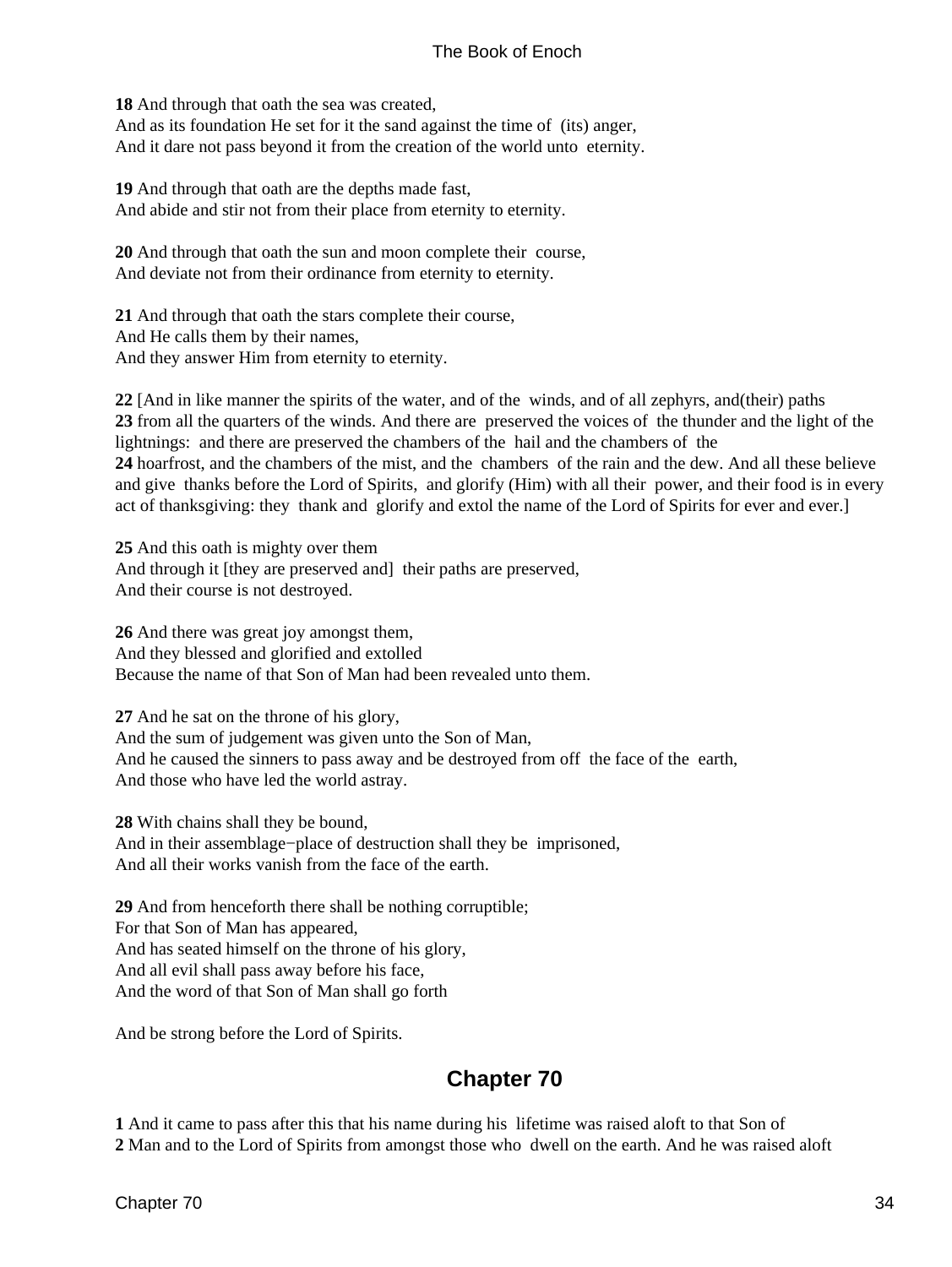**18** And through that oath the sea was created,
And as its foundation He set for it the sand against the time of (its) anger,
And it dare not pass beyond it from the creation of the world unto eternity.

**19** And through that oath are the depths made fast,
And abide and stir not from their place from eternity to eternity.

**20** And through that oath the sun and moon complete their course,
And deviate not from their ordinance from eternity to eternity.

**21** And through that oath the stars complete their course,
And He calls them by their names,
And they answer Him from eternity to eternity.

**22** [And in like manner the spirits of the water, and of the winds, and of all zephyrs, and(their) paths
**23** from all the quarters of the winds. And there are preserved the voices of the thunder and the light of the lightnings: and there are preserved the chambers of the hail and the chambers of the
**24** hoarfrost, and the chambers of the mist, and the chambers of the rain and the dew. And all these believe and give thanks before the Lord of Spirits, and glorify (Him) with all their power, and their food is in every act of thanksgiving: they thank and glorify and extol the name of the Lord of Spirits for ever and ever.]

**25** And this oath is mighty over them
And through it [they are preserved and] their paths are preserved,
And their course is not destroyed.

**26** And there was great joy amongst them,
And they blessed and glorified and extolled
Because the name of that Son of Man had been revealed unto them.

**27** And he sat on the throne of his glory,
And the sum of judgement was given unto the Son of Man,
And he caused the sinners to pass away and be destroyed from off the face of the earth,
And those who have led the world astray.

**28** With chains shall they be bound,
And in their assemblage−place of destruction shall they be imprisoned,
And all their works vanish from the face of the earth.

**29** And from henceforth there shall be nothing corruptible;
For that Son of Man has appeared,
And has seated himself on the throne of his glory,
And all evil shall pass away before his face,
And the word of that Son of Man shall go forth

And be strong before the Lord of Spirits.

## Chapter 70

**1** And it came to pass after this that his name during his lifetime was raised aloft to that Son of
**2** Man and to the Lord of Spirits from amongst those who dwell on the earth. And he was raised aloft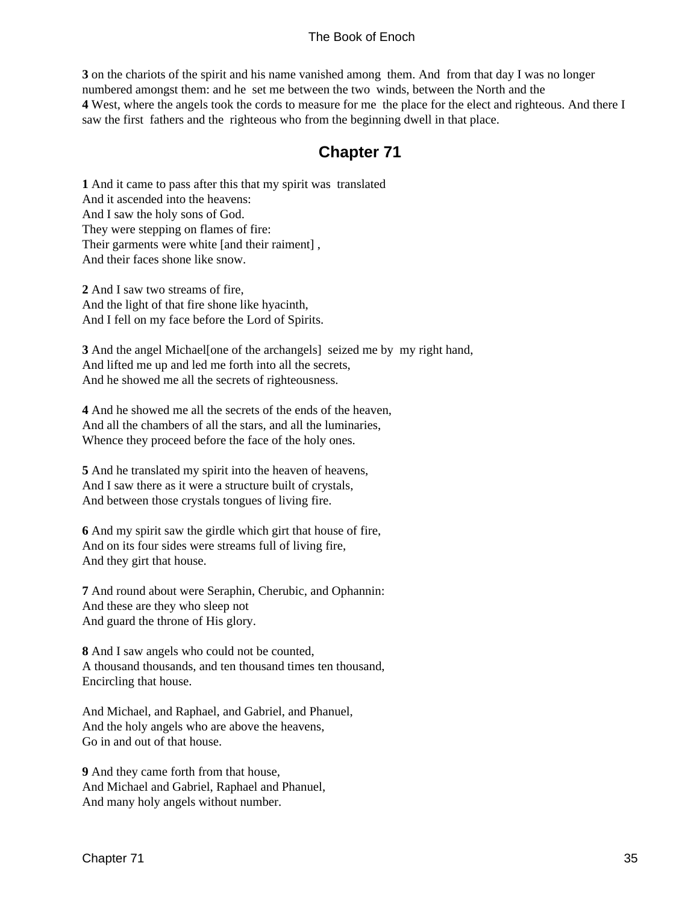**3** on the chariots of the spirit and his name vanished among them. And from that day I was no longer numbered amongst them: and he set me between the two winds, between the North and the
**4** West, where the angels took the cords to measure for me the place for the elect and righteous. And there I saw the first fathers and the righteous who from the beginning dwell in that place.

## Chapter 71

**1** And it came to pass after this that my spirit was translated
And it ascended into the heavens:
And I saw the holy sons of God.
They were stepping on flames of fire:
Their garments were white [and their raiment] ,
And their faces shone like snow.

**2** And I saw two streams of fire,
And the light of that fire shone like hyacinth,
And I fell on my face before the Lord of Spirits.

**3** And the angel Michael[one of the archangels] seized me by my right hand,
And lifted me up and led me forth into all the secrets,
And he showed me all the secrets of righteousness.

**4** And he showed me all the secrets of the ends of the heaven,
And all the chambers of all the stars, and all the luminaries,
Whence they proceed before the face of the holy ones.

**5** And he translated my spirit into the heaven of heavens,
And I saw there as it were a structure built of crystals,
And between those crystals tongues of living fire.

**6** And my spirit saw the girdle which girt that house of fire,
And on its four sides were streams full of living fire,
And they girt that house.

**7** And round about were Seraphin, Cherubic, and Ophannin:
And these are they who sleep not
And guard the throne of His glory.

**8** And I saw angels who could not be counted,
A thousand thousands, and ten thousand times ten thousand,
Encircling that house.

And Michael, and Raphael, and Gabriel, and Phanuel,
And the holy angels who are above the heavens,
Go in and out of that house.

**9** And they came forth from that house,
And Michael and Gabriel, Raphael and Phanuel,
And many holy angels without number.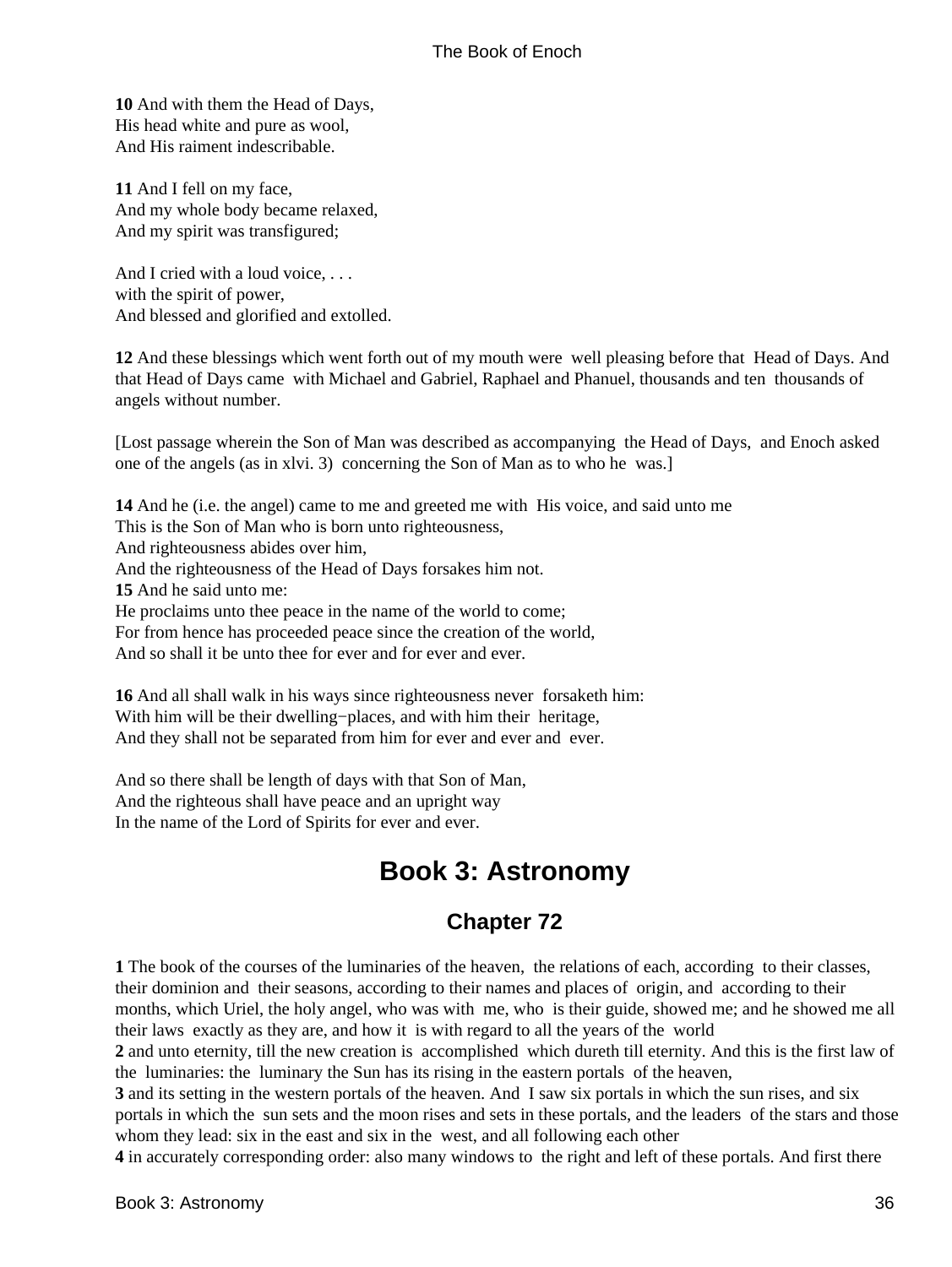**10** And with them the Head of Days,
His head white and pure as wool,
And His raiment indescribable.

**11** And I fell on my face,
And my whole body became relaxed,
And my spirit was transfigured;

And I cried with a loud voice, . . .
with the spirit of power,
And blessed and glorified and extolled.

**12** And these blessings which went forth out of my mouth were well pleasing before that Head of Days. And that Head of Days came with Michael and Gabriel, Raphael and Phanuel, thousands and ten thousands of angels without number.

[Lost passage wherein the Son of Man was described as accompanying the Head of Days, and Enoch asked one of the angels (as in xlvi. 3) concerning the Son of Man as to who he was.]

**14** And he (i.e. the angel) came to me and greeted me with His voice, and said unto me
This is the Son of Man who is born unto righteousness,
And righteousness abides over him,
And the righteousness of the Head of Days forsakes him not.
**15** And he said unto me:
He proclaims unto thee peace in the name of the world to come;
For from hence has proceeded peace since the creation of the world,
And so shall it be unto thee for ever and for ever and ever.

**16** And all shall walk in his ways since righteousness never forsaketh him:
With him will be their dwelling−places, and with him their heritage,
And they shall not be separated from him for ever and ever and ever.

And so there shall be length of days with that Son of Man,
And the righteous shall have peace and an upright way
In the name of the Lord of Spirits for ever and ever.

# Book 3: Astronomy

## Chapter 72

**1** The book of the courses of the luminaries of the heaven, the relations of each, according to their classes, their dominion and their seasons, according to their names and places of origin, and according to their months, which Uriel, the holy angel, who was with me, who is their guide, showed me; and he showed me all their laws exactly as they are, and how it is with regard to all the years of the world
**2** and unto eternity, till the new creation is accomplished which dureth till eternity. And this is the first law of the luminaries: the luminary the Sun has its rising in the eastern portals of the heaven,
**3** and its setting in the western portals of the heaven. And I saw six portals in which the sun rises, and six portals in which the sun sets and the moon rises and sets in these portals, and the leaders of the stars and those whom they lead: six in the east and six in the west, and all following each other
**4** in accurately corresponding order: also many windows to the right and left of these portals. And first there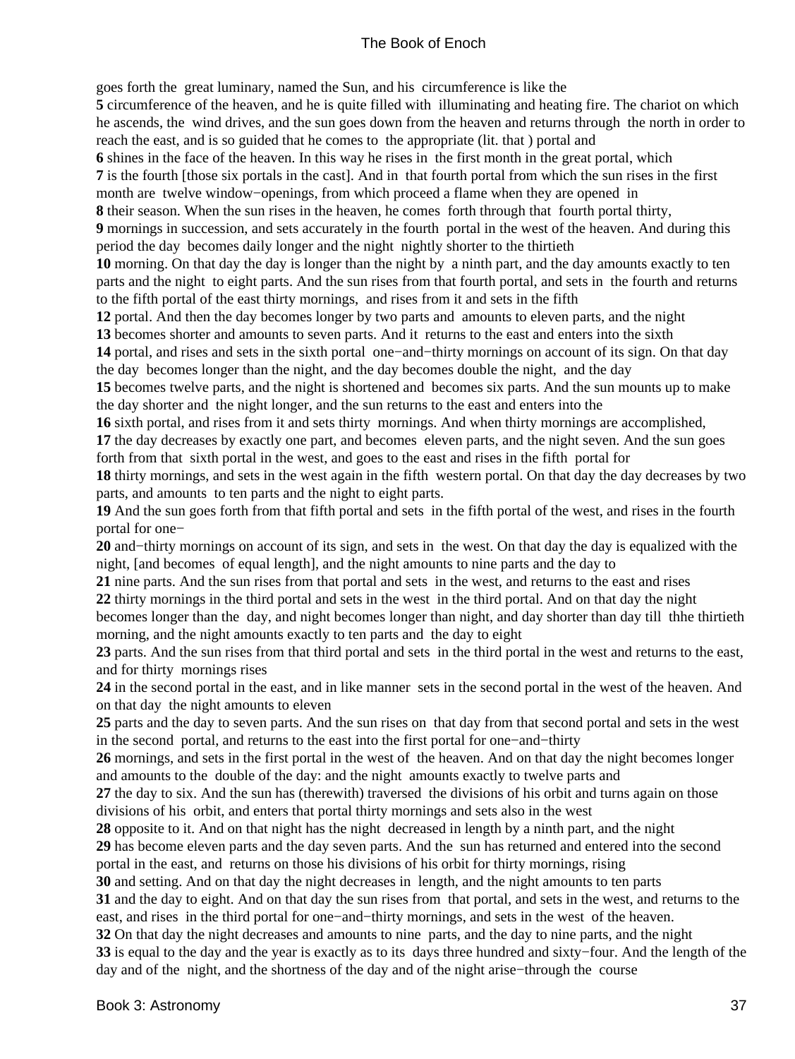goes forth the great luminary, named the Sun, and his circumference is like the
**5** circumference of the heaven, and he is quite filled with illuminating and heating fire. The chariot on which he ascends, the wind drives, and the sun goes down from the heaven and returns through the north in order to reach the east, and is so guided that he comes to the appropriate (lit. that ) portal and
**6** shines in the face of the heaven. In this way he rises in the first month in the great portal, which
**7** is the fourth [those six portals in the cast]. And in that fourth portal from which the sun rises in the first month are twelve window−openings, from which proceed a flame when they are opened in
**8** their season. When the sun rises in the heaven, he comes forth through that fourth portal thirty,
**9** mornings in succession, and sets accurately in the fourth portal in the west of the heaven. And during this period the day becomes daily longer and the night nightly shorter to the thirtieth
**10** morning. On that day the day is longer than the night by a ninth part, and the day amounts exactly to ten parts and the night to eight parts. And the sun rises from that fourth portal, and sets in the fourth and returns to the fifth portal of the east thirty mornings, and rises from it and sets in the fifth
**12** portal. And then the day becomes longer by two parts and amounts to eleven parts, and the night
**13** becomes shorter and amounts to seven parts. And it returns to the east and enters into the sixth
**14** portal, and rises and sets in the sixth portal one−and−thirty mornings on account of its sign. On that day the day becomes longer than the night, and the day becomes double the night, and the day
**15** becomes twelve parts, and the night is shortened and becomes six parts. And the sun mounts up to make the day shorter and the night longer, and the sun returns to the east and enters into the
**16** sixth portal, and rises from it and sets thirty mornings. And when thirty mornings are accomplished,
**17** the day decreases by exactly one part, and becomes eleven parts, and the night seven. And the sun goes forth from that sixth portal in the west, and goes to the east and rises in the fifth portal for
**18** thirty mornings, and sets in the west again in the fifth western portal. On that day the day decreases by two parts, and amounts to ten parts and the night to eight parts.
**19** And the sun goes forth from that fifth portal and sets in the fifth portal of the west, and rises in the fourth portal for one−
**20** and−thirty mornings on account of its sign, and sets in the west. On that day the day is equalized with the night, [and becomes of equal length], and the night amounts to nine parts and the day to
**21** nine parts. And the sun rises from that portal and sets in the west, and returns to the east and rises
**22** thirty mornings in the third portal and sets in the west in the third portal. And on that day the night becomes longer than the day, and night becomes longer than night, and day shorter than day till thhe thirtieth morning, and the night amounts exactly to ten parts and the day to eight
**23** parts. And the sun rises from that third portal and sets in the third portal in the west and returns to the east, and for thirty mornings rises
**24** in the second portal in the east, and in like manner sets in the second portal in the west of the heaven. And on that day the night amounts to eleven
**25** parts and the day to seven parts. And the sun rises on that day from that second portal and sets in the west in the second portal, and returns to the east into the first portal for one−and−thirty
**26** mornings, and sets in the first portal in the west of the heaven. And on that day the night becomes longer and amounts to the double of the day: and the night amounts exactly to twelve parts and
**27** the day to six. And the sun has (therewith) traversed the divisions of his orbit and turns again on those divisions of his orbit, and enters that portal thirty mornings and sets also in the west
**28** opposite to it. And on that night has the night decreased in length by a ninth part, and the night
**29** has become eleven parts and the day seven parts. And the sun has returned and entered into the second portal in the east, and returns on those his divisions of his orbit for thirty mornings, rising
**30** and setting. And on that day the night decreases in length, and the night amounts to ten parts
**31** and the day to eight. And on that day the sun rises from that portal, and sets in the west, and returns to the east, and rises in the third portal for one−and−thirty mornings, and sets in the west of the heaven.
**32** On that day the night decreases and amounts to nine parts, and the day to nine parts, and the night
**33** is equal to the day and the year is exactly as to its days three hundred and sixty−four. And the length of the day and of the night, and the shortness of the day and of the night arise−through the course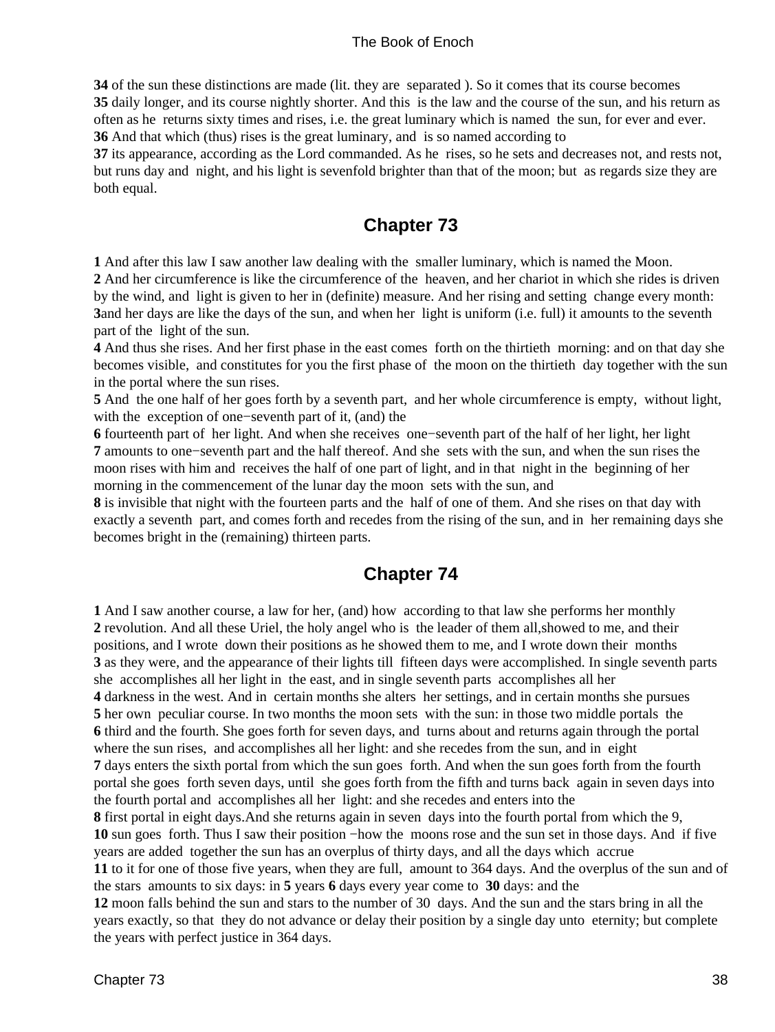**34** of the sun these distinctions are made (lit. they are separated ). So it comes that its course becomes
**35** daily longer, and its course nightly shorter. And this is the law and the course of the sun, and his return as often as he returns sixty times and rises, i.e. the great luminary which is named the sun, for ever and ever.
**36** And that which (thus) rises is the great luminary, and is so named according to
**37** its appearance, according as the Lord commanded. As he rises, so he sets and decreases not, and rests not, but runs day and night, and his light is sevenfold brighter than that of the moon; but as regards size they are both equal.

## Chapter 73

**1** And after this law I saw another law dealing with the smaller luminary, which is named the Moon.
**2** And her circumference is like the circumference of the heaven, and her chariot in which she rides is driven by the wind, and light is given to her in (definite) measure. And her rising and setting change every month:
**3**and her days are like the days of the sun, and when her light is uniform (i.e. full) it amounts to the seventh part of the light of the sun.
**4** And thus she rises. And her first phase in the east comes forth on the thirtieth morning: and on that day she becomes visible, and constitutes for you the first phase of the moon on the thirtieth day together with the sun in the portal where the sun rises.
**5** And the one half of her goes forth by a seventh part, and her whole circumference is empty, without light, with the exception of one−seventh part of it, (and) the
**6** fourteenth part of her light. And when she receives one−seventh part of the half of her light, her light
**7** amounts to one−seventh part and the half thereof. And she sets with the sun, and when the sun rises the moon rises with him and receives the half of one part of light, and in that night in the beginning of her morning in the commencement of the lunar day the moon sets with the sun, and
**8** is invisible that night with the fourteen parts and the half of one of them. And she rises on that day with exactly a seventh part, and comes forth and recedes from the rising of the sun, and in her remaining days she becomes bright in the (remaining) thirteen parts.

## Chapter 74

**1** And I saw another course, a law for her, (and) how according to that law she performs her monthly
**2** revolution. And all these Uriel, the holy angel who is the leader of them all,showed to me, and their positions, and I wrote down their positions as he showed them to me, and I wrote down their months
**3** as they were, and the appearance of their lights till fifteen days were accomplished. In single seventh parts she accomplishes all her light in the east, and in single seventh parts accomplishes all her
**4** darkness in the west. And in certain months she alters her settings, and in certain months she pursues
**5** her own peculiar course. In two months the moon sets with the sun: in those two middle portals the
**6** third and the fourth. She goes forth for seven days, and turns about and returns again through the portal where the sun rises, and accomplishes all her light: and she recedes from the sun, and in eight
**7** days enters the sixth portal from which the sun goes forth. And when the sun goes forth from the fourth portal she goes forth seven days, until she goes forth from the fifth and turns back again in seven days into the fourth portal and accomplishes all her light: and she recedes and enters into the
**8** first portal in eight days.And she returns again in seven days into the fourth portal from which the 9,
**10** sun goes forth. Thus I saw their position −how the moons rose and the sun set in those days. And if five years are added together the sun has an overplus of thirty days, and all the days which accrue
**11** to it for one of those five years, when they are full, amount to 364 days. And the overplus of the sun and of the stars amounts to six days: in **5** years **6** days every year come to **30** days: and the
**12** moon falls behind the sun and stars to the number of 30 days. And the sun and the stars bring in all the years exactly, so that they do not advance or delay their position by a single day unto eternity; but complete the years with perfect justice in 364 days.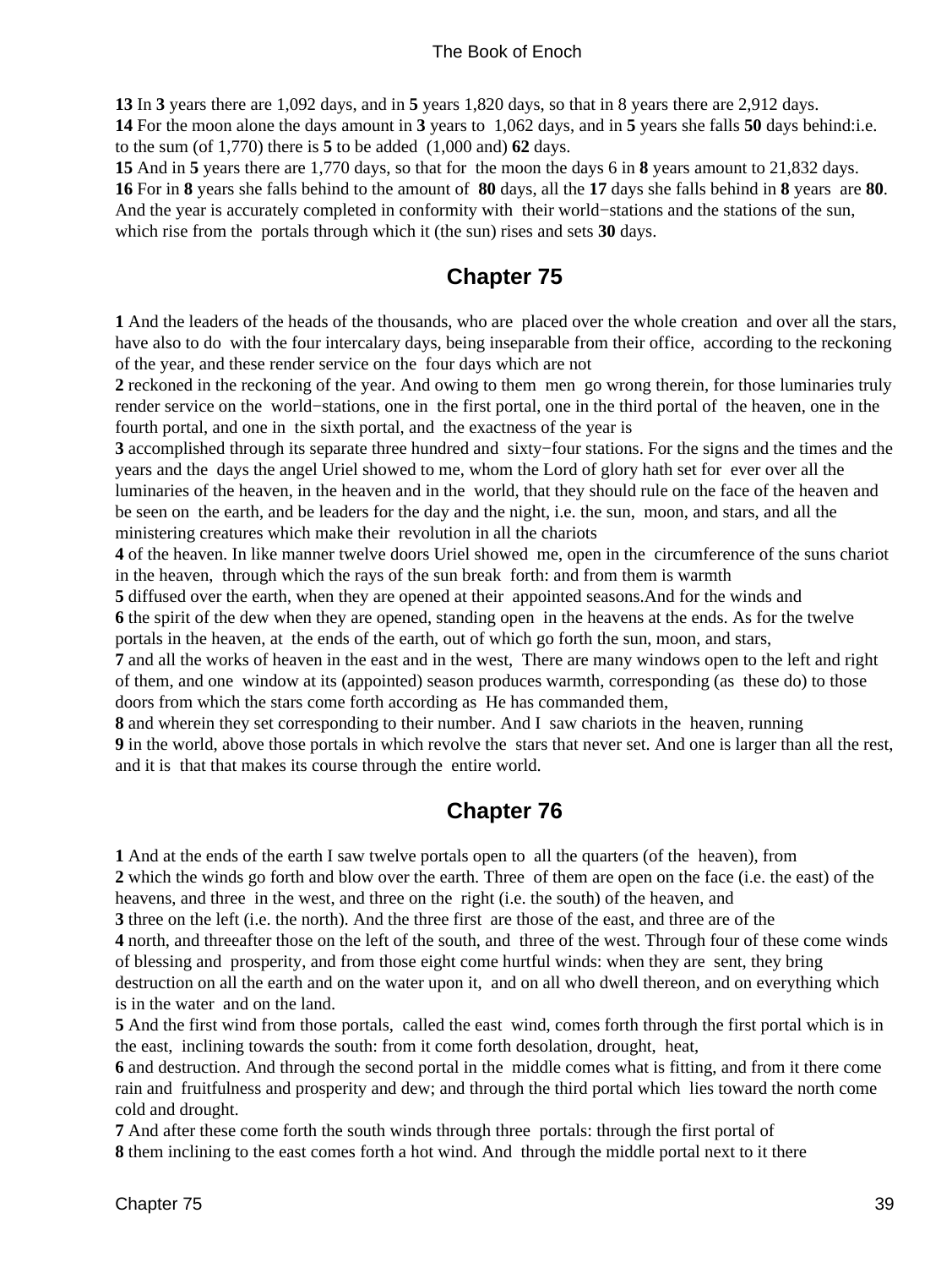**13** In **3** years there are 1,092 days, and in **5** years 1,820 days, so that in 8 years there are 2,912 days.
**14** For the moon alone the days amount in **3** years to 1,062 days, and in **5** years she falls **50** days behind:i.e. to the sum (of 1,770) there is **5** to be added (1,000 and) **62** days.
**15** And in **5** years there are 1,770 days, so that for the moon the days 6 in **8** years amount to 21,832 days.
**16** For in **8** years she falls behind to the amount of **80** days, all the **17** days she falls behind in **8** years are **80**. And the year is accurately completed in conformity with their world−stations and the stations of the sun, which rise from the portals through which it (the sun) rises and sets **30** days.

## Chapter 75

**1** And the leaders of the heads of the thousands, who are placed over the whole creation and over all the stars, have also to do with the four intercalary days, being inseparable from their office, according to the reckoning of the year, and these render service on the four days which are not
**2** reckoned in the reckoning of the year. And owing to them men go wrong therein, for those luminaries truly render service on the world−stations, one in the first portal, one in the third portal of the heaven, one in the fourth portal, and one in the sixth portal, and the exactness of the year is
**3** accomplished through its separate three hundred and sixty−four stations. For the signs and the times and the years and the days the angel Uriel showed to me, whom the Lord of glory hath set for ever over all the luminaries of the heaven, in the heaven and in the world, that they should rule on the face of the heaven and be seen on the earth, and be leaders for the day and the night, i.e. the sun, moon, and stars, and all the ministering creatures which make their revolution in all the chariots
**4** of the heaven. In like manner twelve doors Uriel showed me, open in the circumference of the suns chariot in the heaven, through which the rays of the sun break forth: and from them is warmth
**5** diffused over the earth, when they are opened at their appointed seasons.And for the winds and
**6** the spirit of the dew when they are opened, standing open in the heavens at the ends. As for the twelve portals in the heaven, at the ends of the earth, out of which go forth the sun, moon, and stars,
**7** and all the works of heaven in the east and in the west, There are many windows open to the left and right of them, and one window at its (appointed) season produces warmth, corresponding (as these do) to those doors from which the stars come forth according as He has commanded them,
**8** and wherein they set corresponding to their number. And I saw chariots in the heaven, running
**9** in the world, above those portals in which revolve the stars that never set. And one is larger than all the rest, and it is that that makes its course through the entire world.

## Chapter 76

**1** And at the ends of the earth I saw twelve portals open to all the quarters (of the heaven), from
**2** which the winds go forth and blow over the earth. Three of them are open on the face (i.e. the east) of the heavens, and three in the west, and three on the right (i.e. the south) of the heaven, and
**3** three on the left (i.e. the north). And the three first are those of the east, and three are of the
**4** north, and threeafter those on the left of the south, and three of the west. Through four of these come winds of blessing and prosperity, and from those eight come hurtful winds: when they are sent, they bring destruction on all the earth and on the water upon it, and on all who dwell thereon, and on everything which is in the water and on the land.
**5** And the first wind from those portals, called the east wind, comes forth through the first portal which is in the east, inclining towards the south: from it come forth desolation, drought, heat,
**6** and destruction. And through the second portal in the middle comes what is fitting, and from it there come rain and fruitfulness and prosperity and dew; and through the third portal which lies toward the north come cold and drought.
**7** And after these come forth the south winds through three portals: through the first portal of
**8** them inclining to the east comes forth a hot wind. And through the middle portal next to it there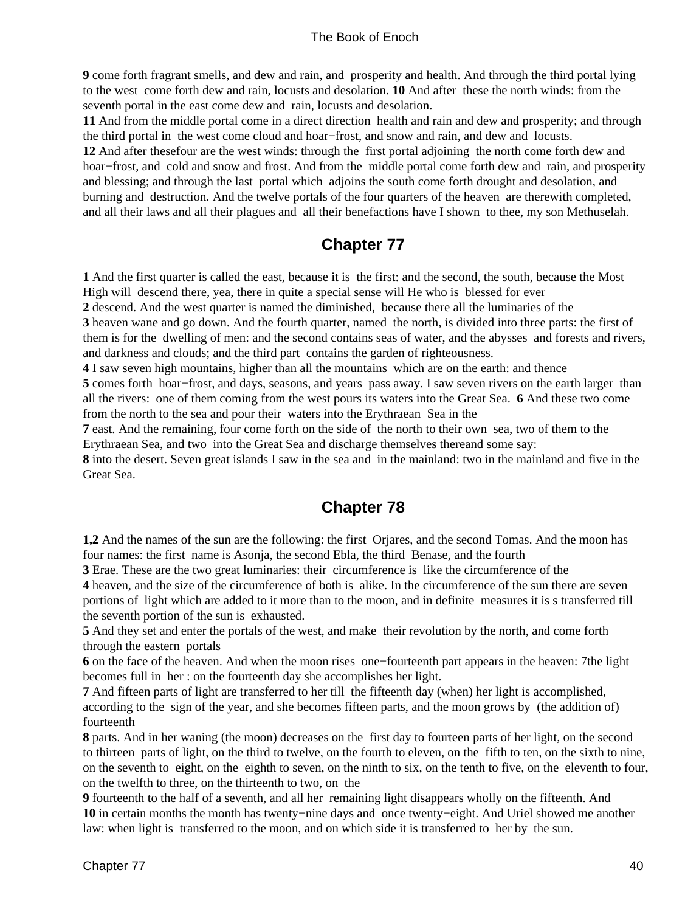**9** come forth fragrant smells, and dew and rain, and prosperity and health. And through the third portal lying to the west come forth dew and rain, locusts and desolation. **10** And after these the north winds: from the seventh portal in the east come dew and rain, locusts and desolation.
**11** And from the middle portal come in a direct direction health and rain and dew and prosperity; and through the third portal in the west come cloud and hoar−frost, and snow and rain, and dew and locusts.
**12** And after thesefour are the west winds: through the first portal adjoining the north come forth dew and hoar−frost, and cold and snow and frost. And from the middle portal come forth dew and rain, and prosperity and blessing; and through the last portal which adjoins the south come forth drought and desolation, and burning and destruction. And the twelve portals of the four quarters of the heaven are therewith completed, and all their laws and all their plagues and all their benefactions have I shown to thee, my son Methuselah.

## Chapter 77

**1** And the first quarter is called the east, because it is the first: and the second, the south, because the Most High will descend there, yea, there in quite a special sense will He who is blessed for ever
**2** descend. And the west quarter is named the diminished, because there all the luminaries of the
**3** heaven wane and go down. And the fourth quarter, named the north, is divided into three parts: the first of them is for the dwelling of men: and the second contains seas of water, and the abysses and forests and rivers, and darkness and clouds; and the third part contains the garden of righteousness.
**4** I saw seven high mountains, higher than all the mountains which are on the earth: and thence
**5** comes forth hoar−frost, and days, seasons, and years pass away. I saw seven rivers on the earth larger than all the rivers: one of them coming from the west pours its waters into the Great Sea. **6** And these two come from the north to the sea and pour their waters into the Erythraean Sea in the
**7** east. And the remaining, four come forth on the side of the north to their own sea, two of them to the Erythraean Sea, and two into the Great Sea and discharge themselves thereand some say:
**8** into the desert. Seven great islands I saw in the sea and in the mainland: two in the mainland and five in the Great Sea.

## Chapter 78

**1,2** And the names of the sun are the following: the first Orjares, and the second Tomas. And the moon has four names: the first name is Asonja, the second Ebla, the third Benase, and the fourth
**3** Erae. These are the two great luminaries: their circumference is like the circumference of the
**4** heaven, and the size of the circumference of both is alike. In the circumference of the sun there are seven portions of light which are added to it more than to the moon, and in definite measures it is s transferred till the seventh portion of the sun is exhausted.
**5** And they set and enter the portals of the west, and make their revolution by the north, and come forth through the eastern portals
**6** on the face of the heaven. And when the moon rises one−fourteenth part appears in the heaven: 7the light becomes full in her : on the fourteenth day she accomplishes her light.
**7** And fifteen parts of light are transferred to her till the fifteenth day (when) her light is accomplished, according to the sign of the year, and she becomes fifteen parts, and the moon grows by (the addition of) fourteenth
**8** parts. And in her waning (the moon) decreases on the first day to fourteen parts of her light, on the second to thirteen parts of light, on the third to twelve, on the fourth to eleven, on the fifth to ten, on the sixth to nine, on the seventh to eight, on the eighth to seven, on the ninth to six, on the tenth to five, on the eleventh to four, on the twelfth to three, on the thirteenth to two, on the
**9** fourteenth to the half of a seventh, and all her remaining light disappears wholly on the fifteenth. And
**10** in certain months the month has twenty−nine days and once twenty−eight. And Uriel showed me another law: when light is transferred to the moon, and on which side it is transferred to her by the sun.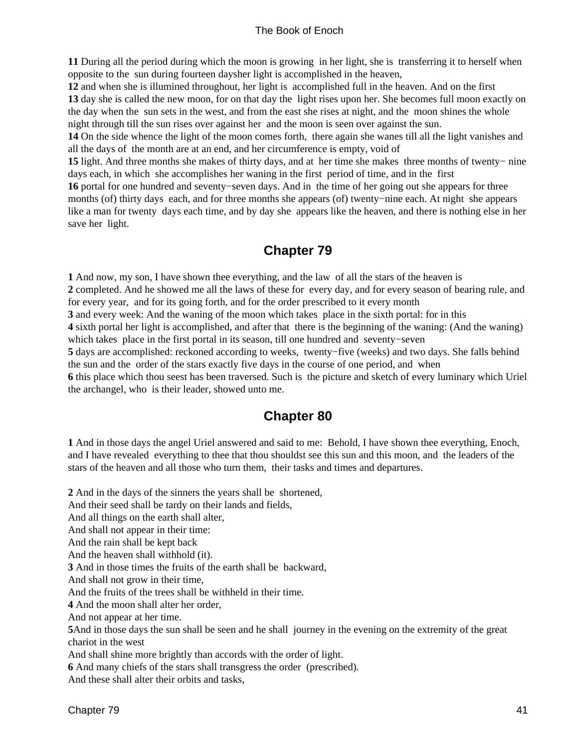**11** During all the period during which the moon is growing in her light, she is transferring it to herself when opposite to the sun during fourteen dayshler light is accomplished in the heaven,
**12** and when she is illumined throughout, her light is accomplished full in the heaven. And on the first
**13** day she is called the new moon, for on that day the light rises upon her. She becomes full moon exactly on the day when the sun sets in the west, and from the east she rises at night, and the moon shines the whole night through till the sun rises over against her and the moon is seen over against the sun.
**14** On the side whence the light of the moon comes forth, there again she wanes till all the light vanishes and all the days of the month are at an end, and her circumference is empty, void of
**15** light. And three months she makes of thirty days, and at her time she makes three months of twenty− nine days each, in which she accomplishes her waning in the first period of time, and in the first
**16** portal for one hundred and seventy−seven days. And in the time of her going out she appears for three months (of) thirty days each, and for three months she appears (of) twenty−nine each. At night she appears like a man for twenty days each time, and by day she appears like the heaven, and there is nothing else in her save her light.

## Chapter 79

**1** And now, my son, I have shown thee everything, and the law of all the stars of the heaven is
**2** completed. And he showed me all the laws of these for every day, and for every season of bearing rule, and for every year, and for its going forth, and for the order prescribed to it every month
**3** and every week: And the waning of the moon which takes place in the sixth portal: for in this
**4** sixth portal her light is accomplished, and after that there is the beginning of the waning: (And the waning) which takes place in the first portal in its season, till one hundred and seventy−seven
**5** days are accomplished: reckoned according to weeks, twenty−five (weeks) and two days. She falls behind the sun and the order of the stars exactly five days in the course of one period, and when
**6** this place which thou seest has been traversed. Such is the picture and sketch of every luminary which Uriel the archangel, who is their leader, showed unto me.

## Chapter 80

**1** And in those days the angel Uriel answered and said to me: Behold, I have shown thee everything, Enoch, and I have revealed everything to thee that thou shouldst see this sun and this moon, and the leaders of the stars of the heaven and all those who turn them, their tasks and times and departures.

**2** And in the days of the sinners the years shall be shortened,
And their seed shall be tardy on their lands and fields,
And all things on the earth shall alter,
And shall not appear in their time:
And the rain shall be kept back
And the heaven shall withhold (it).
**3** And in those times the fruits of the earth shall be backward,
And shall not grow in their time,
And the fruits of the trees shall be withheld in their time.
**4** And the moon shall alter her order,
And not appear at her time.
**5**And in those days the sun shall be seen and he shall journey in the evening on the extremity of the great chariot in the west
And shall shine more brightly than accords with the order of light.
**6** And many chiefs of the stars shall transgress the order (prescribed).
And these shall alter their orbits and tasks,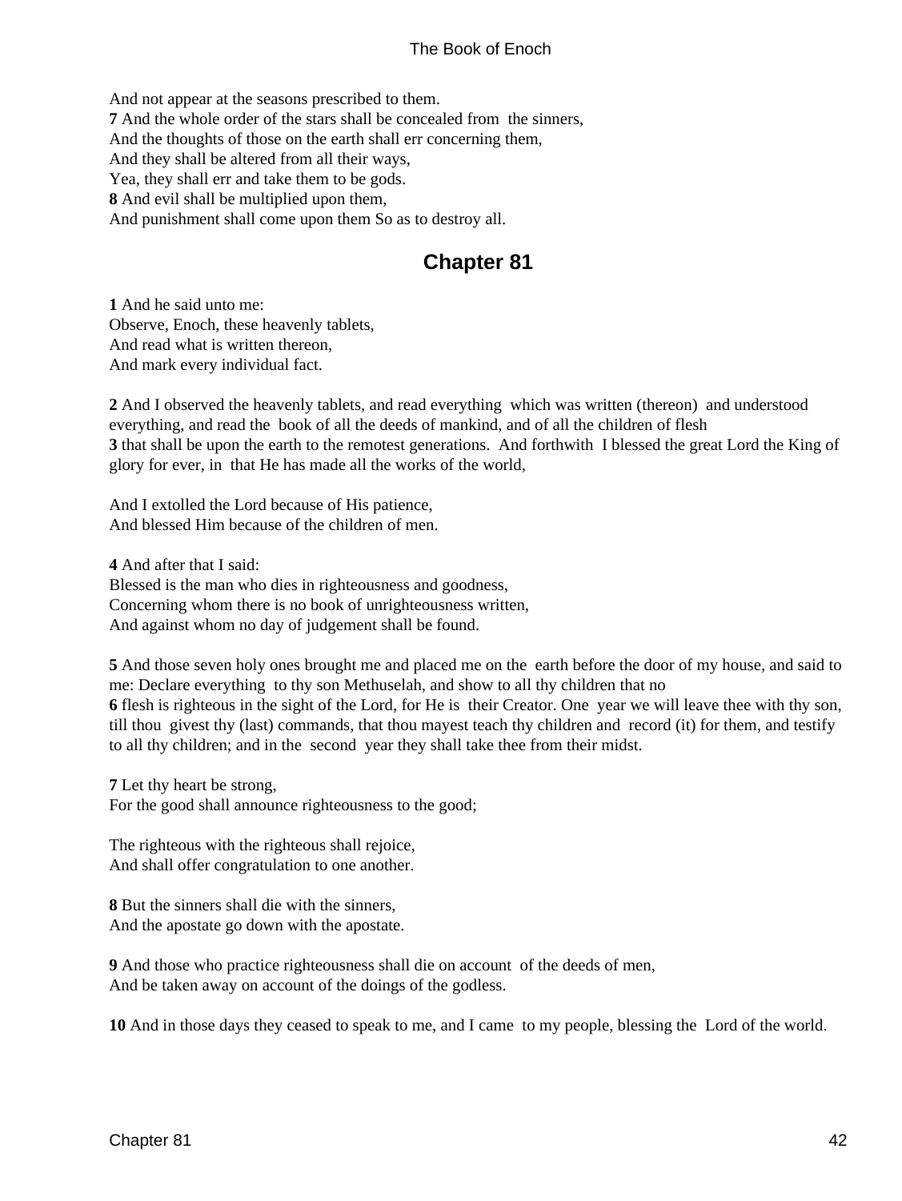And not appear at the seasons prescribed to them.
**7** And the whole order of the stars shall be concealed from the sinners,
And the thoughts of those on the earth shall err concerning them,
And they shall be altered from all their ways,
Yea, they shall err and take them to be gods.
**8** And evil shall be multiplied upon them,
And punishment shall come upon them So as to destroy all.

## Chapter 81

**1** And he said unto me:
Observe, Enoch, these heavenly tablets,
And read what is written thereon,
And mark every individual fact.

**2** And I observed the heavenly tablets, and read everything which was written (thereon) and understood everything, and read the book of all the deeds of mankind, and of all the children of flesh
**3** that shall be upon the earth to the remotest generations. And forthwith I blessed the great Lord the King of glory for ever, in that He has made all the works of the world,

And I extolled the Lord because of His patience,
And blessed Him because of the children of men.

**4** And after that I said:
Blessed is the man who dies in righteousness and goodness,
Concerning whom there is no book of unrighteousness written,
And against whom no day of judgement shall be found.

**5** And those seven holy ones brought me and placed me on the earth before the door of my house, and said to me: Declare everything to thy son Methuselah, and show to all thy children that no
**6** flesh is righteous in the sight of the Lord, for He is their Creator. One year we will leave thee with thy son, till thou givest thy (last) commands, that thou mayest teach thy children and record (it) for them, and testify to all thy children; and in the second year they shall take thee from their midst.

**7** Let thy heart be strong,
For the good shall announce righteousness to the good;

The righteous with the righteous shall rejoice,
And shall offer congratulation to one another.

**8** But the sinners shall die with the sinners,
And the apostate go down with the apostate.

**9** And those who practice righteousness shall die on account of the deeds of men,
And be taken away on account of the doings of the godless.

**10** And in those days they ceased to speak to me, and I came to my people, blessing the Lord of the world.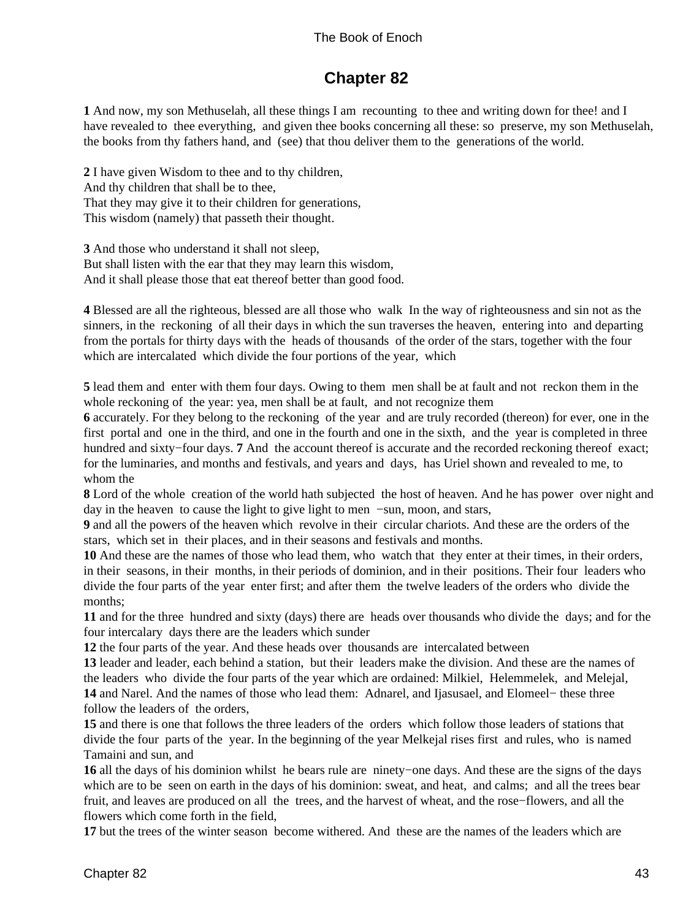## Chapter 82

**1** And now, my son Methuselah, all these things I am recounting to thee and writing down for thee! and I have revealed to thee everything, and given thee books concerning all these: so preserve, my son Methuselah, the books from thy fathers hand, and (see) that thou deliver them to the generations of the world.

**2** I have given Wisdom to thee and to thy children,
And thy children that shall be to thee,
That they may give it to their children for generations,
This wisdom (namely) that passeth their thought.

**3** And those who understand it shall not sleep,
But shall listen with the ear that they may learn this wisdom,
And it shall please those that eat thereof better than good food.

**4** Blessed are all the righteous, blessed are all those who walk In the way of righteousness and sin not as the sinners, in the reckoning of all their days in which the sun traverses the heaven, entering into and departing from the portals for thirty days with the heads of thousands of the order of the stars, together with the four which are intercalated which divide the four portions of the year, which

**5** lead them and enter with them four days. Owing to them men shall be at fault and not reckon them in the whole reckoning of the year: yea, men shall be at fault, and not recognize them
**6** accurately. For they belong to the reckoning of the year and are truly recorded (thereon) for ever, one in the first portal and one in the third, and one in the fourth and one in the sixth, and the year is completed in three hundred and sixty−four days. **7** And the account thereof is accurate and the recorded reckoning thereof exact; for the luminaries, and months and festivals, and years and days, has Uriel shown and revealed to me, to whom the
**8** Lord of the whole creation of the world hath subjected the host of heaven. And he has power over night and day in the heaven to cause the light to give light to men −sun, moon, and stars,
**9** and all the powers of the heaven which revolve in their circular chariots. And these are the orders of the stars, which set in their places, and in their seasons and festivals and months.
**10** And these are the names of those who lead them, who watch that they enter at their times, in their orders, in their seasons, in their months, in their periods of dominion, and in their positions. Their four leaders who divide the four parts of the year enter first; and after them the twelve leaders of the orders who divide the months;
**11** and for the three hundred and sixty (days) there are heads over thousands who divide the days; and for the four intercalary days there are the leaders which sunder
**12** the four parts of the year. And these heads over thousands are intercalated between
**13** leader and leader, each behind a station, but their leaders make the division. And these are the names of the leaders who divide the four parts of the year which are ordained: Milkiel, Helemmelek, and Melejal,
**14** and Narel. And the names of those who lead them: Adnarel, and Ijasusael, and Elomeel− these three follow the leaders of the orders,
**15** and there is one that follows the three leaders of the orders which follow those leaders of stations that divide the four parts of the year. In the beginning of the year Melkejal rises first and rules, who is named Tamaini and sun, and
**16** all the days of his dominion whilst he bears rule are ninety−one days. And these are the signs of the days which are to be seen on earth in the days of his dominion: sweat, and heat, and calms; and all the trees bear fruit, and leaves are produced on all the trees, and the harvest of wheat, and the rose−flowers, and all the flowers which come forth in the field,
**17** but the trees of the winter season become withered. And these are the names of the leaders which are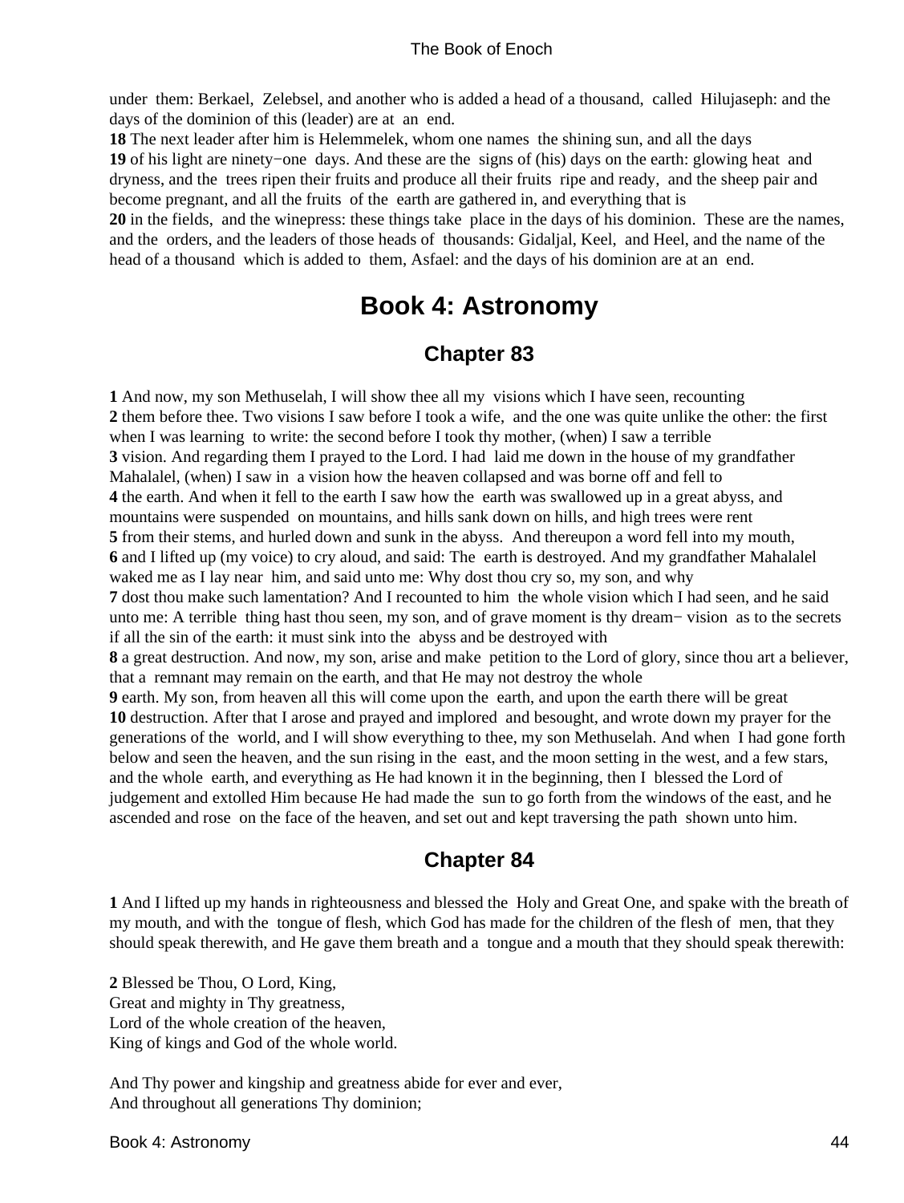under them: Berkael, Zelebsel, and another who is added a head of a thousand, called Hilujaseph: and the days of the dominion of this (leader) are at an end.
**18** The next leader after him is Helemmelek, whom one names the shining sun, and all the days
**19** of his light are ninety−one days. And these are the signs of (his) days on the earth: glowing heat and dryness, and the trees ripen their fruits and produce all their fruits ripe and ready, and the sheep pair and become pregnant, and all the fruits of the earth are gathered in, and everything that is
**20** in the fields, and the winepress: these things take place in the days of his dominion. These are the names, and the orders, and the leaders of those heads of thousands: Gidaljal, Keel, and Heel, and the name of the head of a thousand which is added to them, Asfael: and the days of his dominion are at an end.

# Book 4: Astronomy

## Chapter 83

**1** And now, my son Methuselah, I will show thee all my visions which I have seen, recounting
**2** them before thee. Two visions I saw before I took a wife, and the one was quite unlike the other: the first when I was learning to write: the second before I took thy mother, (when) I saw a terrible
**3** vision. And regarding them I prayed to the Lord. I had laid me down in the house of my grandfather Mahalalel, (when) I saw in a vision how the heaven collapsed and was borne off and fell to
**4** the earth. And when it fell to the earth I saw how the earth was swallowed up in a great abyss, and mountains were suspended on mountains, and hills sank down on hills, and high trees were rent
**5** from their stems, and hurled down and sunk in the abyss. And thereupon a word fell into my mouth,
**6** and I lifted up (my voice) to cry aloud, and said: The earth is destroyed. And my grandfather Mahalalel waked me as I lay near him, and said unto me: Why dost thou cry so, my son, and why
**7** dost thou make such lamentation? And I recounted to him the whole vision which I had seen, and he said unto me: A terrible thing hast thou seen, my son, and of grave moment is thy dream− vision as to the secrets if all the sin of the earth: it must sink into the abyss and be destroyed with
**8** a great destruction. And now, my son, arise and make petition to the Lord of glory, since thou art a believer, that a remnant may remain on the earth, and that He may not destroy the whole
**9** earth. My son, from heaven all this will come upon the earth, and upon the earth there will be great
**10** destruction. After that I arose and prayed and implored and besought, and wrote down my prayer for the generations of the world, and I will show everything to thee, my son Methuselah. And when I had gone forth below and seen the heaven, and the sun rising in the east, and the moon setting in the west, and a few stars, and the whole earth, and everything as He had known it in the beginning, then I blessed the Lord of judgement and extolled Him because He had made the sun to go forth from the windows of the east, and he ascended and rose on the face of the heaven, and set out and kept traversing the path shown unto him.

## Chapter 84

**1** And I lifted up my hands in righteousness and blessed the Holy and Great One, and spake with the breath of my mouth, and with the tongue of flesh, which God has made for the children of the flesh of men, that they should speak therewith, and He gave them breath and a tongue and a mouth that they should speak therewith:

**2** Blessed be Thou, O Lord, King,
Great and mighty in Thy greatness,
Lord of the whole creation of the heaven,
King of kings and God of the whole world.

And Thy power and kingship and greatness abide for ever and ever,
And throughout all generations Thy dominion;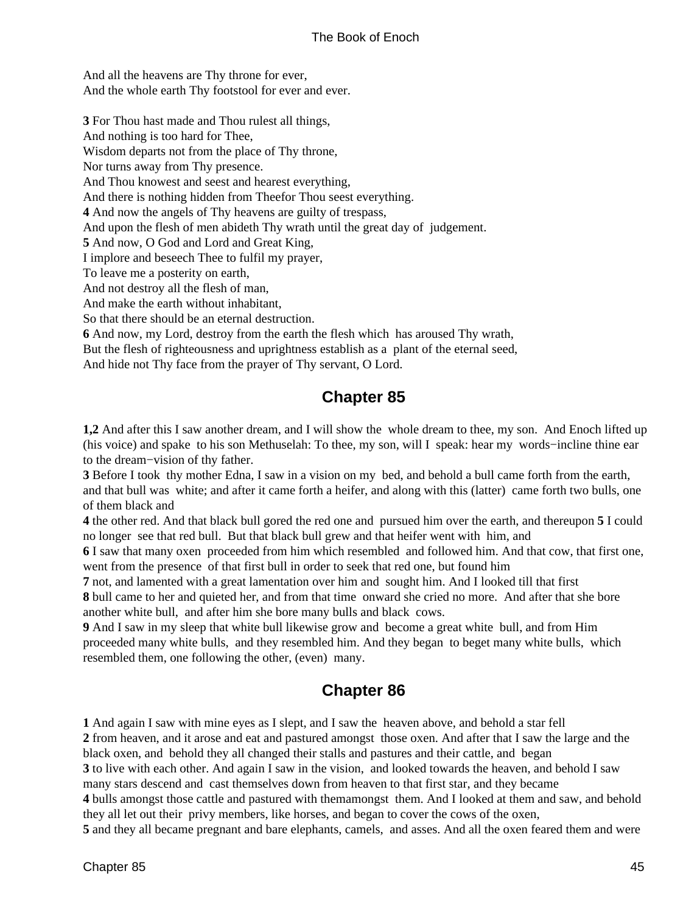And all the heavens are Thy throne for ever,
And the whole earth Thy footstool for ever and ever.

**3** For Thou hast made and Thou rulest all things,
And nothing is too hard for Thee,
Wisdom departs not from the place of Thy throne,
Nor turns away from Thy presence.
And Thou knowest and seest and hearest everything,
And there is nothing hidden from Theefor Thou seest everything.
**4** And now the angels of Thy heavens are guilty of trespass,
And upon the flesh of men abideth Thy wrath until the great day of judgement.
**5** And now, O God and Lord and Great King,
I implore and beseech Thee to fulfil my prayer,
To leave me a posterity on earth,
And not destroy all the flesh of man,
And make the earth without inhabitant,
So that there should be an eternal destruction.
**6** And now, my Lord, destroy from the earth the flesh which has aroused Thy wrath,
But the flesh of righteousness and uprightness establish as a plant of the eternal seed,
And hide not Thy face from the prayer of Thy servant, O Lord.

## Chapter 85

**1,2** And after this I saw another dream, and I will show the whole dream to thee, my son. And Enoch lifted up (his voice) and spake to his son Methuselah: To thee, my son, will I speak: hear my words−incline thine ear to the dream−vision of thy father.
**3** Before I took thy mother Edna, I saw in a vision on my bed, and behold a bull came forth from the earth, and that bull was white; and after it came forth a heifer, and along with this (latter) came forth two bulls, one of them black and
**4** the other red. And that black bull gored the red one and pursued him over the earth, and thereupon **5** I could no longer see that red bull. But that black bull grew and that heifer went with him, and
**6** I saw that many oxen proceeded from him which resembled and followed him. And that cow, that first one, went from the presence of that first bull in order to seek that red one, but found him
**7** not, and lamented with a great lamentation over him and sought him. And I looked till that first
**8** bull came to her and quieted her, and from that time onward she cried no more. And after that she bore another white bull, and after him she bore many bulls and black cows.
**9** And I saw in my sleep that white bull likewise grow and become a great white bull, and from Him proceeded many white bulls, and they resembled him. And they began to beget many white bulls, which resembled them, one following the other, (even) many.

## Chapter 86

**1** And again I saw with mine eyes as I slept, and I saw the heaven above, and behold a star fell
**2** from heaven, and it arose and eat and pastured amongst those oxen. And after that I saw the large and the black oxen, and behold they all changed their stalls and pastures and their cattle, and began
**3** to live with each other. And again I saw in the vision, and looked towards the heaven, and behold I saw many stars descend and cast themselves down from heaven to that first star, and they became
**4** bulls amongst those cattle and pastured with themamongst them. And I looked at them and saw, and behold they all let out their privy members, like horses, and began to cover the cows of the oxen,
**5** and they all became pregnant and bare elephants, camels, and asses. And all the oxen feared them and were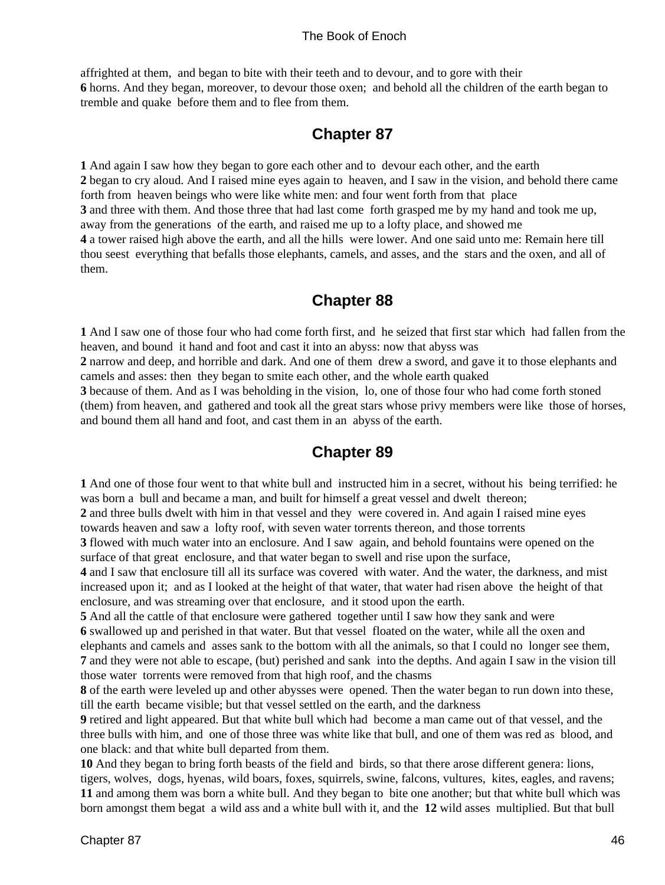affrighted at them, and began to bite with their teeth and to devour, and to gore with their **6** horns. And they began, moreover, to devour those oxen; and behold all the children of the earth began to tremble and quake before them and to flee from them.

## Chapter 87

**1** And again I saw how they began to gore each other and to devour each other, and the earth **2** began to cry aloud. And I raised mine eyes again to heaven, and I saw in the vision, and behold there came forth from heaven beings who were like white men: and four went forth from that place **3** and three with them. And those three that had last come forth grasped me by my hand and took me up, away from the generations of the earth, and raised me up to a lofty place, and showed me **4** a tower raised high above the earth, and all the hills were lower. And one said unto me: Remain here till thou seest everything that befalls those elephants, camels, and asses, and the stars and the oxen, and all of them.

## Chapter 88

**1** And I saw one of those four who had come forth first, and he seized that first star which had fallen from the heaven, and bound it hand and foot and cast it into an abyss: now that abyss was **2** narrow and deep, and horrible and dark. And one of them drew a sword, and gave it to those elephants and camels and asses: then they began to smite each other, and the whole earth quaked **3** because of them. And as I was beholding in the vision, lo, one of those four who had come forth stoned (them) from heaven, and gathered and took all the great stars whose privy members were like those of horses, and bound them all hand and foot, and cast them in an abyss of the earth.

## Chapter 89

**1** And one of those four went to that white bull and instructed him in a secret, without his being terrified: he was born a bull and became a man, and built for himself a great vessel and dwelt thereon; **2** and three bulls dwelt with him in that vessel and they were covered in. And again I raised mine eyes towards heaven and saw a lofty roof, with seven water torrents thereon, and those torrents **3** flowed with much water into an enclosure. And I saw again, and behold fountains were opened on the surface of that great enclosure, and that water began to swell and rise upon the surface, **4** and I saw that enclosure till all its surface was covered with water. And the water, the darkness, and mist increased upon it; and as I looked at the height of that water, that water had risen above the height of that enclosure, and was streaming over that enclosure, and it stood upon the earth. **5** And all the cattle of that enclosure were gathered together until I saw how they sank and were **6** swallowed up and perished in that water. But that vessel floated on the water, while all the oxen and elephants and camels and asses sank to the bottom with all the animals, so that I could no longer see them, **7** and they were not able to escape, (but) perished and sank into the depths. And again I saw in the vision till those water torrents were removed from that high roof, and the chasms **8** of the earth were leveled up and other abysses were opened. Then the water began to run down into these, till the earth became visible; but that vessel settled on the earth, and the darkness **9** retired and light appeared. But that white bull which had become a man came out of that vessel, and the three bulls with him, and one of those three was white like that bull, and one of them was red as blood, and one black: and that white bull departed from them. **10** And they began to bring forth beasts of the field and birds, so that there arose different genera: lions, tigers, wolves, dogs, hyenas, wild boars, foxes, squirrels, swine, falcons, vultures, kites, eagles, and ravens; **11** and among them was born a white bull. And they began to bite one another; but that white bull which was born amongst them begat a wild ass and a white bull with it, and the **12** wild asses multiplied. But that bull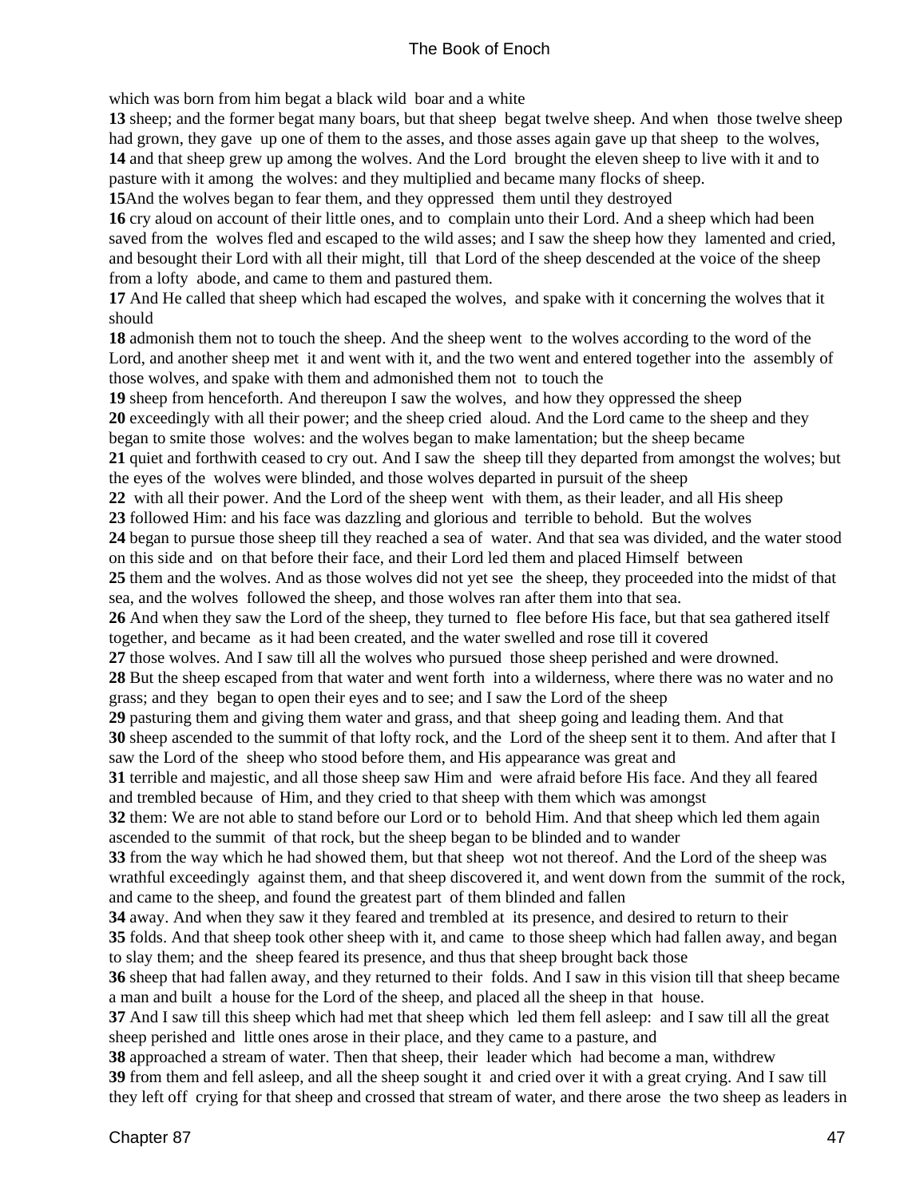which was born from him begat a black wild boar and a white

**13** sheep; and the former begat many boars, but that sheep begat twelve sheep. And when those twelve sheep had grown, they gave up one of them to the asses, and those asses again gave up that sheep to the wolves,

**14** and that sheep grew up among the wolves. And the Lord brought the eleven sheep to live with it and to pasture with it among the wolves: and they multiplied and became many flocks of sheep.

**15**And the wolves began to fear them, and they oppressed them until they destroyed

**16** cry aloud on account of their little ones, and to complain unto their Lord. And a sheep which had been saved from the wolves fled and escaped to the wild asses; and I saw the sheep how they lamented and cried, and besought their Lord with all their might, till that Lord of the sheep descended at the voice of the sheep from a lofty abode, and came to them and pastured them.

**17** And He called that sheep which had escaped the wolves, and spake with it concerning the wolves that it should

**18** admonish them not to touch the sheep. And the sheep went to the wolves according to the word of the Lord, and another sheep met it and went with it, and the two went and entered together into the assembly of those wolves, and spake with them and admonished them not to touch the

**19** sheep from henceforth. And thereupon I saw the wolves, and how they oppressed the sheep

**20** exceedingly with all their power; and the sheep cried aloud. And the Lord came to the sheep and they began to smite those wolves: and the wolves began to make lamentation; but the sheep became

**21** quiet and forthwith ceased to cry out. And I saw the sheep till they departed from amongst the wolves; but the eyes of the wolves were blinded, and those wolves departed in pursuit of the sheep

**22** with all their power. And the Lord of the sheep went with them, as their leader, and all His sheep

**23** followed Him: and his face was dazzling and glorious and terrible to behold. But the wolves

**24** began to pursue those sheep till they reached a sea of water. And that sea was divided, and the water stood on this side and on that before their face, and their Lord led them and placed Himself between

**25** them and the wolves. And as those wolves did not yet see the sheep, they proceeded into the midst of that sea, and the wolves followed the sheep, and those wolves ran after them into that sea.

**26** And when they saw the Lord of the sheep, they turned to flee before His face, but that sea gathered itself together, and became as it had been created, and the water swelled and rose till it covered

**27** those wolves. And I saw till all the wolves who pursued those sheep perished and were drowned.

**28** But the sheep escaped from that water and went forth into a wilderness, where there was no water and no grass; and they began to open their eyes and to see; and I saw the Lord of the sheep

**29** pasturing them and giving them water and grass, and that sheep going and leading them. And that

**30** sheep ascended to the summit of that lofty rock, and the Lord of the sheep sent it to them. And after that I saw the Lord of the sheep who stood before them, and His appearance was great and

**31** terrible and majestic, and all those sheep saw Him and were afraid before His face. And they all feared and trembled because of Him, and they cried to that sheep with them which was amongst

**32** them: We are not able to stand before our Lord or to behold Him. And that sheep which led them again ascended to the summit of that rock, but the sheep began to be blinded and to wander

**33** from the way which he had showed them, but that sheep wot not thereof. And the Lord of the sheep was wrathful exceedingly against them, and that sheep discovered it, and went down from the summit of the rock, and came to the sheep, and found the greatest part of them blinded and fallen

**34** away. And when they saw it they feared and trembled at its presence, and desired to return to their

**35** folds. And that sheep took other sheep with it, and came to those sheep which had fallen away, and began to slay them; and the sheep feared its presence, and thus that sheep brought back those

**36** sheep that had fallen away, and they returned to their folds. And I saw in this vision till that sheep became a man and built a house for the Lord of the sheep, and placed all the sheep in that house.

**37** And I saw till this sheep which had met that sheep which led them fell asleep: and I saw till all the great sheep perished and little ones arose in their place, and they came to a pasture, and

**38** approached a stream of water. Then that sheep, their leader which had become a man, withdrew

**39** from them and fell asleep, and all the sheep sought it and cried over it with a great crying. And I saw till they left off crying for that sheep and crossed that stream of water, and there arose the two sheep as leaders in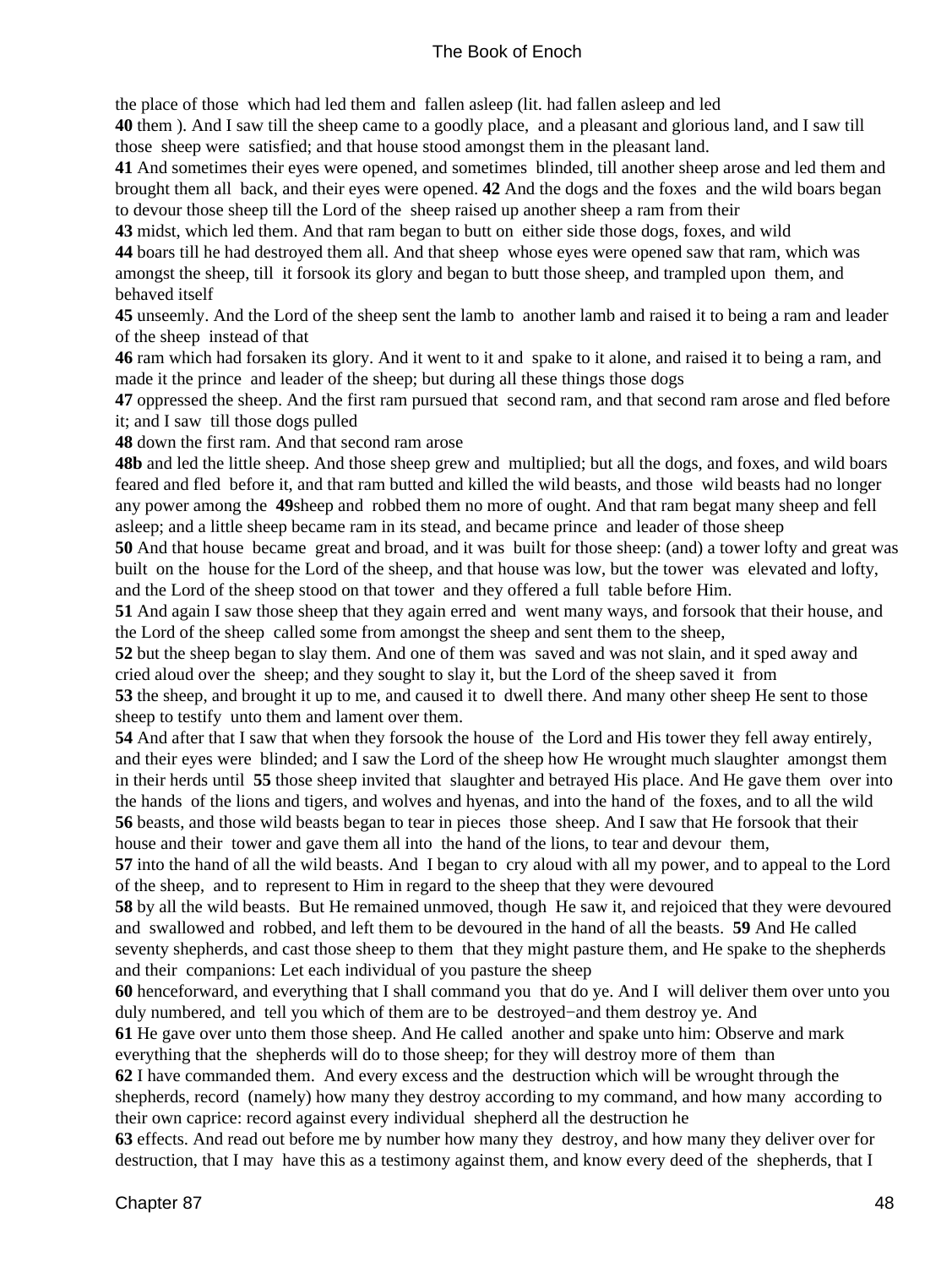the place of those which had led them and fallen asleep (lit. had fallen asleep and led

**40** them ). And I saw till the sheep came to a goodly place, and a pleasant and glorious land, and I saw till those sheep were satisfied; and that house stood amongst them in the pleasant land.

**41** And sometimes their eyes were opened, and sometimes blinded, till another sheep arose and led them and brought them all back, and their eyes were opened. **42** And the dogs and the foxes and the wild boars began to devour those sheep till the Lord of the sheep raised up another sheep a ram from their

**43** midst, which led them. And that ram began to butt on either side those dogs, foxes, and wild

**44** boars till he had destroyed them all. And that sheep whose eyes were opened saw that ram, which was amongst the sheep, till it forsook its glory and began to butt those sheep, and trampled upon them, and behaved itself

**45** unseemly. And the Lord of the sheep sent the lamb to another lamb and raised it to being a ram and leader of the sheep instead of that

**46** ram which had forsaken its glory. And it went to it and spake to it alone, and raised it to being a ram, and made it the prince and leader of the sheep; but during all these things those dogs

**47** oppressed the sheep. And the first ram pursued that second ram, and that second ram arose and fled before it; and I saw till those dogs pulled

**48** down the first ram. And that second ram arose

**48b** and led the little sheep. And those sheep grew and multiplied; but all the dogs, and foxes, and wild boars feared and fled before it, and that ram butted and killed the wild beasts, and those wild beasts had no longer any power among the **49**sheep and robbed them no more of ought. And that ram begat many sheep and fell asleep; and a little sheep became ram in its stead, and became prince and leader of those sheep

**50** And that house became great and broad, and it was built for those sheep: (and) a tower lofty and great was built on the house for the Lord of the sheep, and that house was low, but the tower was elevated and lofty, and the Lord of the sheep stood on that tower and they offered a full table before Him.

**51** And again I saw those sheep that they again erred and went many ways, and forsook that their house, and the Lord of the sheep called some from amongst the sheep and sent them to the sheep,

**52** but the sheep began to slay them. And one of them was saved and was not slain, and it sped away and cried aloud over the sheep; and they sought to slay it, but the Lord of the sheep saved it from

**53** the sheep, and brought it up to me, and caused it to dwell there. And many other sheep He sent to those sheep to testify unto them and lament over them.

**54** And after that I saw that when they forsook the house of the Lord and His tower they fell away entirely, and their eyes were blinded; and I saw the Lord of the sheep how He wrought much slaughter amongst them in their herds until **55** those sheep invited that slaughter and betrayed His place. And He gave them over into the hands of the lions and tigers, and wolves and hyenas, and into the hand of the foxes, and to all the wild

**56** beasts, and those wild beasts began to tear in pieces those sheep. And I saw that He forsook that their house and their tower and gave them all into the hand of the lions, to tear and devour them,

**57** into the hand of all the wild beasts. And I began to cry aloud with all my power, and to appeal to the Lord of the sheep, and to represent to Him in regard to the sheep that they were devoured

**58** by all the wild beasts. But He remained unmoved, though He saw it, and rejoiced that they were devoured and swallowed and robbed, and left them to be devoured in the hand of all the beasts. **59** And He called seventy shepherds, and cast those sheep to them that they might pasture them, and He spake to the shepherds and their companions: Let each individual of you pasture the sheep

**60** henceforward, and everything that I shall command you that do ye. And I will deliver them over unto you duly numbered, and tell you which of them are to be destroyed−and them destroy ye. And

**61** He gave over unto them those sheep. And He called another and spake unto him: Observe and mark everything that the shepherds will do to those sheep; for they will destroy more of them than

**62** I have commanded them. And every excess and the destruction which will be wrought through the shepherds, record (namely) how many they destroy according to my command, and how many according to their own caprice: record against every individual shepherd all the destruction he

**63** effects. And read out before me by number how many they destroy, and how many they deliver over for destruction, that I may have this as a testimony against them, and know every deed of the shepherds, that I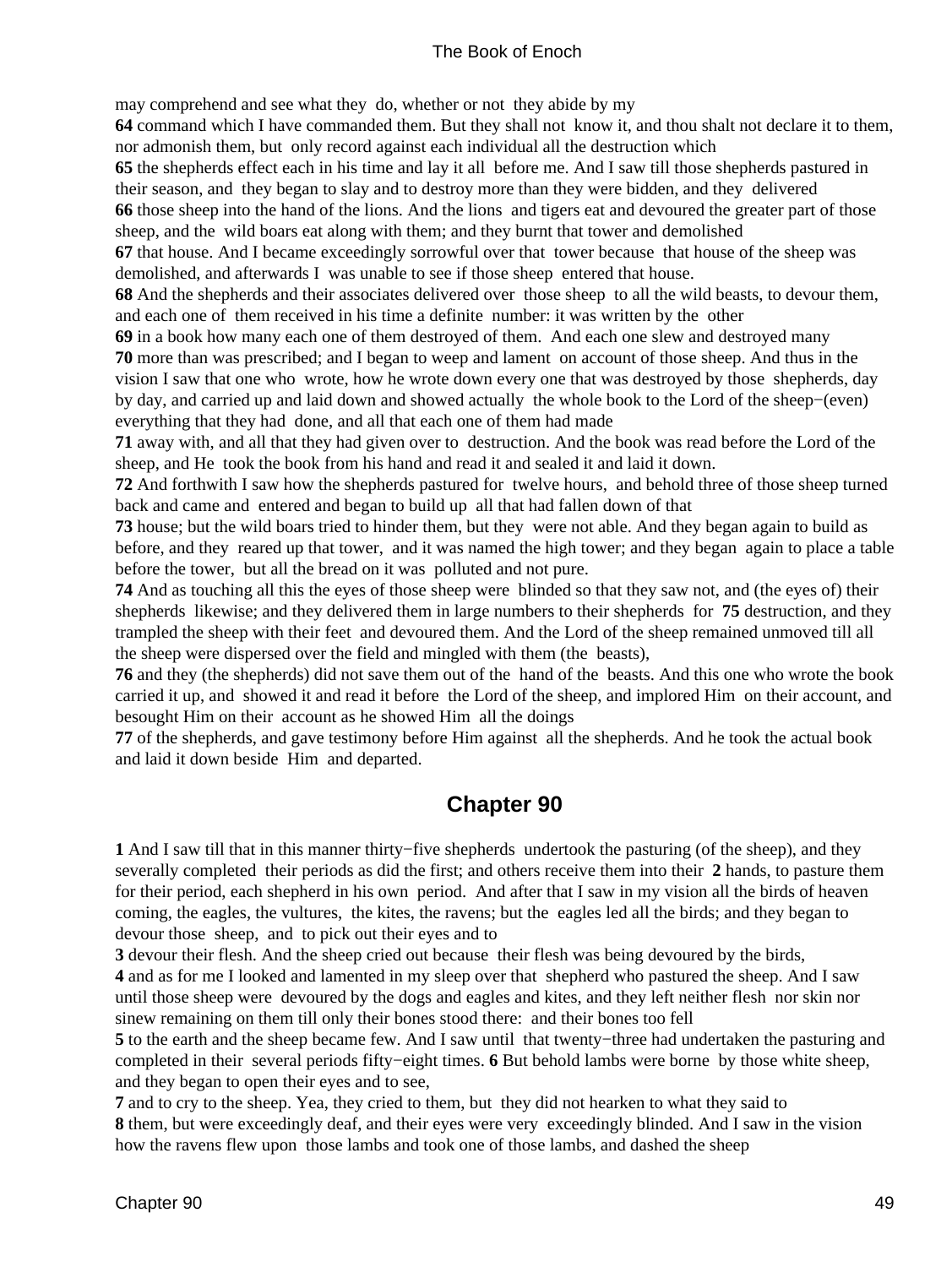may comprehend and see what they do, whether or not they abide by my
**64** command which I have commanded them. But they shall not know it, and thou shalt not declare it to them, nor admonish them, but only record against each individual all the destruction which
**65** the shepherds effect each in his time and lay it all before me. And I saw till those shepherds pastured in their season, and they began to slay and to destroy more than they were bidden, and they delivered
**66** those sheep into the hand of the lions. And the lions and tigers eat and devoured the greater part of those sheep, and the wild boars eat along with them; and they burnt that tower and demolished
**67** that house. And I became exceedingly sorrowful over that tower because that house of the sheep was demolished, and afterwards I was unable to see if those sheep entered that house.
**68** And the shepherds and their associates delivered over those sheep to all the wild beasts, to devour them, and each one of them received in his time a definite number: it was written by the other
**69** in a book how many each one of them destroyed of them. And each one slew and destroyed many
**70** more than was prescribed; and I began to weep and lament on account of those sheep. And thus in the vision I saw that one who wrote, how he wrote down every one that was destroyed by those shepherds, day by day, and carried up and laid down and showed actually the whole book to the Lord of the sheep−(even) everything that they had done, and all that each one of them had made
**71** away with, and all that they had given over to destruction. And the book was read before the Lord of the sheep, and He took the book from his hand and read it and sealed it and laid it down.
**72** And forthwith I saw how the shepherds pastured for twelve hours, and behold three of those sheep turned back and came and entered and began to build up all that had fallen down of that
**73** house; but the wild boars tried to hinder them, but they were not able. And they began again to build as before, and they reared up that tower, and it was named the high tower; and they began again to place a table before the tower, but all the bread on it was polluted and not pure.
**74** And as touching all this the eyes of those sheep were blinded so that they saw not, and (the eyes of) their shepherds likewise; and they delivered them in large numbers to their shepherds for **75** destruction, and they trampled the sheep with their feet and devoured them. And the Lord of the sheep remained unmoved till all the sheep were dispersed over the field and mingled with them (the beasts),
**76** and they (the shepherds) did not save them out of the hand of the beasts. And this one who wrote the book carried it up, and showed it and read it before the Lord of the sheep, and implored Him on their account, and besought Him on their account as he showed Him all the doings
**77** of the shepherds, and gave testimony before Him against all the shepherds. And he took the actual book and laid it down beside Him and departed.

## Chapter 90

**1** And I saw till that in this manner thirty−five shepherds undertook the pasturing (of the sheep), and they severally completed their periods as did the first; and others receive them into their **2** hands, to pasture them for their period, each shepherd in his own period. And after that I saw in my vision all the birds of heaven coming, the eagles, the vultures, the kites, the ravens; but the eagles led all the birds; and they began to devour those sheep, and to pick out their eyes and to
**3** devour their flesh. And the sheep cried out because their flesh was being devoured by the birds,
**4** and as for me I looked and lamented in my sleep over that shepherd who pastured the sheep. And I saw until those sheep were devoured by the dogs and eagles and kites, and they left neither flesh nor skin nor sinew remaining on them till only their bones stood there: and their bones too fell
**5** to the earth and the sheep became few. And I saw until that twenty−three had undertaken the pasturing and completed in their several periods fifty−eight times. **6** But behold lambs were borne by those white sheep, and they began to open their eyes and to see,
**7** and to cry to the sheep. Yea, they cried to them, but they did not hearken to what they said to
**8** them, but were exceedingly deaf, and their eyes were very exceedingly blinded. And I saw in the vision how the ravens flew upon those lambs and took one of those lambs, and dashed the sheep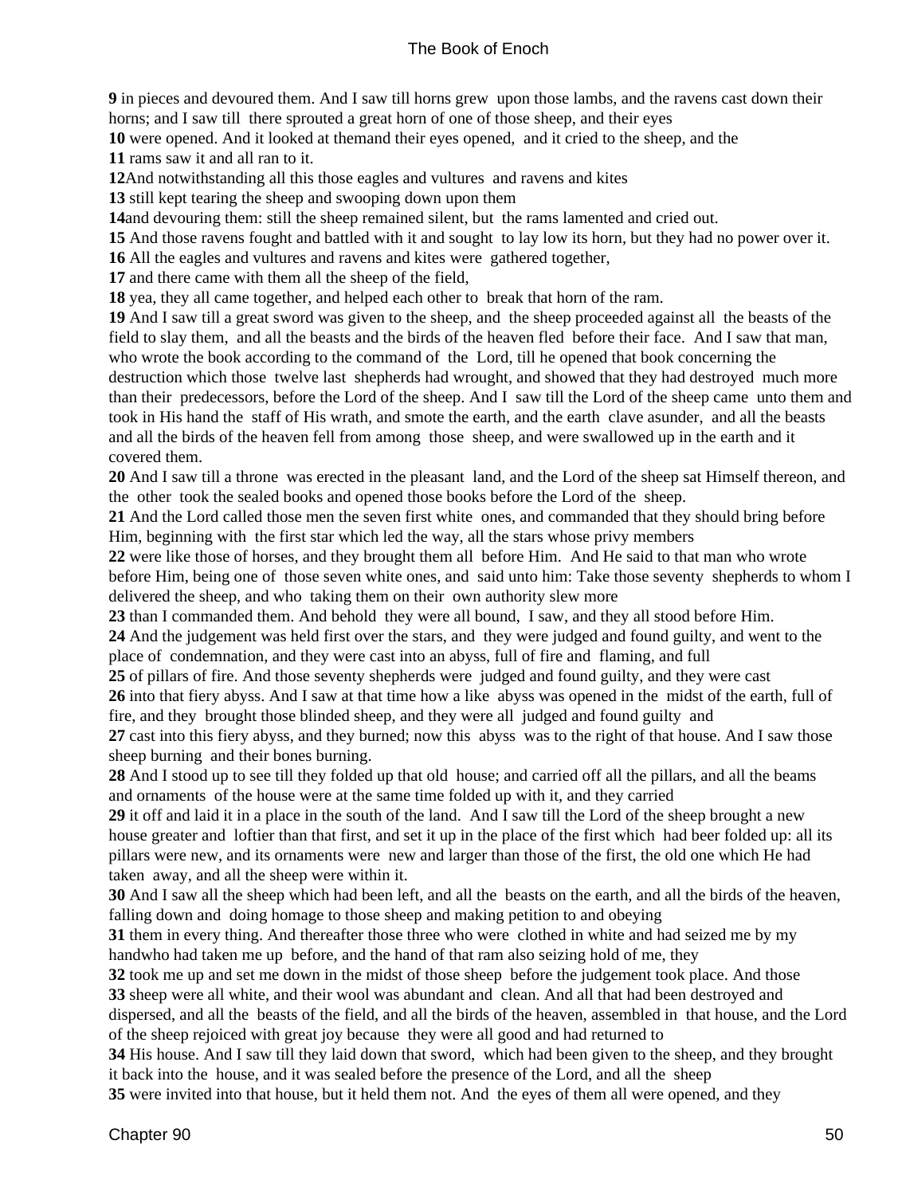**9** in pieces and devoured them. And I saw till horns grew upon those lambs, and the ravens cast down their horns; and I saw till there sprouted a great horn of one of those sheep, and their eyes
**10** were opened. And it looked at themand their eyes opened, and it cried to the sheep, and the
**11** rams saw it and all ran to it.
**12**And notwithstanding all this those eagles and vultures and ravens and kites
**13** still kept tearing the sheep and swooping down upon them
**14**and devouring them: still the sheep remained silent, but the rams lamented and cried out.
**15** And those ravens fought and battled with it and sought to lay low its horn, but they had no power over it.
**16** All the eagles and vultures and ravens and kites were gathered together,
**17** and there came with them all the sheep of the field,
**18** yea, they all came together, and helped each other to break that horn of the ram.
**19** And I saw till a great sword was given to the sheep, and the sheep proceeded against all the beasts of the field to slay them, and all the beasts and the birds of the heaven fled before their face. And I saw that man, who wrote the book according to the command of the Lord, till he opened that book concerning the destruction which those twelve last shepherds had wrought, and showed that they had destroyed much more than their predecessors, before the Lord of the sheep. And I saw till the Lord of the sheep came unto them and took in His hand the staff of His wrath, and smote the earth, and the earth clave asunder, and all the beasts and all the birds of the heaven fell from among those sheep, and were swallowed up in the earth and it covered them.
**20** And I saw till a throne was erected in the pleasant land, and the Lord of the sheep sat Himself thereon, and the other took the sealed books and opened those books before the Lord of the sheep.
**21** And the Lord called those men the seven first white ones, and commanded that they should bring before Him, beginning with the first star which led the way, all the stars whose privy members
**22** were like those of horses, and they brought them all before Him. And He said to that man who wrote before Him, being one of those seven white ones, and said unto him: Take those seventy shepherds to whom I delivered the sheep, and who taking them on their own authority slew more
**23** than I commanded them. And behold they were all bound, I saw, and they all stood before Him.
**24** And the judgement was held first over the stars, and they were judged and found guilty, and went to the place of condemnation, and they were cast into an abyss, full of fire and flaming, and full
**25** of pillars of fire. And those seventy shepherds were judged and found guilty, and they were cast
**26** into that fiery abyss. And I saw at that time how a like abyss was opened in the midst of the earth, full of fire, and they brought those blinded sheep, and they were all judged and found guilty and
**27** cast into this fiery abyss, and they burned; now this abyss was to the right of that house. And I saw those sheep burning and their bones burning.
**28** And I stood up to see till they folded up that old house; and carried off all the pillars, and all the beams and ornaments of the house were at the same time folded up with it, and they carried
**29** it off and laid it in a place in the south of the land. And I saw till the Lord of the sheep brought a new house greater and loftier than that first, and set it up in the place of the first which had beer folded up: all its pillars were new, and its ornaments were new and larger than those of the first, the old one which He had taken away, and all the sheep were within it.
**30** And I saw all the sheep which had been left, and all the beasts on the earth, and all the birds of the heaven, falling down and doing homage to those sheep and making petition to and obeying
**31** them in every thing. And thereafter those three who were clothed in white and had seized me by my handwho had taken me up before, and the hand of that ram also seizing hold of me, they
**32** took me up and set me down in the midst of those sheep before the judgement took place. And those
**33** sheep were all white, and their wool was abundant and clean. And all that had been destroyed and dispersed, and all the beasts of the field, and all the birds of the heaven, assembled in that house, and the Lord of the sheep rejoiced with great joy because they were all good and had returned to
**34** His house. And I saw till they laid down that sword, which had been given to the sheep, and they brought it back into the house, and it was sealed before the presence of the Lord, and all the sheep
**35** were invited into that house, but it held them not. And the eyes of them all were opened, and they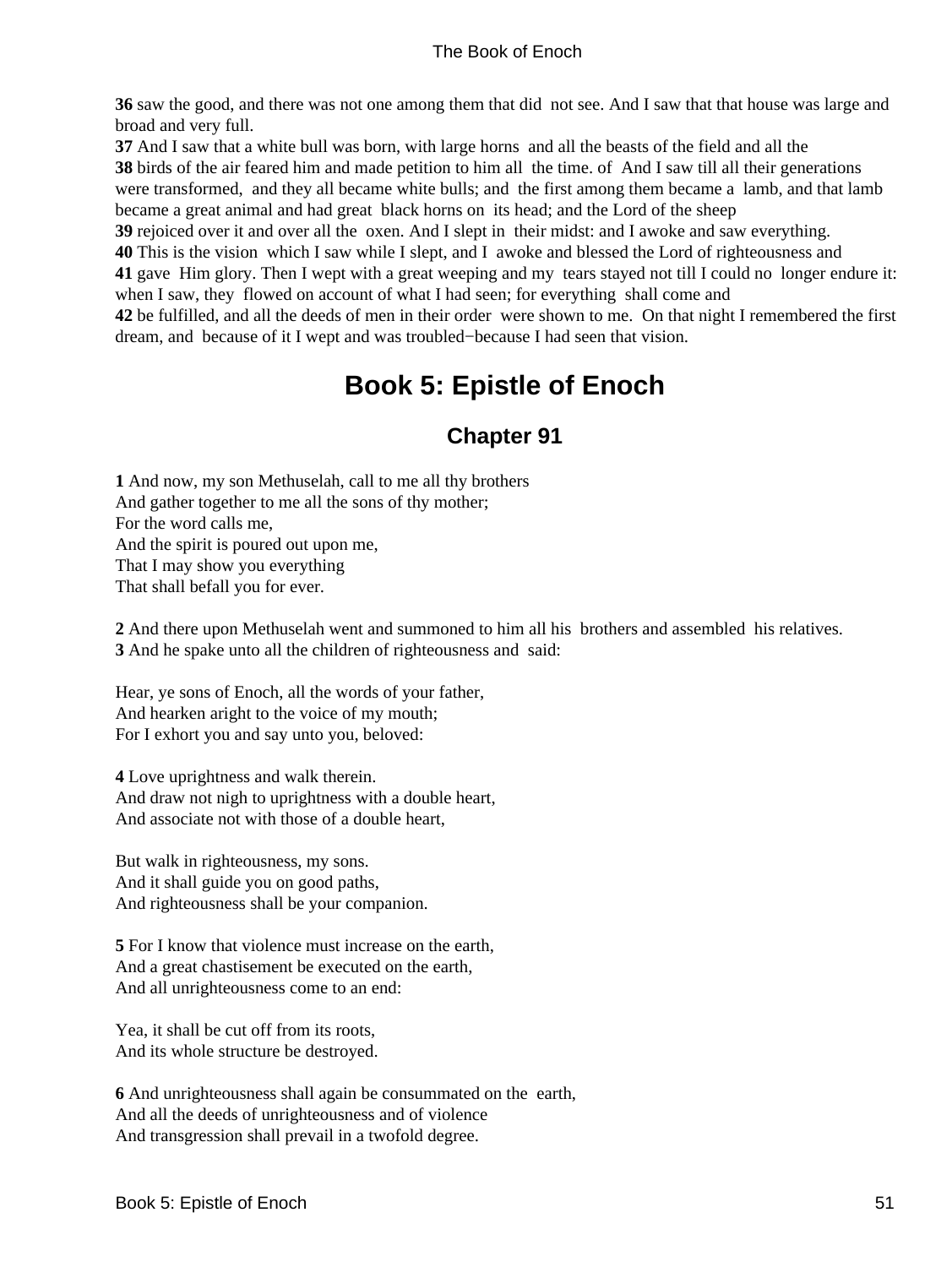**36** saw the good, and there was not one among them that did not see. And I saw that that house was large and broad and very full.
**37** And I saw that a white bull was born, with large horns and all the beasts of the field and all the
**38** birds of the air feared him and made petition to him all the time. of And I saw till all their generations were transformed, and they all became white bulls; and the first among them became a lamb, and that lamb became a great animal and had great black horns on its head; and the Lord of the sheep
**39** rejoiced over it and over all the oxen. And I slept in their midst: and I awoke and saw everything.
**40** This is the vision which I saw while I slept, and I awoke and blessed the Lord of righteousness and
**41** gave Him glory. Then I wept with a great weeping and my tears stayed not till I could no longer endure it: when I saw, they flowed on account of what I had seen; for everything shall come and
**42** be fulfilled, and all the deeds of men in their order were shown to me. On that night I remembered the first dream, and because of it I wept and was troubled−because I had seen that vision.

# Book 5: Epistle of Enoch

## Chapter 91

**1** And now, my son Methuselah, call to me all thy brothers
And gather together to me all the sons of thy mother;
For the word calls me,
And the spirit is poured out upon me,
That I may show you everything
That shall befall you for ever.

**2** And there upon Methuselah went and summoned to him all his brothers and assembled his relatives.
**3** And he spake unto all the children of righteousness and said:

Hear, ye sons of Enoch, all the words of your father,
And hearken aright to the voice of my mouth;
For I exhort you and say unto you, beloved:

**4** Love uprightness and walk therein.
And draw not nigh to uprightness with a double heart,
And associate not with those of a double heart,

But walk in righteousness, my sons.
And it shall guide you on good paths,
And righteousness shall be your companion.

**5** For I know that violence must increase on the earth,
And a great chastisement be executed on the earth,
And all unrighteousness come to an end:

Yea, it shall be cut off from its roots,
And its whole structure be destroyed.

**6** And unrighteousness shall again be consummated on the earth,
And all the deeds of unrighteousness and of violence
And transgression shall prevail in a twofold degree.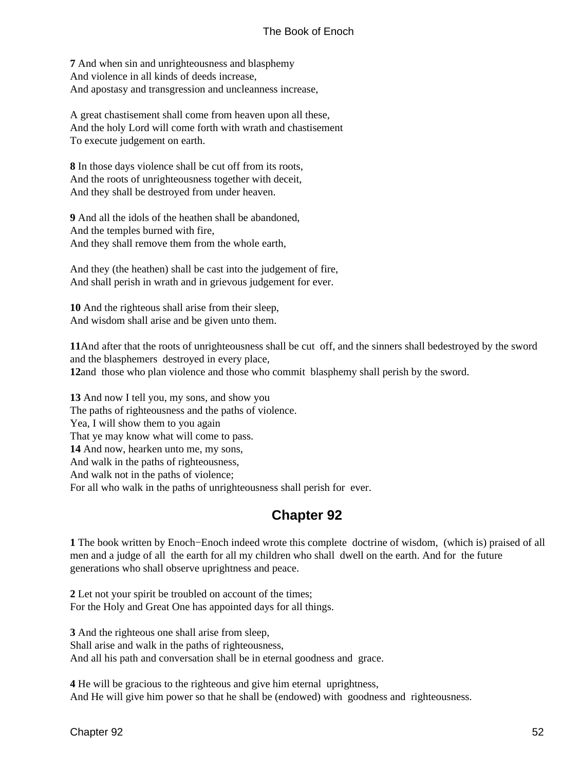**7** And when sin and unrighteousness and blasphemy
And violence in all kinds of deeds increase,
And apostasy and transgression and uncleanness increase,

A great chastisement shall come from heaven upon all these,
And the holy Lord will come forth with wrath and chastisement
To execute judgement on earth.

**8** In those days violence shall be cut off from its roots,
And the roots of unrighteousness together with deceit,
And they shall be destroyed from under heaven.

**9** And all the idols of the heathen shall be abandoned,
And the temples burned with fire,
And they shall remove them from the whole earth,

And they (the heathen) shall be cast into the judgement of fire,
And shall perish in wrath and in grievous judgement for ever.

**10** And the righteous shall arise from their sleep,
And wisdom shall arise and be given unto them.

**11**And after that the roots of unrighteousness shall be cut off, and the sinners shall bedestroyed by the sword and the blasphemers destroyed in every place,
**12**and those who plan violence and those who commit blasphemy shall perish by the sword.

**13** And now I tell you, my sons, and show you
The paths of righteousness and the paths of violence.
Yea, I will show them to you again
That ye may know what will come to pass.
**14** And now, hearken unto me, my sons,
And walk in the paths of righteousness,
And walk not in the paths of violence;
For all who walk in the paths of unrighteousness shall perish for ever.

## Chapter 92

**1** The book written by Enoch−Enoch indeed wrote this complete doctrine of wisdom, (which is) praised of all men and a judge of all the earth for all my children who shall dwell on the earth. And for the future generations who shall observe uprightness and peace.

**2** Let not your spirit be troubled on account of the times;
For the Holy and Great One has appointed days for all things.

**3** And the righteous one shall arise from sleep,
Shall arise and walk in the paths of righteousness,
And all his path and conversation shall be in eternal goodness and grace.

**4** He will be gracious to the righteous and give him eternal uprightness,
And He will give him power so that he shall be (endowed) with goodness and righteousness.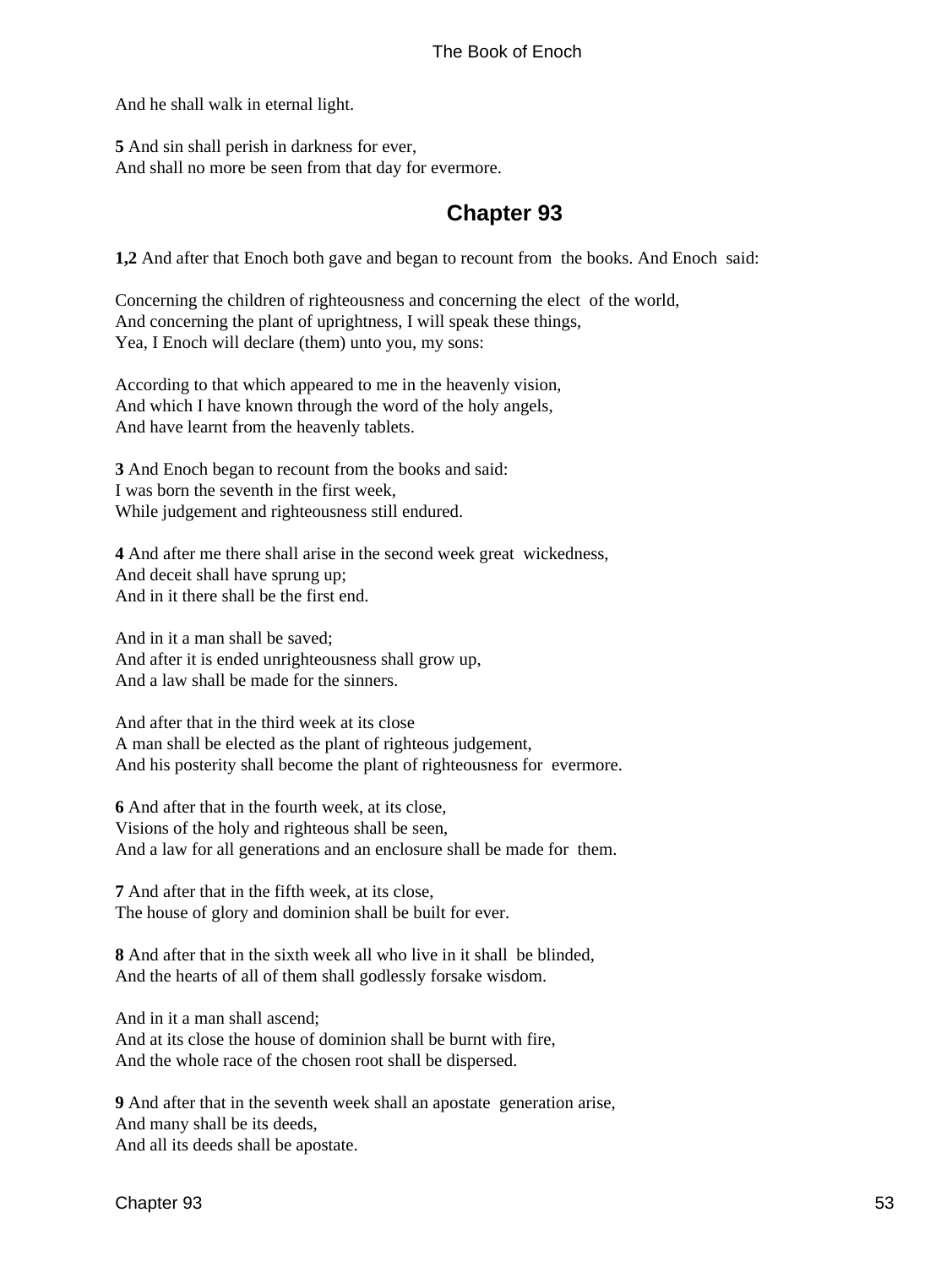And he shall walk in eternal light.

**5** And sin shall perish in darkness for ever,
And shall no more be seen from that day for evermore.

## Chapter 93

**1,2** And after that Enoch both gave and began to recount from the books. And Enoch said:

Concerning the children of righteousness and concerning the elect of the world,
And concerning the plant of uprightness, I will speak these things,
Yea, I Enoch will declare (them) unto you, my sons:

According to that which appeared to me in the heavenly vision,
And which I have known through the word of the holy angels,
And have learnt from the heavenly tablets.

**3** And Enoch began to recount from the books and said:
I was born the seventh in the first week,
While judgement and righteousness still endured.

**4** And after me there shall arise in the second week great wickedness,
And deceit shall have sprung up;
And in it there shall be the first end.

And in it a man shall be saved;
And after it is ended unrighteousness shall grow up,
And a law shall be made for the sinners.

And after that in the third week at its close
A man shall be elected as the plant of righteous judgement,
And his posterity shall become the plant of righteousness for evermore.

**6** And after that in the fourth week, at its close,
Visions of the holy and righteous shall be seen,
And a law for all generations and an enclosure shall be made for them.

**7** And after that in the fifth week, at its close,
The house of glory and dominion shall be built for ever.

**8** And after that in the sixth week all who live in it shall be blinded,
And the hearts of all of them shall godlessly forsake wisdom.

And in it a man shall ascend;
And at its close the house of dominion shall be burnt with fire,
And the whole race of the chosen root shall be dispersed.

**9** And after that in the seventh week shall an apostate generation arise,
And many shall be its deeds,
And all its deeds shall be apostate.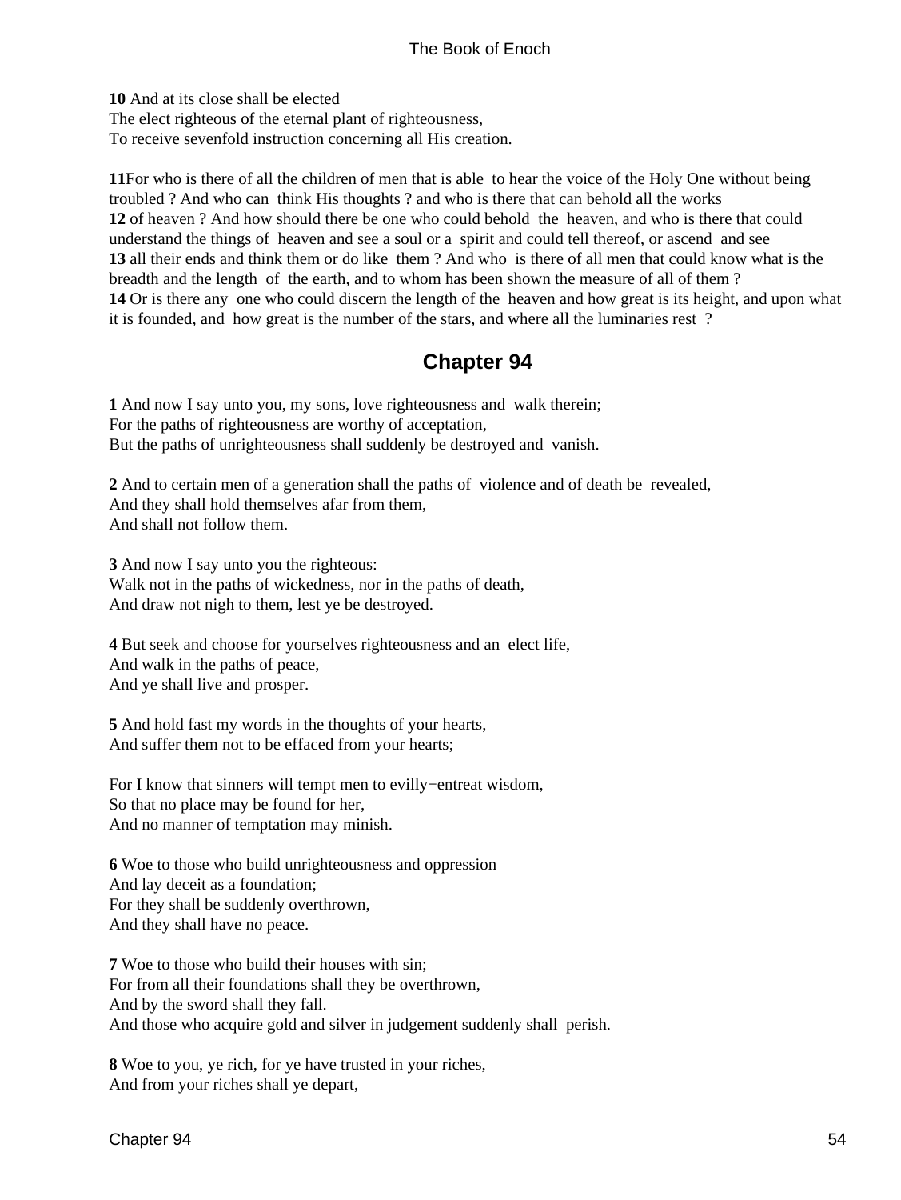**10** And at its close shall be elected
The elect righteous of the eternal plant of righteousness,
To receive sevenfold instruction concerning all His creation.

**11**For who is there of all the children of men that is able to hear the voice of the Holy One without being troubled ? And who can think His thoughts ? and who is there that can behold all the works
**12** of heaven ? And how should there be one who could behold the heaven, and who is there that could understand the things of heaven and see a soul or a spirit and could tell thereof, or ascend and see
**13** all their ends and think them or do like them ? And who is there of all men that could know what is the breadth and the length of the earth, and to whom has been shown the measure of all of them ?
**14** Or is there any one who could discern the length of the heaven and how great is its height, and upon what it is founded, and how great is the number of the stars, and where all the luminaries rest ?

## Chapter 94

**1** And now I say unto you, my sons, love righteousness and walk therein;
For the paths of righteousness are worthy of acceptation,
But the paths of unrighteousness shall suddenly be destroyed and vanish.

**2** And to certain men of a generation shall the paths of violence and of death be revealed,
And they shall hold themselves afar from them,
And shall not follow them.

**3** And now I say unto you the righteous:
Walk not in the paths of wickedness, nor in the paths of death,
And draw not nigh to them, lest ye be destroyed.

**4** But seek and choose for yourselves righteousness and an elect life,
And walk in the paths of peace,
And ye shall live and prosper.

**5** And hold fast my words in the thoughts of your hearts,
And suffer them not to be effaced from your hearts;

For I know that sinners will tempt men to evilly−entreat wisdom,
So that no place may be found for her,
And no manner of temptation may minish.

**6** Woe to those who build unrighteousness and oppression
And lay deceit as a foundation;
For they shall be suddenly overthrown,
And they shall have no peace.

**7** Woe to those who build their houses with sin;
For from all their foundations shall they be overthrown,
And by the sword shall they fall.
And those who acquire gold and silver in judgement suddenly shall perish.

**8** Woe to you, ye rich, for ye have trusted in your riches,
And from your riches shall ye depart,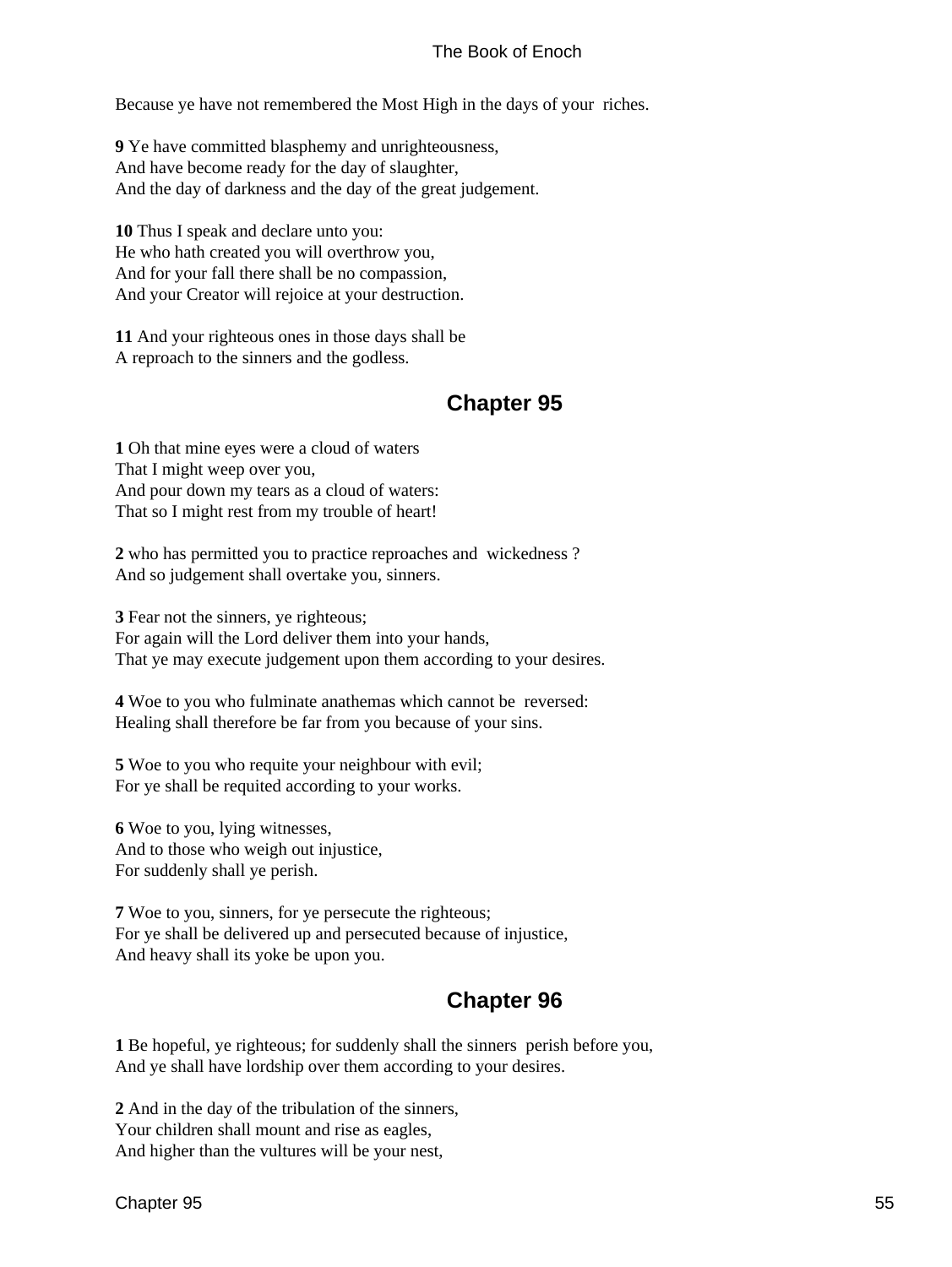Because ye have not remembered the Most High in the days of your riches.

**9** Ye have committed blasphemy and unrighteousness,
And have become ready for the day of slaughter,
And the day of darkness and the day of the great judgement.

**10** Thus I speak and declare unto you:
He who hath created you will overthrow you,
And for your fall there shall be no compassion,
And your Creator will rejoice at your destruction.

**11** And your righteous ones in those days shall be
A reproach to the sinners and the godless.

## Chapter 95

**1** Oh that mine eyes were a cloud of waters
That I might weep over you,
And pour down my tears as a cloud of waters:
That so I might rest from my trouble of heart!

**2** who has permitted you to practice reproaches and wickedness ?
And so judgement shall overtake you, sinners.

**3** Fear not the sinners, ye righteous;
For again will the Lord deliver them into your hands,
That ye may execute judgement upon them according to your desires.

**4** Woe to you who fulminate anathemas which cannot be reversed:
Healing shall therefore be far from you because of your sins.

**5** Woe to you who requite your neighbour with evil;
For ye shall be requited according to your works.

**6** Woe to you, lying witnesses,
And to those who weigh out injustice,
For suddenly shall ye perish.

**7** Woe to you, sinners, for ye persecute the righteous;
For ye shall be delivered up and persecuted because of injustice,
And heavy shall its yoke be upon you.

## Chapter 96

**1** Be hopeful, ye righteous; for suddenly shall the sinners perish before you,
And ye shall have lordship over them according to your desires.

**2** And in the day of the tribulation of the sinners,
Your children shall mount and rise as eagles,
And higher than the vultures will be your nest,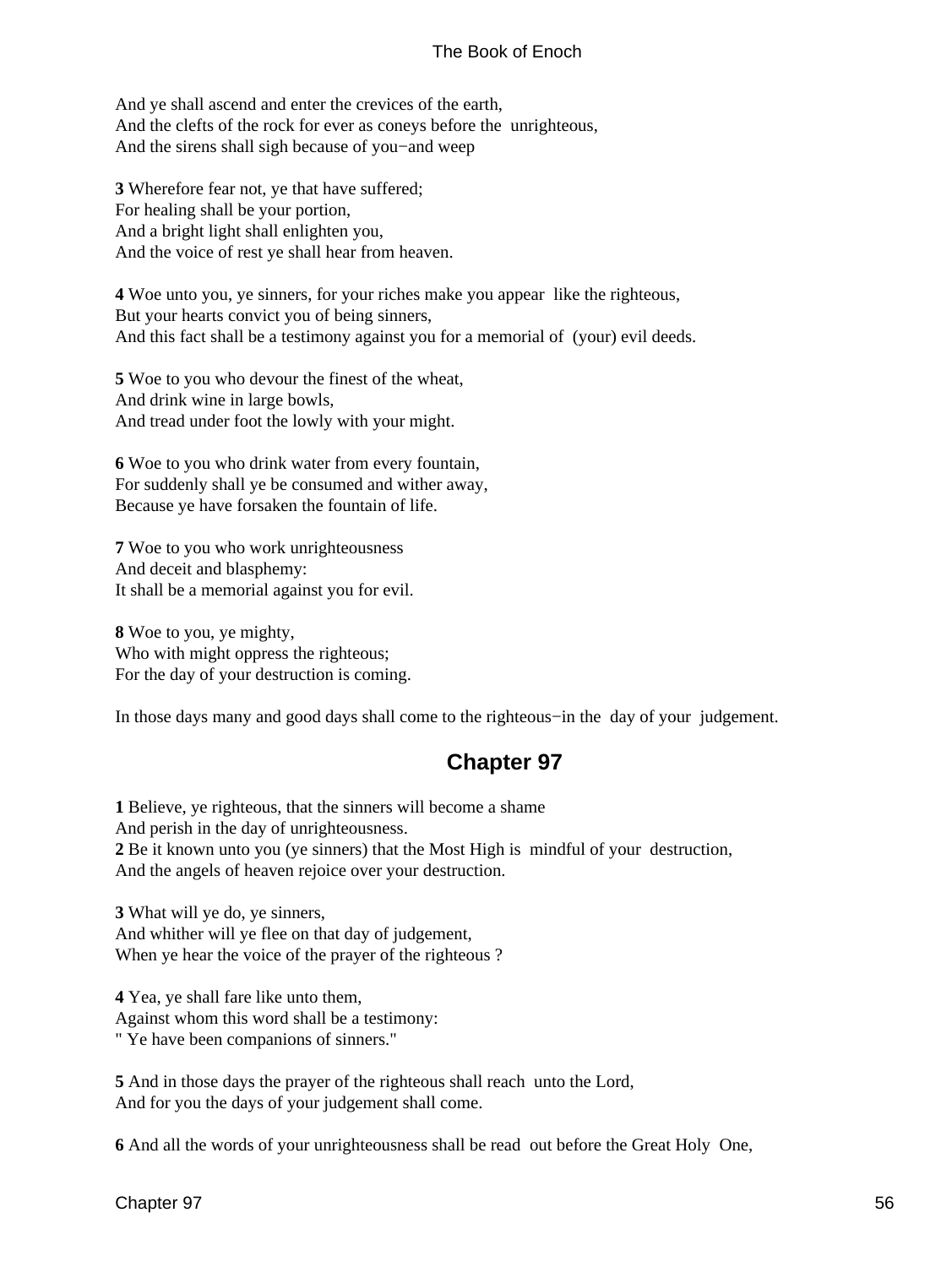And ye shall ascend and enter the crevices of the earth,
And the clefts of the rock for ever as coneys before the unrighteous,
And the sirens shall sigh because of you−and weep

**3** Wherefore fear not, ye that have suffered;
For healing shall be your portion,
And a bright light shall enlighten you,
And the voice of rest ye shall hear from heaven.

**4** Woe unto you, ye sinners, for your riches make you appear like the righteous,
But your hearts convict you of being sinners,
And this fact shall be a testimony against you for a memorial of (your) evil deeds.

**5** Woe to you who devour the finest of the wheat,
And drink wine in large bowls,
And tread under foot the lowly with your might.

**6** Woe to you who drink water from every fountain,
For suddenly shall ye be consumed and wither away,
Because ye have forsaken the fountain of life.

**7** Woe to you who work unrighteousness
And deceit and blasphemy:
It shall be a memorial against you for evil.

**8** Woe to you, ye mighty,
Who with might oppress the righteous;
For the day of your destruction is coming.

In those days many and good days shall come to the righteous−in the day of your judgement.

## Chapter 97

**1** Believe, ye righteous, that the sinners will become a shame
And perish in the day of unrighteousness.
**2** Be it known unto you (ye sinners) that the Most High is mindful of your destruction,
And the angels of heaven rejoice over your destruction.

**3** What will ye do, ye sinners,
And whither will ye flee on that day of judgement,
When ye hear the voice of the prayer of the righteous ?

**4** Yea, ye shall fare like unto them,
Against whom this word shall be a testimony:
" Ye have been companions of sinners."

**5** And in those days the prayer of the righteous shall reach unto the Lord,
And for you the days of your judgement shall come.

**6** And all the words of your unrighteousness shall be read out before the Great Holy One,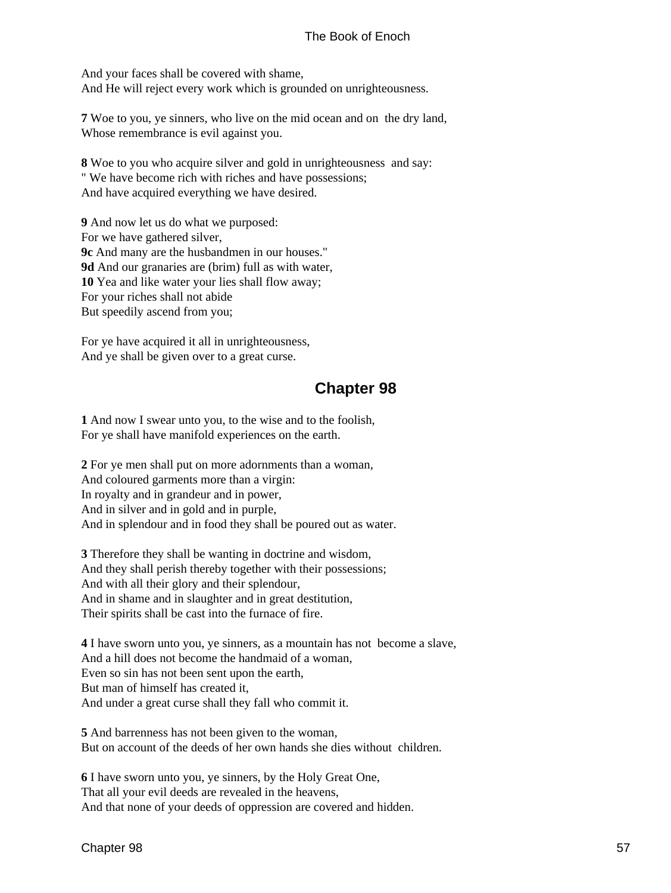And your faces shall be covered with shame,
And He will reject every work which is grounded on unrighteousness.

**7** Woe to you, ye sinners, who live on the mid ocean and on the dry land,
Whose remembrance is evil against you.

**8** Woe to you who acquire silver and gold in unrighteousness and say:
" We have become rich with riches and have possessions;
And have acquired everything we have desired.

**9** And now let us do what we purposed:
For we have gathered silver,
**9c** And many are the husbandmen in our houses."
**9d** And our granaries are (brim) full as with water,
**10** Yea and like water your lies shall flow away;
For your riches shall not abide
But speedily ascend from you;

For ye have acquired it all in unrighteousness,
And ye shall be given over to a great curse.

## Chapter 98

**1** And now I swear unto you, to the wise and to the foolish,
For ye shall have manifold experiences on the earth.

**2** For ye men shall put on more adornments than a woman,
And coloured garments more than a virgin:
In royalty and in grandeur and in power,
And in silver and in gold and in purple,
And in splendour and in food they shall be poured out as water.

**3** Therefore they shall be wanting in doctrine and wisdom,
And they shall perish thereby together with their possessions;
And with all their glory and their splendour,
And in shame and in slaughter and in great destitution,
Their spirits shall be cast into the furnace of fire.

**4** I have sworn unto you, ye sinners, as a mountain has not become a slave,
And a hill does not become the handmaid of a woman,
Even so sin has not been sent upon the earth,
But man of himself has created it,
And under a great curse shall they fall who commit it.

**5** And barrenness has not been given to the woman,
But on account of the deeds of her own hands she dies without children.

**6** I have sworn unto you, ye sinners, by the Holy Great One,
That all your evil deeds are revealed in the heavens,
And that none of your deeds of oppression are covered and hidden.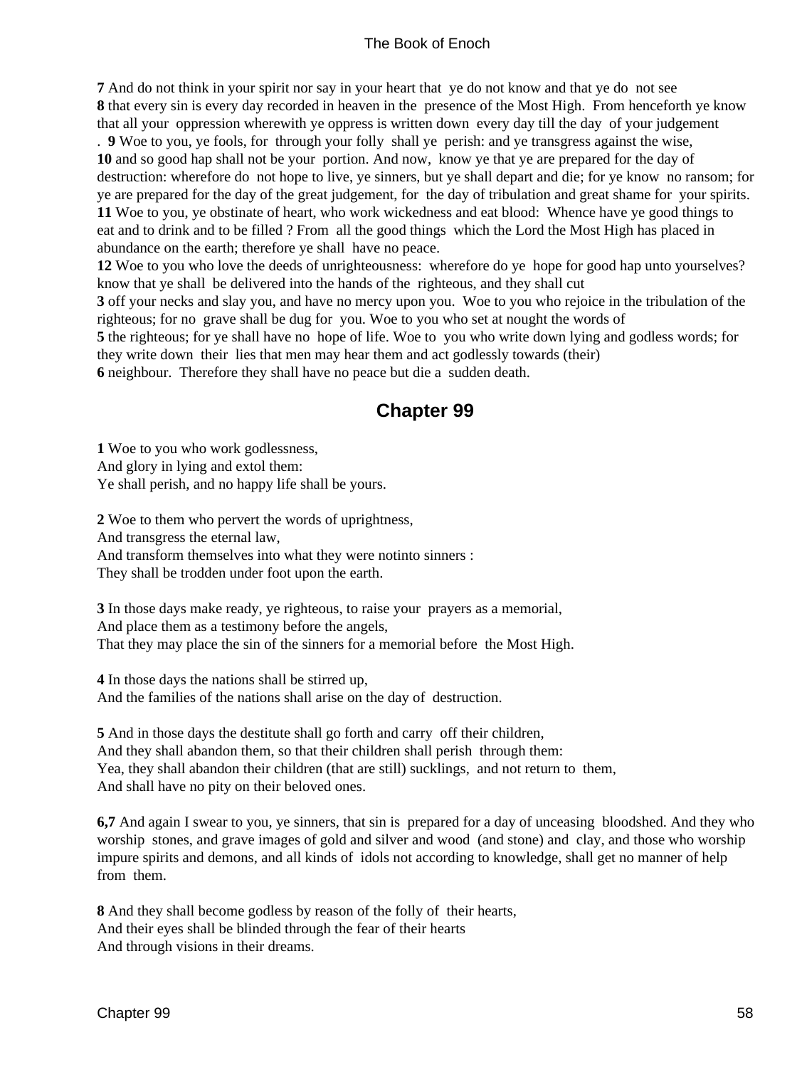**7** And do not think in your spirit nor say in your heart that ye do not know and that ye do not see
**8** that every sin is every day recorded in heaven in the presence of the Most High. From henceforth ye know that all your oppression wherewith ye oppress is written down every day till the day of your judgement
. **9** Woe to you, ye fools, for through your folly shall ye perish: and ye transgress against the wise,
**10** and so good hap shall not be your portion. And now, know ye that ye are prepared for the day of destruction: wherefore do not hope to live, ye sinners, but ye shall depart and die; for ye know no ransom; for ye are prepared for the day of the great judgement, for the day of tribulation and great shame for your spirits.
**11** Woe to you, ye obstinate of heart, who work wickedness and eat blood: Whence have ye good things to eat and to drink and to be filled ? From all the good things which the Lord the Most High has placed in abundance on the earth; therefore ye shall have no peace.
**12** Woe to you who love the deeds of unrighteousness: wherefore do ye hope for good hap unto yourselves? know that ye shall be delivered into the hands of the righteous, and they shall cut
**3** off your necks and slay you, and have no mercy upon you. Woe to you who rejoice in the tribulation of the righteous; for no grave shall be dug for you. Woe to you who set at nought the words of
**5** the righteous; for ye shall have no hope of life. Woe to you who write down lying and godless words; for they write down their lies that men may hear them and act godlessly towards (their)
**6** neighbour. Therefore they shall have no peace but die a sudden death.

## Chapter 99

**1** Woe to you who work godlessness,
And glory in lying and extol them:
Ye shall perish, and no happy life shall be yours.

**2** Woe to them who pervert the words of uprightness,
And transgress the eternal law,
And transform themselves into what they were notinto sinners :
They shall be trodden under foot upon the earth.

**3** In those days make ready, ye righteous, to raise your prayers as a memorial,
And place them as a testimony before the angels,
That they may place the sin of the sinners for a memorial before the Most High.

**4** In those days the nations shall be stirred up,
And the families of the nations shall arise on the day of destruction.

**5** And in those days the destitute shall go forth and carry off their children,
And they shall abandon them, so that their children shall perish through them:
Yea, they shall abandon their children (that are still) sucklings, and not return to them,
And shall have no pity on their beloved ones.

**6,7** And again I swear to you, ye sinners, that sin is prepared for a day of unceasing bloodshed. And they who worship stones, and grave images of gold and silver and wood (and stone) and clay, and those who worship impure spirits and demons, and all kinds of idols not according to knowledge, shall get no manner of help from them.

**8** And they shall become godless by reason of the folly of their hearts,
And their eyes shall be blinded through the fear of their hearts
And through visions in their dreams.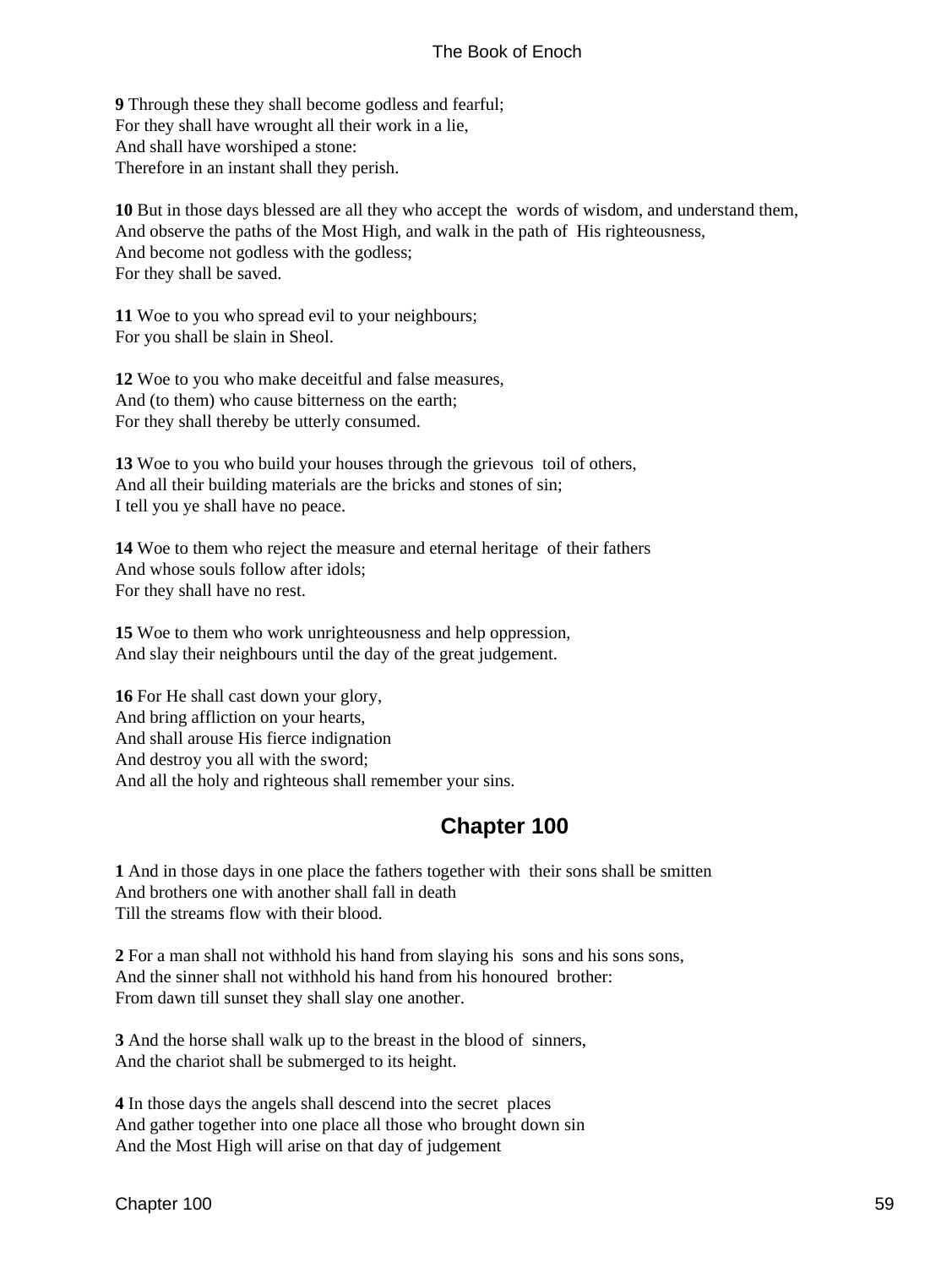**9** Through these they shall become godless and fearful;
For they shall have wrought all their work in a lie,
And shall have worshiped a stone:
Therefore in an instant shall they perish.

**10** But in those days blessed are all they who accept the words of wisdom, and understand them,
And observe the paths of the Most High, and walk in the path of His righteousness,
And become not godless with the godless;
For they shall be saved.

**11** Woe to you who spread evil to your neighbours;
For you shall be slain in Sheol.

**12** Woe to you who make deceitful and false measures,
And (to them) who cause bitterness on the earth;
For they shall thereby be utterly consumed.

**13** Woe to you who build your houses through the grievous toil of others,
And all their building materials are the bricks and stones of sin;
I tell you ye shall have no peace.

**14** Woe to them who reject the measure and eternal heritage of their fathers
And whose souls follow after idols;
For they shall have no rest.

**15** Woe to them who work unrighteousness and help oppression,
And slay their neighbours until the day of the great judgement.

**16** For He shall cast down your glory,
And bring affliction on your hearts,
And shall arouse His fierce indignation
And destroy you all with the sword;
And all the holy and righteous shall remember your sins.

## Chapter 100

**1** And in those days in one place the fathers together with their sons shall be smitten
And brothers one with another shall fall in death
Till the streams flow with their blood.

**2** For a man shall not withhold his hand from slaying his sons and his sons sons,
And the sinner shall not withhold his hand from his honoured brother:
From dawn till sunset they shall slay one another.

**3** And the horse shall walk up to the breast in the blood of sinners,
And the chariot shall be submerged to its height.

**4** In those days the angels shall descend into the secret places
And gather together into one place all those who brought down sin
And the Most High will arise on that day of judgement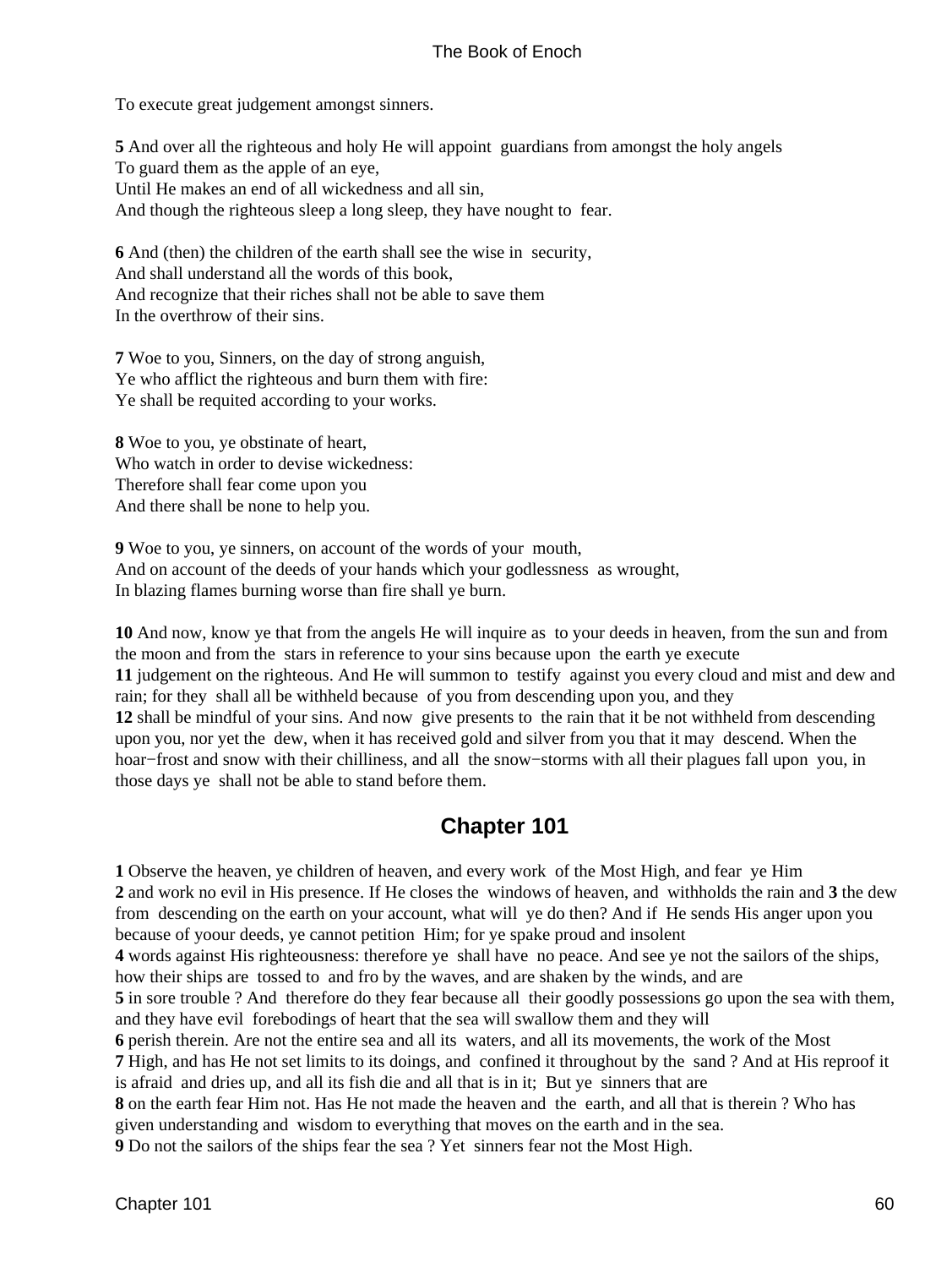To execute great judgement amongst sinners.

**5** And over all the righteous and holy He will appoint guardians from amongst the holy angels
To guard them as the apple of an eye,
Until He makes an end of all wickedness and all sin,
And though the righteous sleep a long sleep, they have nought to fear.

**6** And (then) the children of the earth shall see the wise in security,
And shall understand all the words of this book,
And recognize that their riches shall not be able to save them
In the overthrow of their sins.

**7** Woe to you, Sinners, on the day of strong anguish,
Ye who afflict the righteous and burn them with fire:
Ye shall be requited according to your works.

**8** Woe to you, ye obstinate of heart,
Who watch in order to devise wickedness:
Therefore shall fear come upon you
And there shall be none to help you.

**9** Woe to you, ye sinners, on account of the words of your mouth,
And on account of the deeds of your hands which your godlessness as wrought,
In blazing flames burning worse than fire shall ye burn.

**10** And now, know ye that from the angels He will inquire as to your deeds in heaven, from the sun and from the moon and from the stars in reference to your sins because upon the earth ye execute
**11** judgement on the righteous. And He will summon to testify against you every cloud and mist and dew and rain; for they shall all be withheld because of you from descending upon you, and they
**12** shall be mindful of your sins. And now give presents to the rain that it be not withheld from descending upon you, nor yet the dew, when it has received gold and silver from you that it may descend. When the hoar−frost and snow with their chilliness, and all the snow−storms with all their plagues fall upon you, in those days ye shall not be able to stand before them.

## Chapter 101

**1** Observe the heaven, ye children of heaven, and every work of the Most High, and fear ye Him
**2** and work no evil in His presence. If He closes the windows of heaven, and withholds the rain and **3** the dew from descending on the earth on your account, what will ye do then? And if He sends His anger upon you because of yoour deeds, ye cannot petition Him; for ye spake proud and insolent
**4** words against His righteousness: therefore ye shall have no peace. And see ye not the sailors of the ships, how their ships are tossed to and fro by the waves, and are shaken by the winds, and are
**5** in sore trouble ? And therefore do they fear because all their goodly possessions go upon the sea with them, and they have evil forebodings of heart that the sea will swallow them and they will
**6** perish therein. Are not the entire sea and all its waters, and all its movements, the work of the Most
**7** High, and has He not set limits to its doings, and confined it throughout by the sand ? And at His reproof it is afraid and dries up, and all its fish die and all that is in it; But ye sinners that are
**8** on the earth fear Him not. Has He not made the heaven and the earth, and all that is therein ? Who has given understanding and wisdom to everything that moves on the earth and in the sea.
**9** Do not the sailors of the ships fear the sea ? Yet sinners fear not the Most High.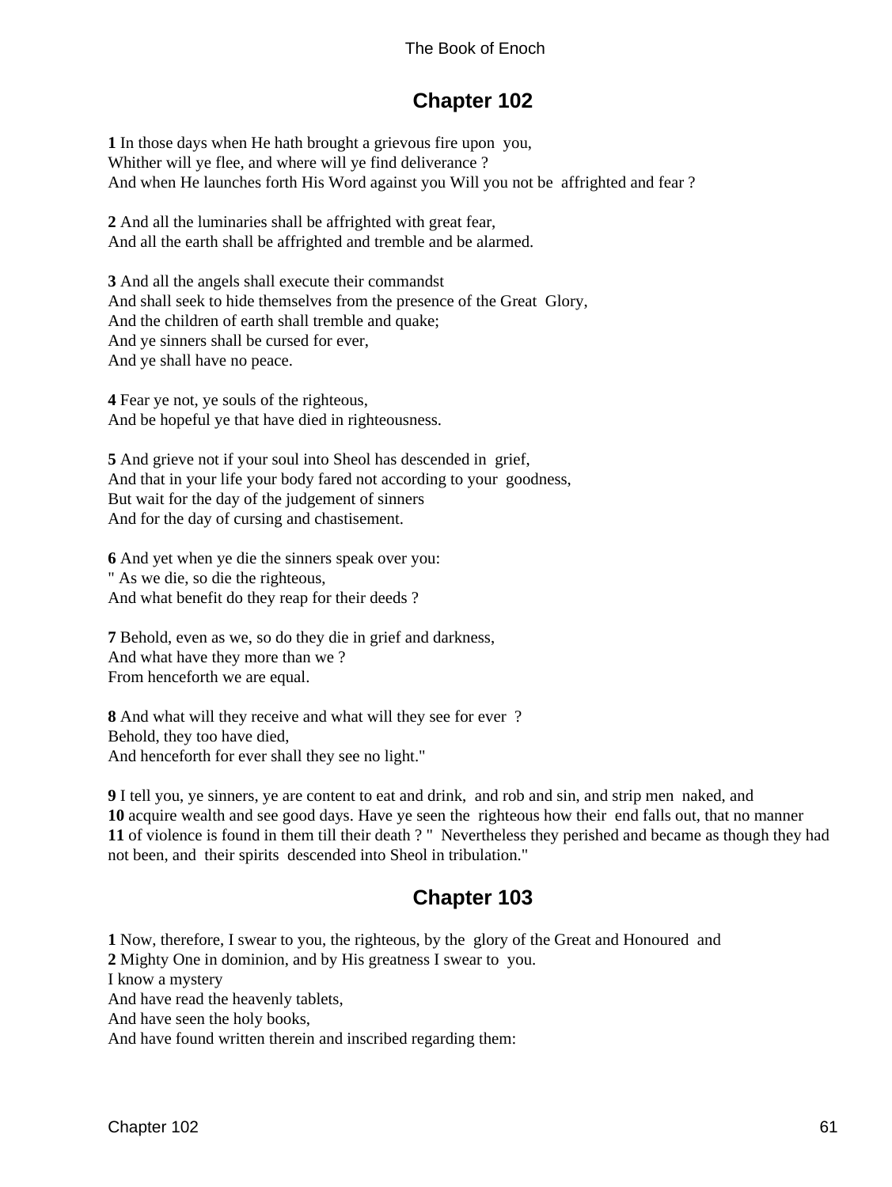## Chapter 102

**1** In those days when He hath brought a grievous fire upon you,
Whither will ye flee, and where will ye find deliverance ?
And when He launches forth His Word against you Will you not be affrighted and fear ?

**2** And all the luminaries shall be affrighted with great fear,
And all the earth shall be affrighted and tremble and be alarmed.

**3** And all the angels shall execute their commandst
And shall seek to hide themselves from the presence of the Great Glory,
And the children of earth shall tremble and quake;
And ye sinners shall be cursed for ever,
And ye shall have no peace.

**4** Fear ye not, ye souls of the righteous,
And be hopeful ye that have died in righteousness.

**5** And grieve not if your soul into Sheol has descended in grief,
And that in your life your body fared not according to your goodness,
But wait for the day of the judgement of sinners
And for the day of cursing and chastisement.

**6** And yet when ye die the sinners speak over you:
" As we die, so die the righteous,
And what benefit do they reap for their deeds ?

**7** Behold, even as we, so do they die in grief and darkness,
And what have they more than we ?
From henceforth we are equal.

**8** And what will they receive and what will they see for ever ?
Behold, they too have died,
And henceforth for ever shall they see no light."

**9** I tell you, ye sinners, ye are content to eat and drink, and rob and sin, and strip men naked, and
**10** acquire wealth and see good days. Have ye seen the righteous how their end falls out, that no manner
**11** of violence is found in them till their death ? " Nevertheless they perished and became as though they had not been, and their spirits descended into Sheol in tribulation."

## Chapter 103

**1** Now, therefore, I swear to you, the righteous, by the glory of the Great and Honoured and
**2** Mighty One in dominion, and by His greatness I swear to you.
I know a mystery
And have read the heavenly tablets,
And have seen the holy books,
And have found written therein and inscribed regarding them: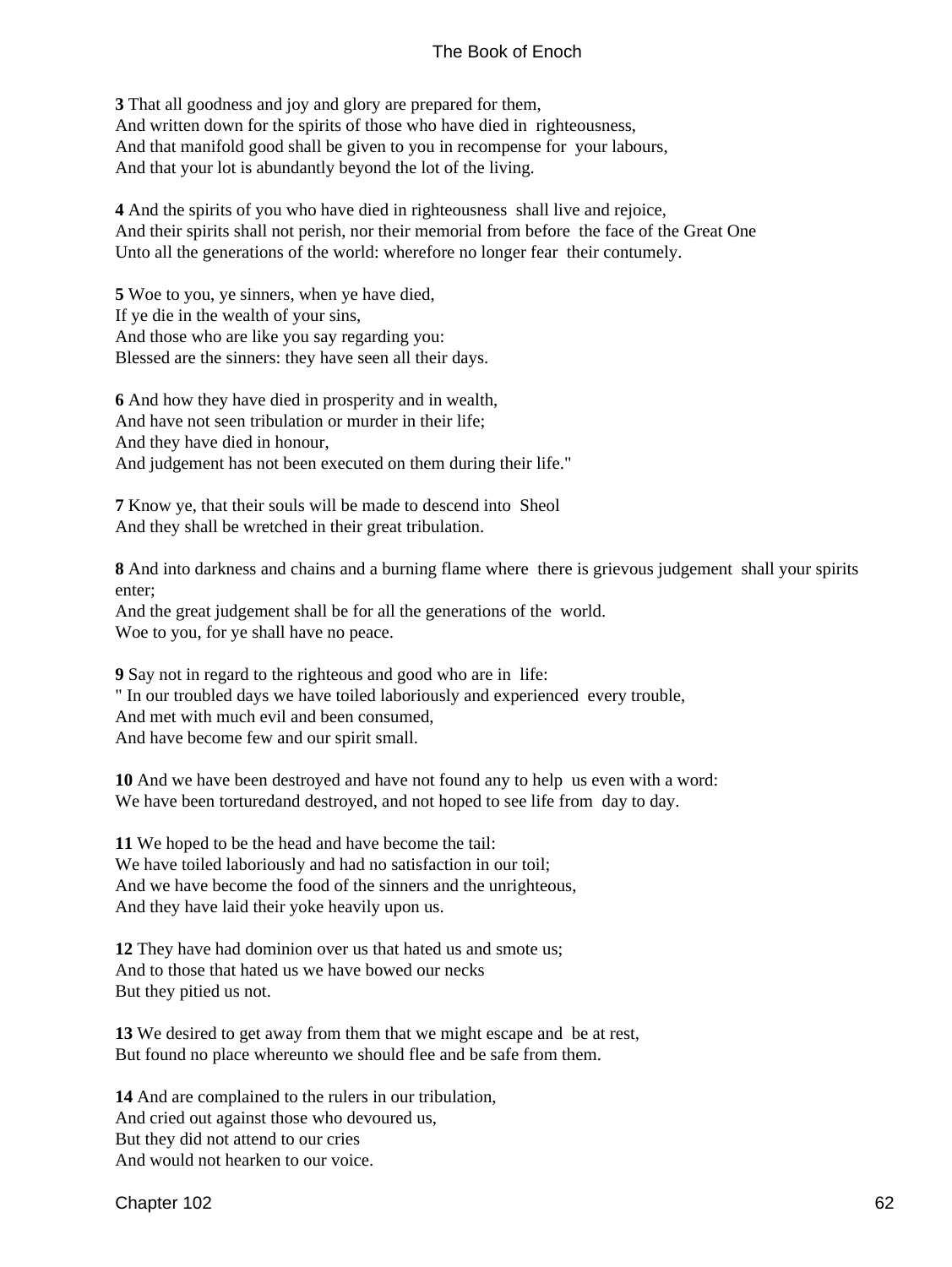**3** That all goodness and joy and glory are prepared for them,
And written down for the spirits of those who have died in righteousness,
And that manifold good shall be given to you in recompense for your labours,
And that your lot is abundantly beyond the lot of the living.

**4** And the spirits of you who have died in righteousness shall live and rejoice,
And their spirits shall not perish, nor their memorial from before the face of the Great One
Unto all the generations of the world: wherefore no longer fear their contumely.

**5** Woe to you, ye sinners, when ye have died,
If ye die in the wealth of your sins,
And those who are like you say regarding you:
Blessed are the sinners: they have seen all their days.

**6** And how they have died in prosperity and in wealth,
And have not seen tribulation or murder in their life;
And they have died in honour,
And judgement has not been executed on them during their life."

**7** Know ye, that their souls will be made to descend into Sheol
And they shall be wretched in their great tribulation.

**8** And into darkness and chains and a burning flame where there is grievous judgement shall your spirits enter;
And the great judgement shall be for all the generations of the world.
Woe to you, for ye shall have no peace.

**9** Say not in regard to the righteous and good who are in life:
" In our troubled days we have toiled laboriously and experienced every trouble,
And met with much evil and been consumed,
And have become few and our spirit small.

**10** And we have been destroyed and have not found any to help us even with a word:
We have been torturedand destroyed, and not hoped to see life from day to day.

**11** We hoped to be the head and have become the tail:
We have toiled laboriously and had no satisfaction in our toil;
And we have become the food of the sinners and the unrighteous,
And they have laid their yoke heavily upon us.

**12** They have had dominion over us that hated us and smote us;
And to those that hated us we have bowed our necks
But they pitied us not.

**13** We desired to get away from them that we might escape and be at rest,
But found no place whereunto we should flee and be safe from them.

**14** And are complained to the rulers in our tribulation,
And cried out against those who devoured us,
But they did not attend to our cries
And would not hearken to our voice.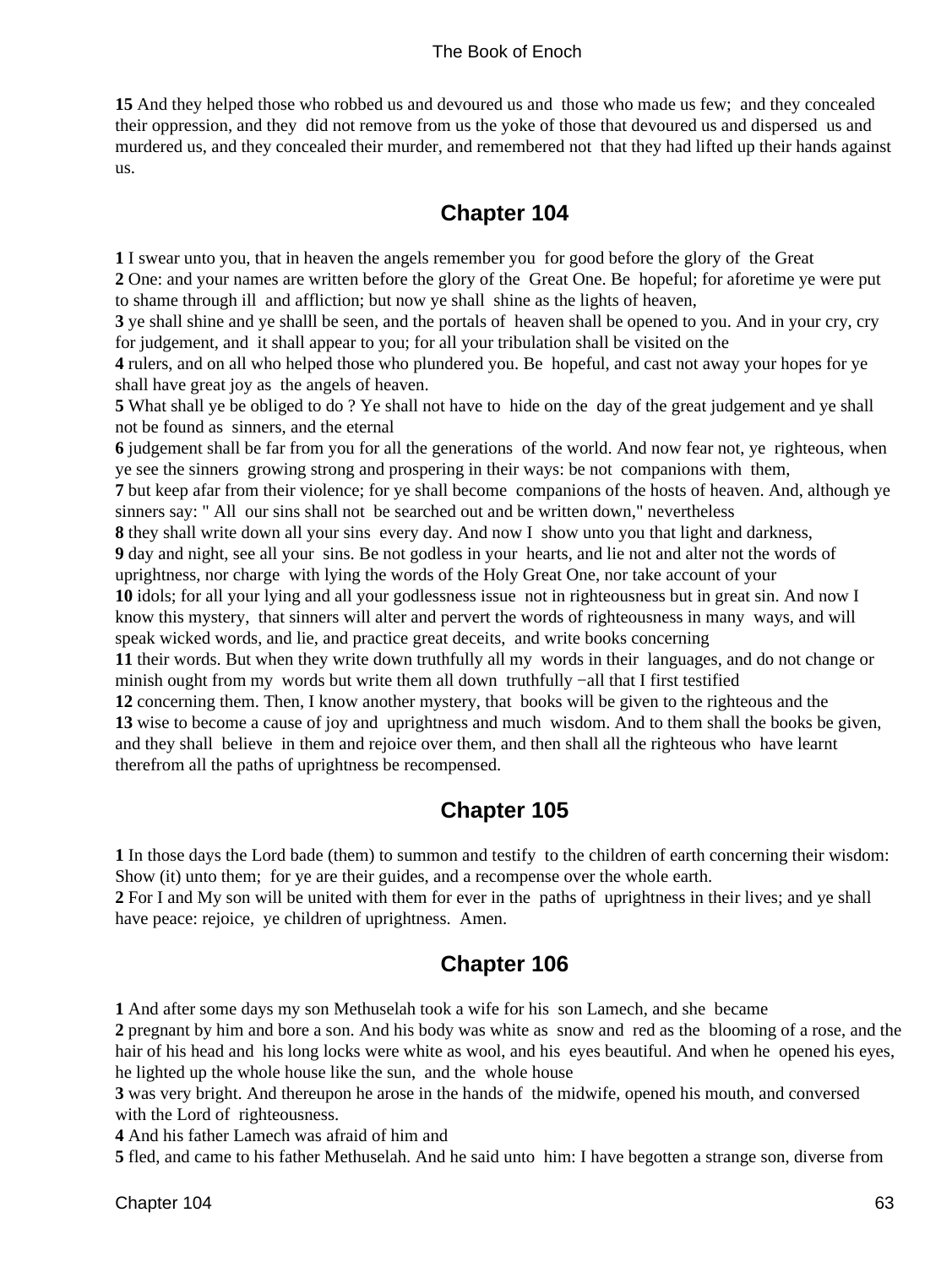**15** And they helped those who robbed us and devoured us and those who made us few; and they concealed their oppression, and they did not remove from us the yoke of those that devoured us and dispersed us and murdered us, and they concealed their murder, and remembered not that they had lifted up their hands against us.

## Chapter 104

**1** I swear unto you, that in heaven the angels remember you for good before the glory of the Great
**2** One: and your names are written before the glory of the Great One. Be hopeful; for aforetime ye were put to shame through ill and affliction; but now ye shall shine as the lights of heaven,
**3** ye shall shine and ye shalll be seen, and the portals of heaven shall be opened to you. And in your cry, cry for judgement, and it shall appear to you; for all your tribulation shall be visited on the
**4** rulers, and on all who helped those who plundered you. Be hopeful, and cast not away your hopes for ye shall have great joy as the angels of heaven.
**5** What shall ye be obliged to do ? Ye shall not have to hide on the day of the great judgement and ye shall not be found as sinners, and the eternal
**6** judgement shall be far from you for all the generations of the world. And now fear not, ye righteous, when ye see the sinners growing strong and prospering in their ways: be not companions with them,
**7** but keep afar from their violence; for ye shall become companions of the hosts of heaven. And, although ye sinners say: " All our sins shall not be searched out and be written down," nevertheless
**8** they shall write down all your sins every day. And now I show unto you that light and darkness,
**9** day and night, see all your sins. Be not godless in your hearts, and lie not and alter not the words of uprightness, nor charge with lying the words of the Holy Great One, nor take account of your
**10** idols; for all your lying and all your godlessness issue not in righteousness but in great sin. And now I know this mystery, that sinners will alter and pervert the words of righteousness in many ways, and will speak wicked words, and lie, and practice great deceits, and write books concerning
**11** their words. But when they write down truthfully all my words in their languages, and do not change or minish ought from my words but write them all down truthfully −all that I first testified
**12** concerning them. Then, I know another mystery, that books will be given to the righteous and the
**13** wise to become a cause of joy and uprightness and much wisdom. And to them shall the books be given, and they shall believe in them and rejoice over them, and then shall all the righteous who have learnt therefrom all the paths of uprightness be recompensed.

## Chapter 105

**1** In those days the Lord bade (them) to summon and testify to the children of earth concerning their wisdom: Show (it) unto them; for ye are their guides, and a recompense over the whole earth.
**2** For I and My son will be united with them for ever in the paths of uprightness in their lives; and ye shall have peace: rejoice, ye children of uprightness. Amen.

## Chapter 106

**1** And after some days my son Methuselah took a wife for his son Lamech, and she became
**2** pregnant by him and bore a son. And his body was white as snow and red as the blooming of a rose, and the hair of his head and his long locks were white as wool, and his eyes beautiful. And when he opened his eyes, he lighted up the whole house like the sun, and the whole house
**3** was very bright. And thereupon he arose in the hands of the midwife, opened his mouth, and conversed with the Lord of righteousness.
**4** And his father Lamech was afraid of him and
**5** fled, and came to his father Methuselah. And he said unto him: I have begotten a strange son, diverse from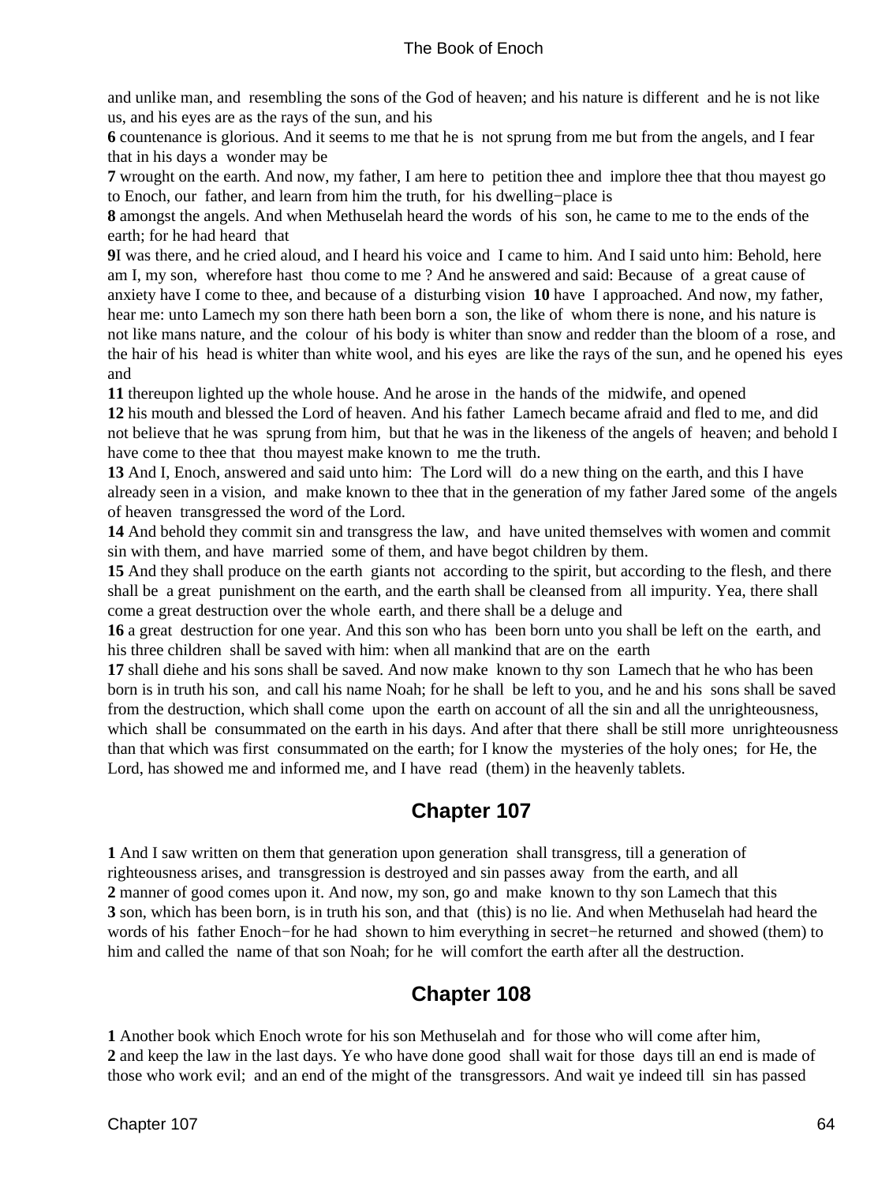and unlike man, and resembling the sons of the God of heaven; and his nature is different and he is not like us, and his eyes are as the rays of the sun, and his
**6** countenance is glorious. And it seems to me that he is not sprung from me but from the angels, and I fear that in his days a wonder may be
**7** wrought on the earth. And now, my father, I am here to petition thee and implore thee that thou mayest go to Enoch, our father, and learn from him the truth, for his dwelling−place is
**8** amongst the angels. And when Methuselah heard the words of his son, he came to me to the ends of the earth; for he had heard that
**9**I was there, and he cried aloud, and I heard his voice and I came to him. And I said unto him: Behold, here am I, my son, wherefore hast thou come to me ? And he answered and said: Because of a great cause of anxiety have I come to thee, and because of a disturbing vision **10** have I approached. And now, my father, hear me: unto Lamech my son there hath been born a son, the like of whom there is none, and his nature is not like mans nature, and the colour of his body is whiter than snow and redder than the bloom of a rose, and the hair of his head is whiter than white wool, and his eyes are like the rays of the sun, and he opened his eyes and
**11** thereupon lighted up the whole house. And he arose in the hands of the midwife, and opened
**12** his mouth and blessed the Lord of heaven. And his father Lamech became afraid and fled to me, and did not believe that he was sprung from him, but that he was in the likeness of the angels of heaven; and behold I have come to thee that thou mayest make known to me the truth.
**13** And I, Enoch, answered and said unto him: The Lord will do a new thing on the earth, and this I have already seen in a vision, and make known to thee that in the generation of my father Jared some of the angels of heaven transgressed the word of the Lord.
**14** And behold they commit sin and transgress the law, and have united themselves with women and commit sin with them, and have married some of them, and have begot children by them.
**15** And they shall produce on the earth giants not according to the spirit, but according to the flesh, and there shall be a great punishment on the earth, and the earth shall be cleansed from all impurity. Yea, there shall come a great destruction over the whole earth, and there shall be a deluge and
**16** a great destruction for one year. And this son who has been born unto you shall be left on the earth, and his three children shall be saved with him: when all mankind that are on the earth
**17** shall diehe and his sons shall be saved. And now make known to thy son Lamech that he who has been born is in truth his son, and call his name Noah; for he shall be left to you, and he and his sons shall be saved from the destruction, which shall come upon the earth on account of all the sin and all the unrighteousness, which shall be consummated on the earth in his days. And after that there shall be still more unrighteousness than that which was first consummated on the earth; for I know the mysteries of the holy ones; for He, the Lord, has showed me and informed me, and I have read (them) in the heavenly tablets.

## Chapter 107

**1** And I saw written on them that generation upon generation shall transgress, till a generation of righteousness arises, and transgression is destroyed and sin passes away from the earth, and all
**2** manner of good comes upon it. And now, my son, go and make known to thy son Lamech that this
**3** son, which has been born, is in truth his son, and that (this) is no lie. And when Methuselah had heard the words of his father Enoch−for he had shown to him everything in secret−he returned and showed (them) to him and called the name of that son Noah; for he will comfort the earth after all the destruction.

## Chapter 108

**1** Another book which Enoch wrote for his son Methuselah and for those who will come after him,
**2** and keep the law in the last days. Ye who have done good shall wait for those days till an end is made of those who work evil; and an end of the might of the transgressors. And wait ye indeed till sin has passed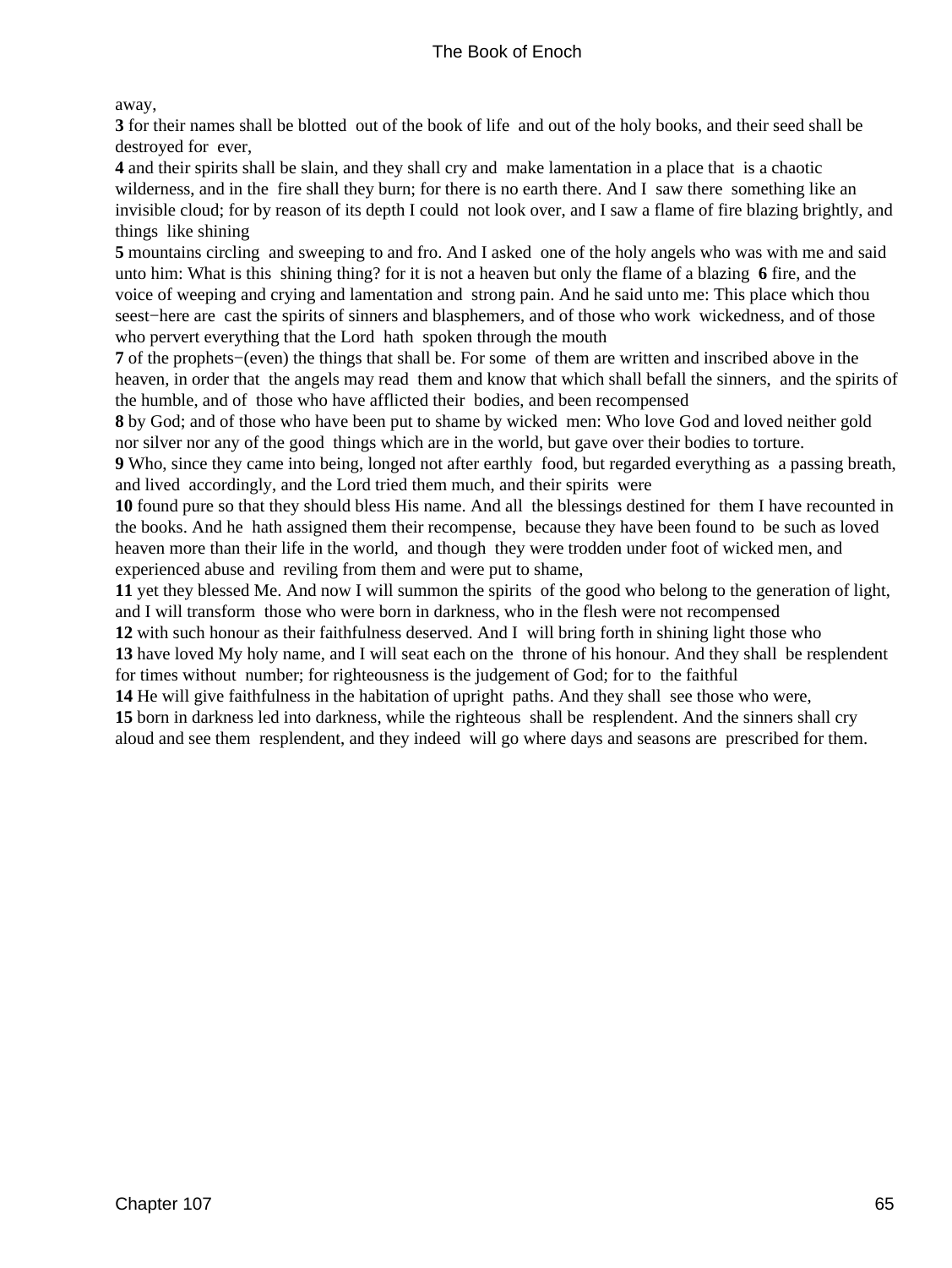away,

**3** for their names shall be blotted out of the book of life and out of the holy books, and their seed shall be destroyed for ever,

**4** and their spirits shall be slain, and they shall cry and make lamentation in a place that is a chaotic wilderness, and in the fire shall they burn; for there is no earth there. And I saw there something like an invisible cloud; for by reason of its depth I could not look over, and I saw a flame of fire blazing brightly, and things like shining

**5** mountains circling and sweeping to and fro. And I asked one of the holy angels who was with me and said unto him: What is this shining thing? for it is not a heaven but only the flame of a blazing **6** fire, and the voice of weeping and crying and lamentation and strong pain. And he said unto me: This place which thou seest−here are cast the spirits of sinners and blasphemers, and of those who work wickedness, and of those who pervert everything that the Lord hath spoken through the mouth

**7** of the prophets−(even) the things that shall be. For some of them are written and inscribed above in the heaven, in order that the angels may read them and know that which shall befall the sinners, and the spirits of the humble, and of those who have afflicted their bodies, and been recompensed

**8** by God; and of those who have been put to shame by wicked men: Who love God and loved neither gold nor silver nor any of the good things which are in the world, but gave over their bodies to torture.

**9** Who, since they came into being, longed not after earthly food, but regarded everything as a passing breath, and lived accordingly, and the Lord tried them much, and their spirits were

**10** found pure so that they should bless His name. And all the blessings destined for them I have recounted in the books. And he hath assigned them their recompense, because they have been found to be such as loved heaven more than their life in the world, and though they were trodden under foot of wicked men, and experienced abuse and reviling from them and were put to shame,

**11** yet they blessed Me. And now I will summon the spirits of the good who belong to the generation of light, and I will transform those who were born in darkness, who in the flesh were not recompensed

**12** with such honour as their faithfulness deserved. And I will bring forth in shining light those who

**13** have loved My holy name, and I will seat each on the throne of his honour. And they shall be resplendent for times without number; for righteousness is the judgement of God; for to the faithful

**14** He will give faithfulness in the habitation of upright paths. And they shall see those who were,

**15** born in darkness led into darkness, while the righteous shall be resplendent. And the sinners shall cry aloud and see them resplendent, and they indeed will go where days and seasons are prescribed for them.